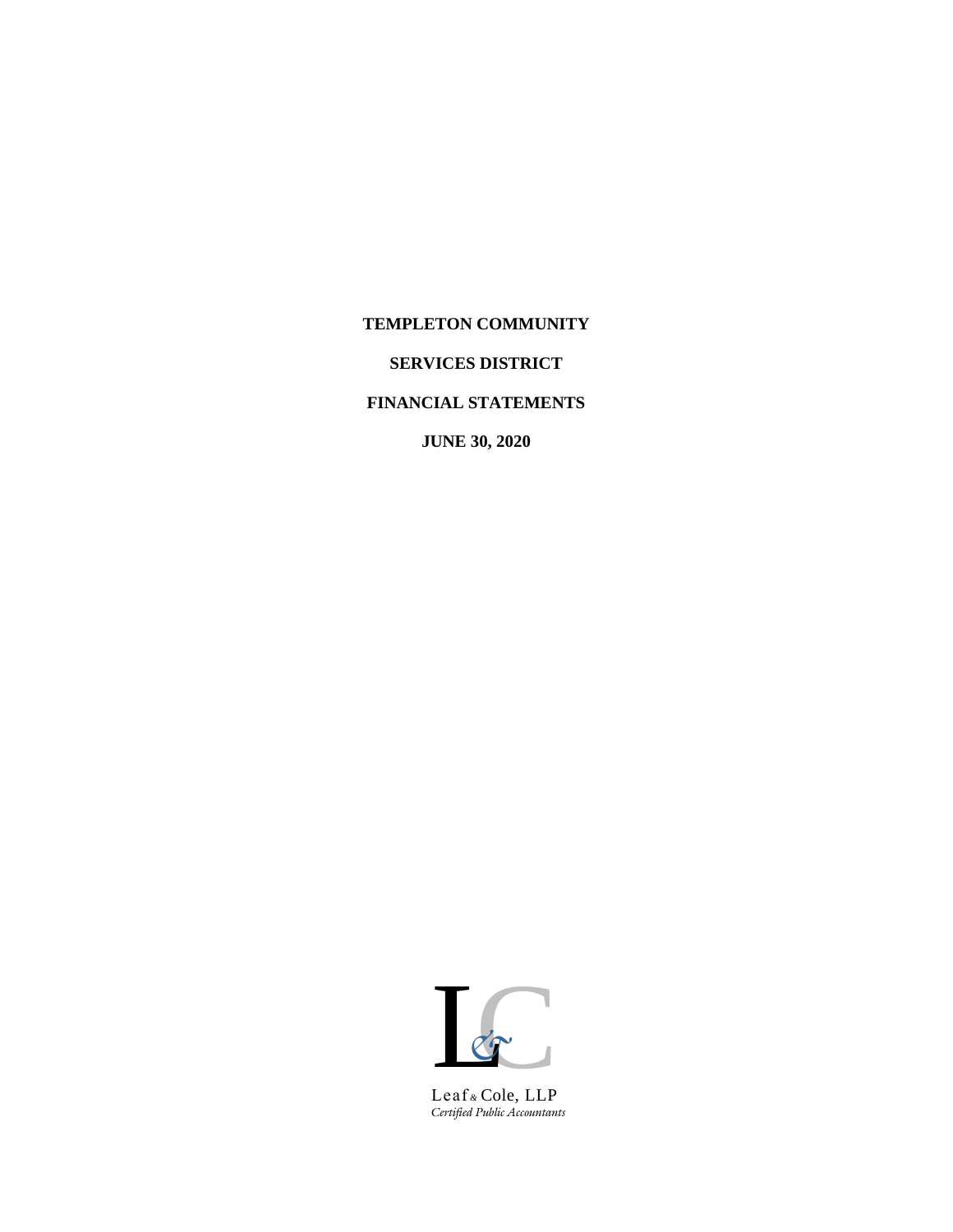# TEMPLETON COMMUNITY

# SERVICES DISTRICT

# FINANCIAL STATEMENTS

# JUNE 30, 2020

Leaf & Cole, LLP
*Certified Public Accountants*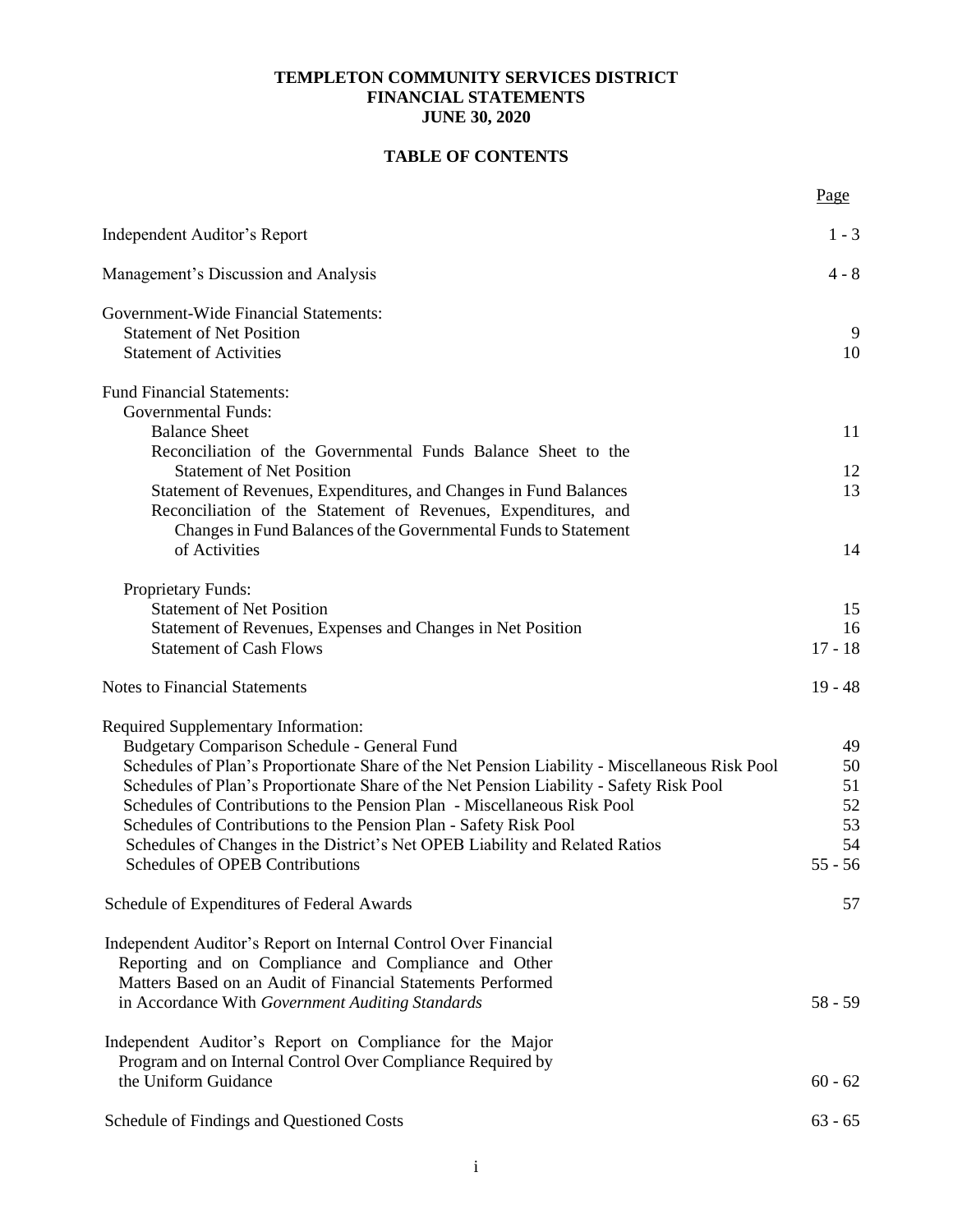**TEMPLETON COMMUNITY SERVICES DISTRICT**
**FINANCIAL STATEMENTS**
**JUNE 30, 2020**

**TABLE OF CONTENTS**

| | Page |
|---|---|
| Independent Auditor's Report | 1 - 3 |
| Management's Discussion and Analysis | 4 - 8 |
| Government-Wide Financial Statements: | |
| Statement of Net Position | 9 |
| Statement of Activities | 10 |
| Fund Financial Statements: | |
| Governmental Funds: | |
| Balance Sheet | 11 |
| Reconciliation of the Governmental Funds Balance Sheet to the Statement of Net Position | 12 |
| Statement of Revenues, Expenditures, and Changes in Fund Balances | 13 |
| Reconciliation of the Statement of Revenues, Expenditures, and Changes in Fund Balances of the Governmental Funds to Statement of Activities | 14 |
| Proprietary Funds: | |
| Statement of Net Position | 15 |
| Statement of Revenues, Expenses and Changes in Net Position | 16 |
| Statement of Cash Flows | 17 - 18 |
| Notes to Financial Statements | 19 - 48 |
| Required Supplementary Information: | |
| Budgetary Comparison Schedule - General Fund | 49 |
| Schedules of Plan's Proportionate Share of the Net Pension Liability - Miscellaneous Risk Pool | 50 |
| Schedules of Plan's Proportionate Share of the Net Pension Liability - Safety Risk Pool | 51 |
| Schedules of Contributions to the Pension Plan - Miscellaneous Risk Pool | 52 |
| Schedules of Contributions to the Pension Plan - Safety Risk Pool | 53 |
| Schedules of Changes in the District's Net OPEB Liability and Related Ratios | 54 |
| Schedules of OPEB Contributions | 55 - 56 |
| Schedule of Expenditures of Federal Awards | 57 |
| Independent Auditor's Report on Internal Control Over Financial Reporting and on Compliance and Compliance and Other Matters Based on an Audit of Financial Statements Performed in Accordance With *Government Auditing Standards* | 58 - 59 |
| Independent Auditor's Report on Compliance for the Major Program and on Internal Control Over Compliance Required by the Uniform Guidance | 60 - 62 |
| Schedule of Findings and Questioned Costs | 63 - 65 |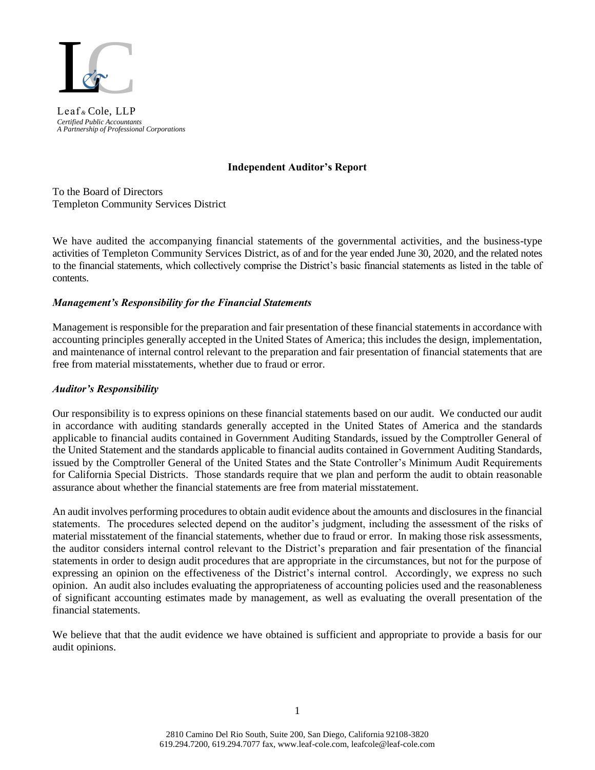Leaf & Cole, LLP
*Certified Public Accountants*
*A Partnership of Professional Corporations*

**Independent Auditor's Report**

To the Board of Directors
Templeton Community Services District

We have audited the accompanying financial statements of the governmental activities, and the business-type activities of Templeton Community Services District, as of and for the year ended June 30, 2020, and the related notes to the financial statements, which collectively comprise the District's basic financial statements as listed in the table of contents.

***Management's Responsibility for the Financial Statements***

Management is responsible for the preparation and fair presentation of these financial statements in accordance with accounting principles generally accepted in the United States of America; this includes the design, implementation, and maintenance of internal control relevant to the preparation and fair presentation of financial statements that are free from material misstatements, whether due to fraud or error.

***Auditor's Responsibility***

Our responsibility is to express opinions on these financial statements based on our audit. We conducted our audit in accordance with auditing standards generally accepted in the United States of America and the standards applicable to financial audits contained in Government Auditing Standards, issued by the Comptroller General of the United Statement and the standards applicable to financial audits contained in Government Auditing Standards, issued by the Comptroller General of the United States and the State Controller's Minimum Audit Requirements for California Special Districts. Those standards require that we plan and perform the audit to obtain reasonable assurance about whether the financial statements are free from material misstatement.

An audit involves performing procedures to obtain audit evidence about the amounts and disclosures in the financial statements. The procedures selected depend on the auditor's judgment, including the assessment of the risks of material misstatement of the financial statements, whether due to fraud or error. In making those risk assessments, the auditor considers internal control relevant to the District's preparation and fair presentation of the financial statements in order to design audit procedures that are appropriate in the circumstances, but not for the purpose of expressing an opinion on the effectiveness of the District's internal control. Accordingly, we express no such opinion. An audit also includes evaluating the appropriateness of accounting policies used and the reasonableness of significant accounting estimates made by management, as well as evaluating the overall presentation of the financial statements.

We believe that that the audit evidence we have obtained is sufficient and appropriate to provide a basis for our audit opinions.

2810 Camino Del Rio South, Suite 200, San Diego, California 92108-3820
619.294.7200, 619.294.7077 fax, www.leaf-cole.com, leafcole@leaf-cole.com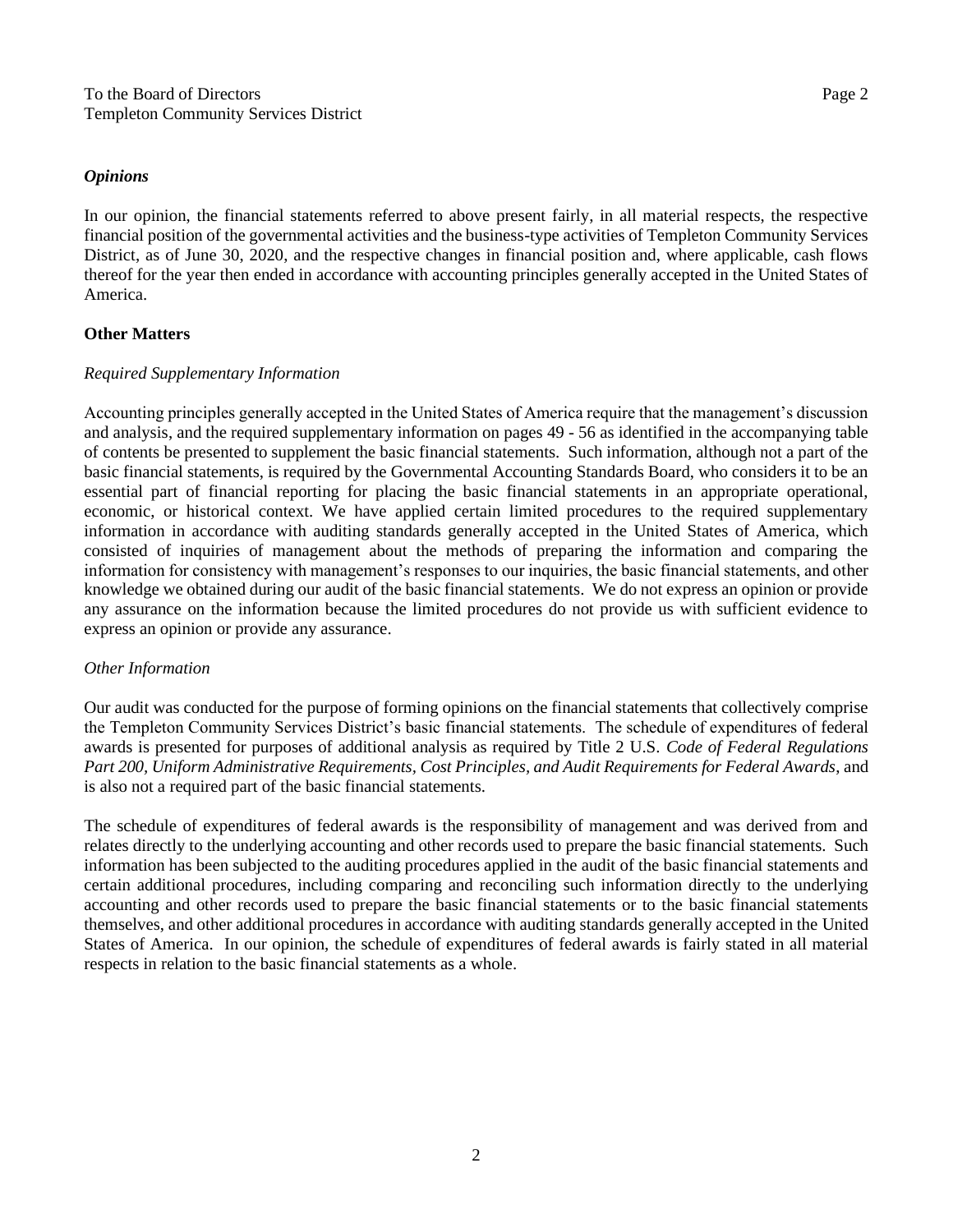### *Opinions*

In our opinion, the financial statements referred to above present fairly, in all material respects, the respective financial position of the governmental activities and the business-type activities of Templeton Community Services District, as of June 30, 2020, and the respective changes in financial position and, where applicable, cash flows thereof for the year then ended in accordance with accounting principles generally accepted in the United States of America.

## Other Matters

*Required Supplementary Information*

Accounting principles generally accepted in the United States of America require that the management's discussion and analysis, and the required supplementary information on pages 49 - 56 as identified in the accompanying table of contents be presented to supplement the basic financial statements. Such information, although not a part of the basic financial statements, is required by the Governmental Accounting Standards Board, who considers it to be an essential part of financial reporting for placing the basic financial statements in an appropriate operational, economic, or historical context. We have applied certain limited procedures to the required supplementary information in accordance with auditing standards generally accepted in the United States of America, which consisted of inquiries of management about the methods of preparing the information and comparing the information for consistency with management's responses to our inquiries, the basic financial statements, and other knowledge we obtained during our audit of the basic financial statements. We do not express an opinion or provide any assurance on the information because the limited procedures do not provide us with sufficient evidence to express an opinion or provide any assurance.

*Other Information*

Our audit was conducted for the purpose of forming opinions on the financial statements that collectively comprise the Templeton Community Services District's basic financial statements. The schedule of expenditures of federal awards is presented for purposes of additional analysis as required by Title 2 U.S. *Code of Federal Regulations Part 200, Uniform Administrative Requirements, Cost Principles, and Audit Requirements for Federal Awards*, and is also not a required part of the basic financial statements.

The schedule of expenditures of federal awards is the responsibility of management and was derived from and relates directly to the underlying accounting and other records used to prepare the basic financial statements. Such information has been subjected to the auditing procedures applied in the audit of the basic financial statements and certain additional procedures, including comparing and reconciling such information directly to the underlying accounting and other records used to prepare the basic financial statements or to the basic financial statements themselves, and other additional procedures in accordance with auditing standards generally accepted in the United States of America. In our opinion, the schedule of expenditures of federal awards is fairly stated in all material respects in relation to the basic financial statements as a whole.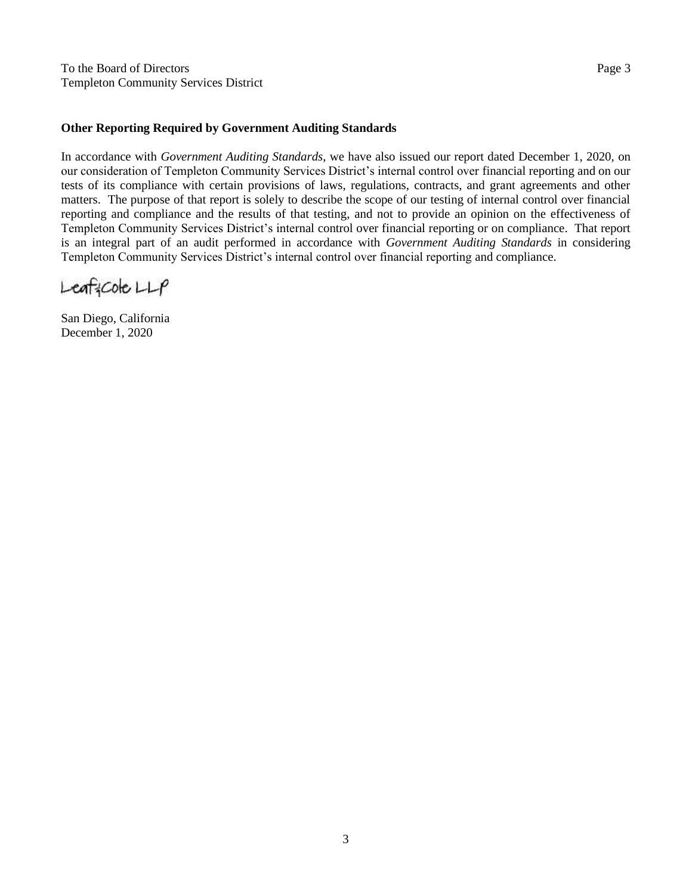## Other Reporting Required by Government Auditing Standards

In accordance with *Government Auditing Standards*, we have also issued our report dated December 1, 2020, on our consideration of Templeton Community Services District's internal control over financial reporting and on our tests of its compliance with certain provisions of laws, regulations, contracts, and grant agreements and other matters. The purpose of that report is solely to describe the scope of our testing of internal control over financial reporting and compliance and the results of that testing, and not to provide an opinion on the effectiveness of Templeton Community Services District's internal control over financial reporting or on compliance. That report is an integral part of an audit performed in accordance with *Government Auditing Standards* in considering Templeton Community Services District's internal control over financial reporting and compliance.

Leaf & Cole LLP

San Diego, California
December 1, 2020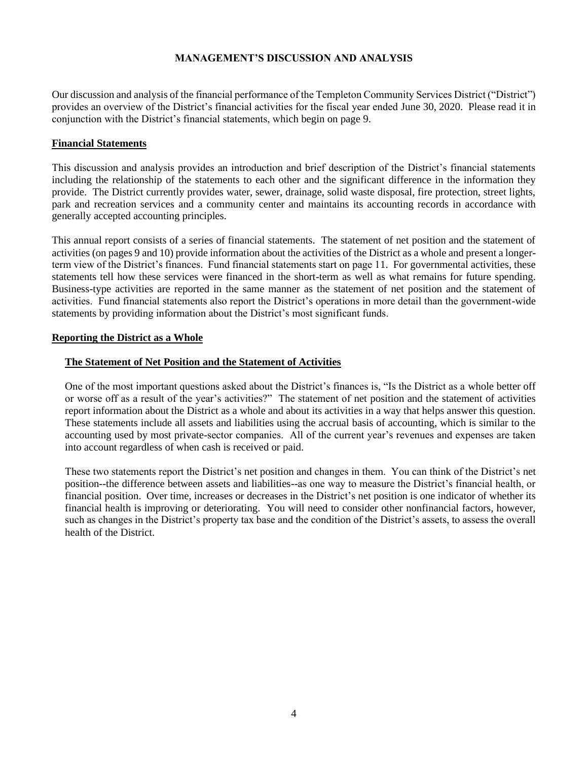# MANAGEMENT'S DISCUSSION AND ANALYSIS

Our discussion and analysis of the financial performance of the Templeton Community Services District ("District") provides an overview of the District's financial activities for the fiscal year ended June 30, 2020. Please read it in conjunction with the District's financial statements, which begin on page 9.

## Financial Statements

This discussion and analysis provides an introduction and brief description of the District's financial statements including the relationship of the statements to each other and the significant difference in the information they provide. The District currently provides water, sewer, drainage, solid waste disposal, fire protection, street lights, park and recreation services and a community center and maintains its accounting records in accordance with generally accepted accounting principles.

This annual report consists of a series of financial statements. The statement of net position and the statement of activities (on pages 9 and 10) provide information about the activities of the District as a whole and present a longer-term view of the District's finances. Fund financial statements start on page 11. For governmental activities, these statements tell how these services were financed in the short-term as well as what remains for future spending. Business-type activities are reported in the same manner as the statement of net position and the statement of activities. Fund financial statements also report the District's operations in more detail than the government-wide statements by providing information about the District's most significant funds.

## Reporting the District as a Whole

### The Statement of Net Position and the Statement of Activities

One of the most important questions asked about the District's finances is, "Is the District as a whole better off or worse off as a result of the year's activities?" The statement of net position and the statement of activities report information about the District as a whole and about its activities in a way that helps answer this question. These statements include all assets and liabilities using the accrual basis of accounting, which is similar to the accounting used by most private-sector companies. All of the current year's revenues and expenses are taken into account regardless of when cash is received or paid.

These two statements report the District's net position and changes in them. You can think of the District's net position--the difference between assets and liabilities--as one way to measure the District's financial health, or financial position. Over time, increases or decreases in the District's net position is one indicator of whether its financial health is improving or deteriorating. You will need to consider other nonfinancial factors, however, such as changes in the District's property tax base and the condition of the District's assets, to assess the overall health of the District.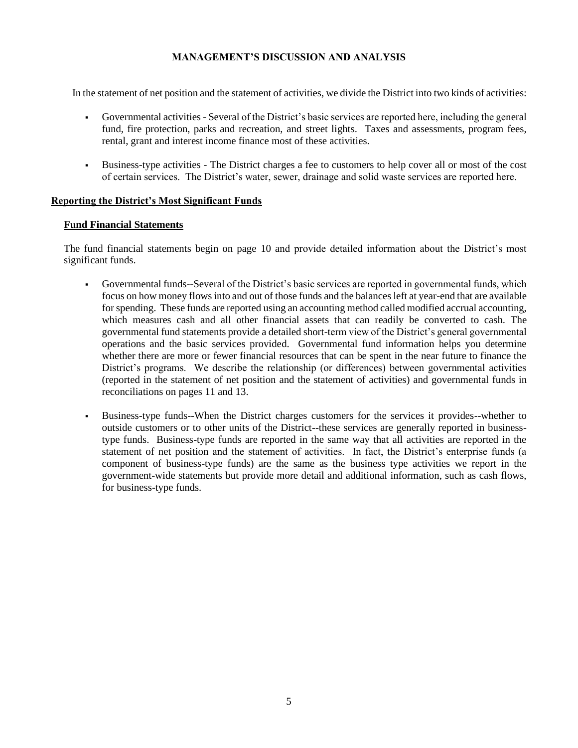## MANAGEMENT'S DISCUSSION AND ANALYSIS

In the statement of net position and the statement of activities, we divide the District into two kinds of activities:

- Governmental activities - Several of the District's basic services are reported here, including the general fund, fire protection, parks and recreation, and street lights. Taxes and assessments, program fees, rental, grant and interest income finance most of these activities.
- Business-type activities - The District charges a fee to customers to help cover all or most of the cost of certain services. The District's water, sewer, drainage and solid waste services are reported here.

### Reporting the District's Most Significant Funds

#### Fund Financial Statements

The fund financial statements begin on page 10 and provide detailed information about the District's most significant funds.

- Governmental funds--Several of the District's basic services are reported in governmental funds, which focus on how money flows into and out of those funds and the balances left at year-end that are available for spending. These funds are reported using an accounting method called modified accrual accounting, which measures cash and all other financial assets that can readily be converted to cash. The governmental fund statements provide a detailed short-term view of the District's general governmental operations and the basic services provided. Governmental fund information helps you determine whether there are more or fewer financial resources that can be spent in the near future to finance the District's programs. We describe the relationship (or differences) between governmental activities (reported in the statement of net position and the statement of activities) and governmental funds in reconciliations on pages 11 and 13.
- Business-type funds--When the District charges customers for the services it provides--whether to outside customers or to other units of the District--these services are generally reported in business-type funds. Business-type funds are reported in the same way that all activities are reported in the statement of net position and the statement of activities. In fact, the District's enterprise funds (a component of business-type funds) are the same as the business type activities we report in the government-wide statements but provide more detail and additional information, such as cash flows, for business-type funds.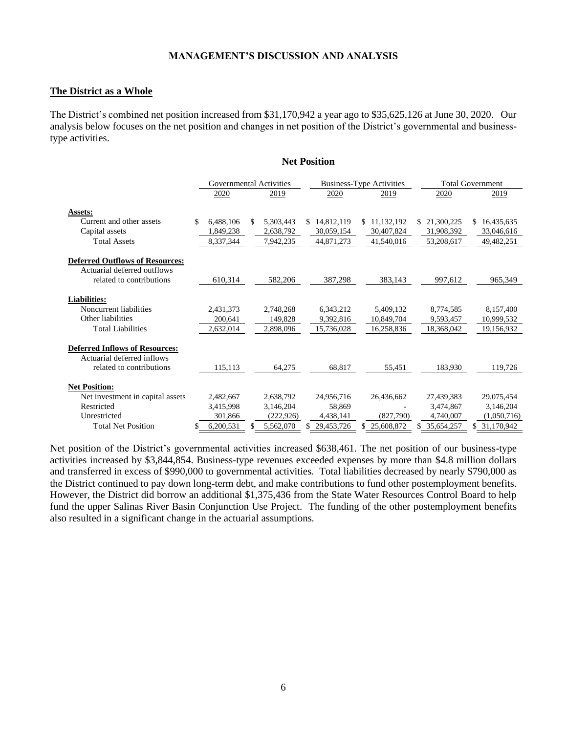## MANAGEMENT'S DISCUSSION AND ANALYSIS

### The District as a Whole

The District's combined net position increased from $31,170,942 a year ago to $35,625,126 at June 30, 2020. Our analysis below focuses on the net position and changes in net position of the District's governmental and business-type activities.

**Net Position**

| | Governmental Activities | | Business-Type Activities | | Total Government | |
|---|---|---|---|---|---|---|
| | 2020 | 2019 | 2020 | 2019 | 2020 | 2019 |
| **Assets:** | | | | | | |
| Current and other assets | $ 6,488,106 | $ 5,303,443 | $ 14,812,119 | $ 11,132,192 | $ 21,300,225 | $ 16,435,635 |
| Capital assets | 1,849,238 | 2,638,792 | 30,059,154 | 30,407,824 | 31,908,392 | 33,046,616 |
| Total Assets | 8,337,344 | 7,942,235 | 44,871,273 | 41,540,016 | 53,208,617 | 49,482,251 |
| **Deferred Outflows of Resources:** | | | | | | |
| Actuarial deferred outflows related to contributions | 610,314 | 582,206 | 387,298 | 383,143 | 997,612 | 965,349 |
| **Liabilities:** | | | | | | |
| Noncurrent liabilities | 2,431,373 | 2,748,268 | 6,343,212 | 5,409,132 | 8,774,585 | 8,157,400 |
| Other liabilities | 200,641 | 149,828 | 9,392,816 | 10,849,704 | 9,593,457 | 10,999,532 |
| Total Liabilities | 2,632,014 | 2,898,096 | 15,736,028 | 16,258,836 | 18,368,042 | 19,156,932 |
| **Deferred Inflows of Resources:** | | | | | | |
| Actuarial deferred inflows related to contributions | 115,113 | 64,275 | 68,817 | 55,451 | 183,930 | 119,726 |
| **Net Position:** | | | | | | |
| Net investment in capital assets | 2,482,667 | 2,638,792 | 24,956,716 | 26,436,662 | 27,439,383 | 29,075,454 |
| Restricted | 3,415,998 | 3,146,204 | 58,869 | - | 3,474,867 | 3,146,204 |
| Unrestricted | 301,866 | (222,926) | 4,438,141 | (827,790) | 4,740,007 | (1,050,716) |
| Total Net Position | $ 6,200,531 | $ 5,562,070 | $ 29,453,726 | $ 25,608,872 | $ 35,654,257 | $ 31,170,942 |

Net position of the District's governmental activities increased $638,461. The net position of our business-type activities increased by $3,844,854. Business-type revenues exceeded expenses by more than $4.8 million dollars and transferred in excess of $990,000 to governmental activities. Total liabilities decreased by nearly $790,000 as the District continued to pay down long-term debt, and make contributions to fund other postemployment benefits. However, the District did borrow an additional $1,375,436 from the State Water Resources Control Board to help fund the upper Salinas River Basin Conjunction Use Project. The funding of the other postemployment benefits also resulted in a significant change in the actuarial assumptions.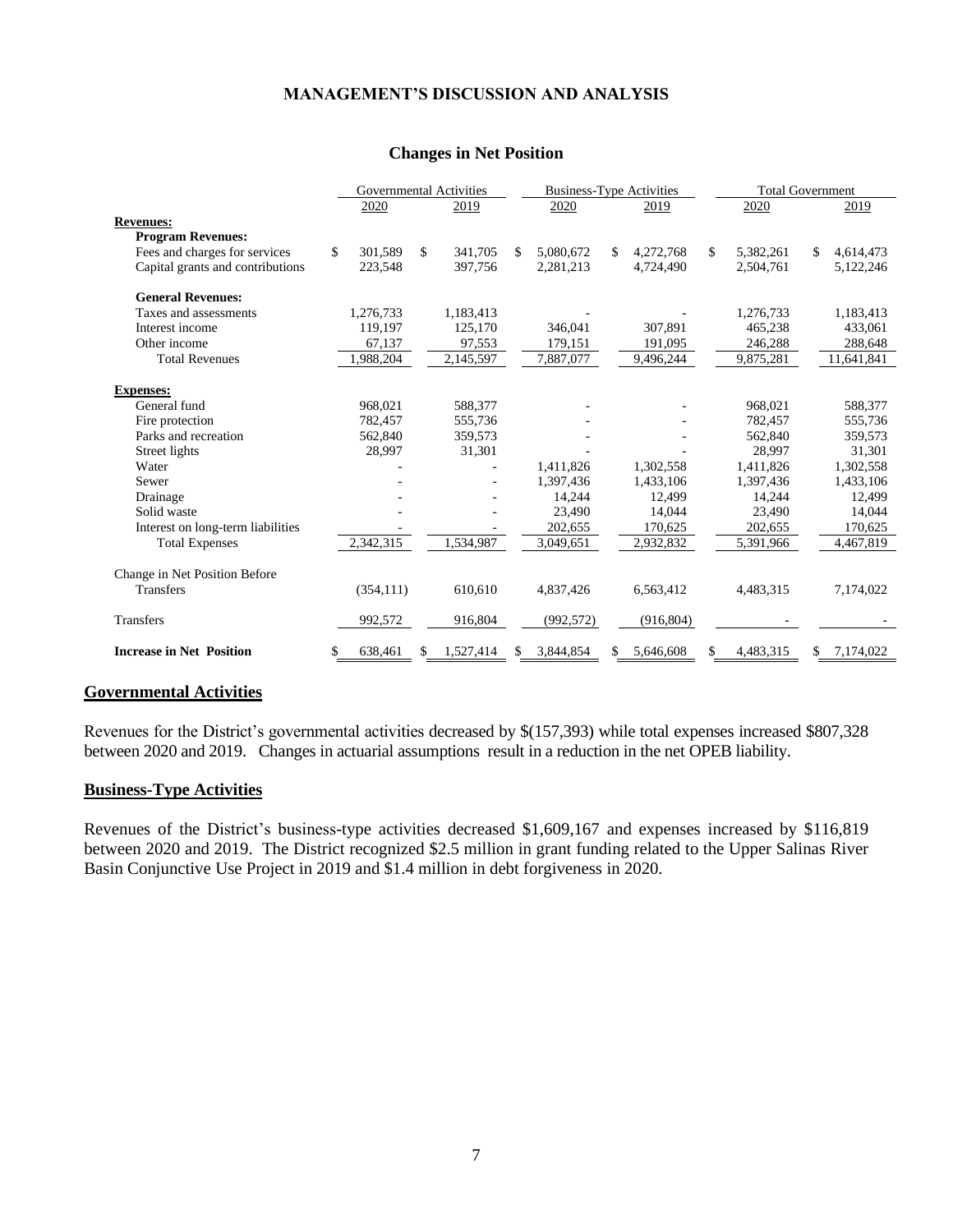## MANAGEMENT'S DISCUSSION AND ANALYSIS

### Changes in Net Position

| | Governmental Activities | | Business-Type Activities | | Total Government | |
|---|---|---|---|---|---|---|
| | 2020 | 2019 | 2020 | 2019 | 2020 | 2019 |
| **Revenues:** | | | | | | |
| **Program Revenues:** | | | | | | |
| Fees and charges for services | $ 301,589 | $ 341,705 | $ 5,080,672 | $ 4,272,768 | $ 5,382,261 | $ 4,614,473 |
| Capital grants and contributions | 223,548 | 397,756 | 2,281,213 | 4,724,490 | 2,504,761 | 5,122,246 |
| **General Revenues:** | | | | | | |
| Taxes and assessments | 1,276,733 | 1,183,413 | - | - | 1,276,733 | 1,183,413 |
| Interest income | 119,197 | 125,170 | 346,041 | 307,891 | 465,238 | 433,061 |
| Other income | 67,137 | 97,553 | 179,151 | 191,095 | 246,288 | 288,648 |
| Total Revenues | 1,988,204 | 2,145,597 | 7,887,077 | 9,496,244 | 9,875,281 | 11,641,841 |
| **Expenses:** | | | | | | |
| General fund | 968,021 | 588,377 | - | - | 968,021 | 588,377 |
| Fire protection | 782,457 | 555,736 | - | - | 782,457 | 555,736 |
| Parks and recreation | 562,840 | 359,573 | - | - | 562,840 | 359,573 |
| Street lights | 28,997 | 31,301 | - | - | 28,997 | 31,301 |
| Water | - | - | 1,411,826 | 1,302,558 | 1,411,826 | 1,302,558 |
| Sewer | - | - | 1,397,436 | 1,433,106 | 1,397,436 | 1,433,106 |
| Drainage | - | - | 14,244 | 12,499 | 14,244 | 12,499 |
| Solid waste | - | - | 23,490 | 14,044 | 23,490 | 14,044 |
| Interest on long-term liabilities | - | - | 202,655 | 170,625 | 202,655 | 170,625 |
| Total Expenses | 2,342,315 | 1,534,987 | 3,049,651 | 2,932,832 | 5,391,966 | 4,467,819 |
| Change in Net Position Before Transfers | (354,111) | 610,610 | 4,837,426 | 6,563,412 | 4,483,315 | 7,174,022 |
| Transfers | 992,572 | 916,804 | (992,572) | (916,804) | - | - |
| **Increase in Net Position** | $ 638,461 | $ 1,527,414 | $ 3,844,854 | $ 5,646,608 | $ 4,483,315 | $ 7,174,022 |

### Governmental Activities

Revenues for the District's governmental activities decreased by $(157,393) while total expenses increased $807,328 between 2020 and 2019. Changes in actuarial assumptions result in a reduction in the net OPEB liability.

### Business-Type Activities

Revenues of the District's business-type activities decreased $1,609,167 and expenses increased by $116,819 between 2020 and 2019. The District recognized $2.5 million in grant funding related to the Upper Salinas River Basin Conjunctive Use Project in 2019 and $1.4 million in debt forgiveness in 2020.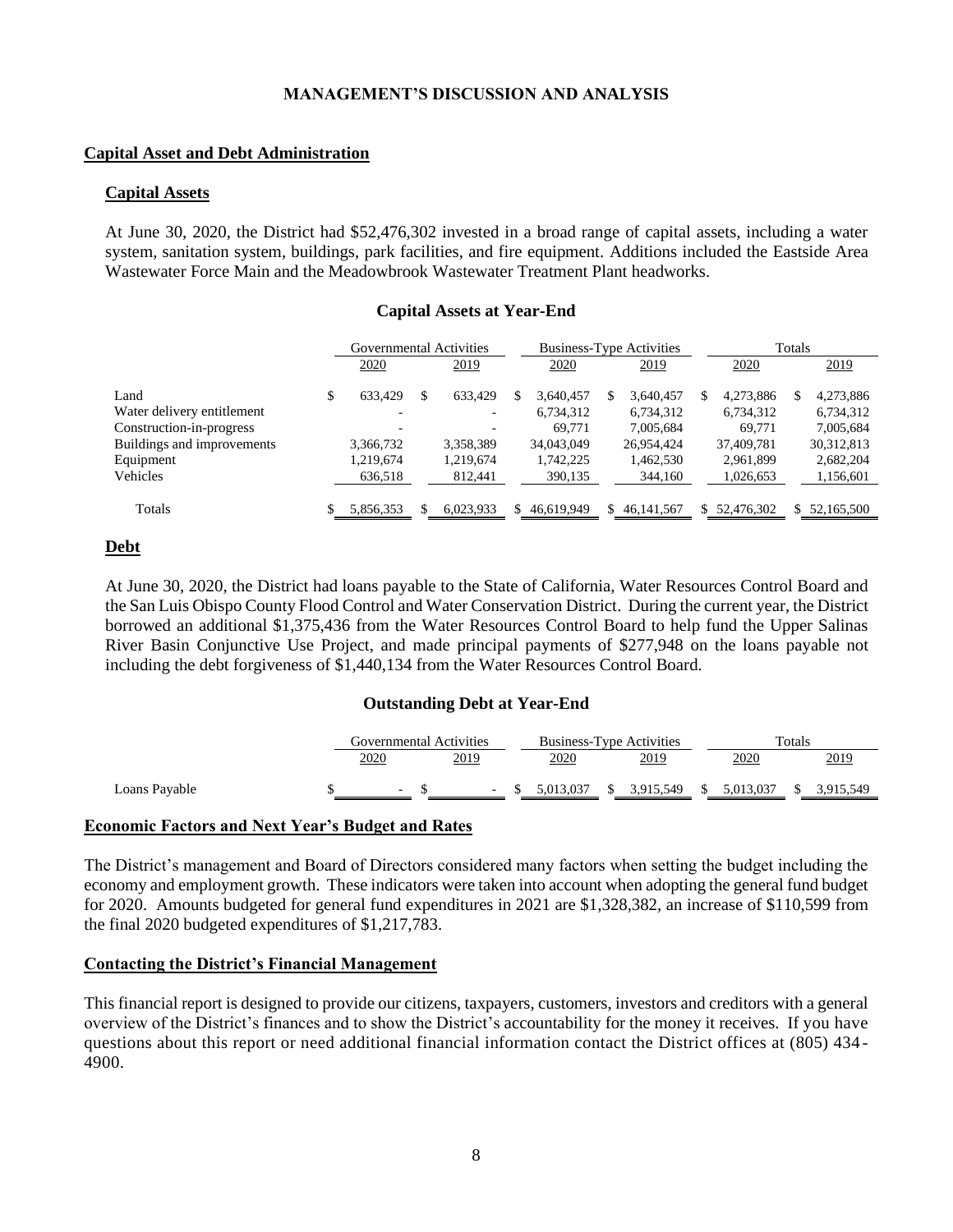## MANAGEMENT'S DISCUSSION AND ANALYSIS

### Capital Asset and Debt Administration

#### Capital Assets

At June 30, 2020, the District had $52,476,302 invested in a broad range of capital assets, including a water system, sanitation system, buildings, park facilities, and fire equipment. Additions included the Eastside Area Wastewater Force Main and the Meadowbrook Wastewater Treatment Plant headworks.

**Capital Assets at Year-End**

| | Governmental Activities | | Business-Type Activities | | Totals | |
|---|---|---|---|---|---|---|
| | 2020 | 2019 | 2020 | 2019 | 2020 | 2019 |
| Land | $ 633,429 | $ 633,429 | $ 3,640,457 | $ 3,640,457 | $ 4,273,886 | $ 4,273,886 |
| Water delivery entitlement | - | - | 6,734,312 | 6,734,312 | 6,734,312 | 6,734,312 |
| Construction-in-progress | - | - | 69,771 | 7,005,684 | 69,771 | 7,005,684 |
| Buildings and improvements | 3,366,732 | 3,358,389 | 34,043,049 | 26,954,424 | 37,409,781 | 30,312,813 |
| Equipment | 1,219,674 | 1,219,674 | 1,742,225 | 1,462,530 | 2,961,899 | 2,682,204 |
| Vehicles | 636,518 | 812,441 | 390,135 | 344,160 | 1,026,653 | 1,156,601 |
| Totals | $ 5,856,353 | $ 6,023,933 | $ 46,619,949 | $ 46,141,567 | $ 52,476,302 | $ 52,165,500 |

### Debt

At June 30, 2020, the District had loans payable to the State of California, Water Resources Control Board and the San Luis Obispo County Flood Control and Water Conservation District. During the current year, the District borrowed an additional $1,375,436 from the Water Resources Control Board to help fund the Upper Salinas River Basin Conjunctive Use Project, and made principal payments of $277,948 on the loans payable not including the debt forgiveness of $1,440,134 from the Water Resources Control Board.

**Outstanding Debt at Year-End**

| | Governmental Activities | | Business-Type Activities | | Totals | |
|---|---|---|---|---|---|---|
| | 2020 | 2019 | 2020 | 2019 | 2020 | 2019 |
| Loans Payable | $ - | $ - | $ 5,013,037 | $ 3,915,549 | $ 5,013,037 | $ 3,915,549 |

### Economic Factors and Next Year's Budget and Rates

The District's management and Board of Directors considered many factors when setting the budget including the economy and employment growth. These indicators were taken into account when adopting the general fund budget for 2020. Amounts budgeted for general fund expenditures in 2021 are $1,328,382, an increase of $110,599 from the final 2020 budgeted expenditures of $1,217,783.

### Contacting the District's Financial Management

This financial report is designed to provide our citizens, taxpayers, customers, investors and creditors with a general overview of the District's finances and to show the District's accountability for the money it receives. If you have questions about this report or need additional financial information contact the District offices at (805) 434-4900.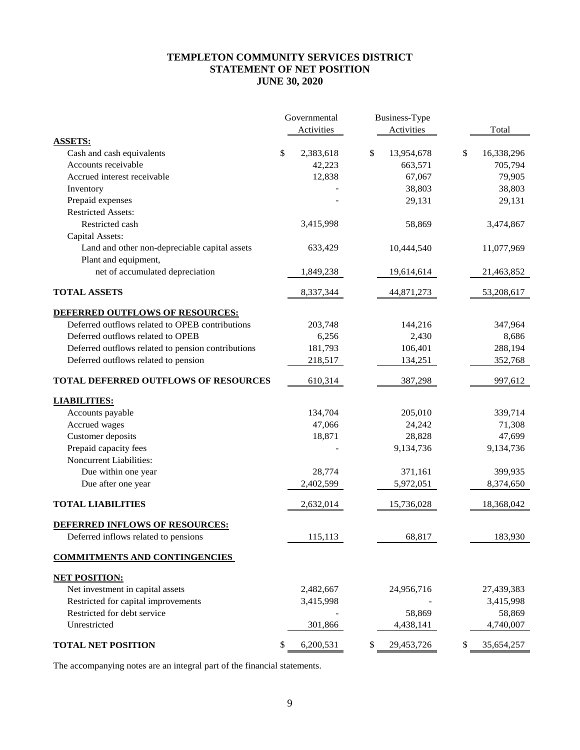# TEMPLETON COMMUNITY SERVICES DISTRICT
# STATEMENT OF NET POSITION
# JUNE 30, 2020

| | Governmental Activities | Business-Type Activities | Total |
|---|---|---|---|
| **ASSETS:** | | | |
| Cash and cash equivalents | $ 2,383,618 | $ 13,954,678 | $ 16,338,296 |
| Accounts receivable | 42,223 | 663,571 | 705,794 |
| Accrued interest receivable | 12,838 | 67,067 | 79,905 |
| Inventory | - | 38,803 | 38,803 |
| Prepaid expenses | - | 29,131 | 29,131 |
| Restricted Assets: | | | |
| Restricted cash | 3,415,998 | 58,869 | 3,474,867 |
| Capital Assets: | | | |
| Land and other non-depreciable capital assets | 633,429 | 10,444,540 | 11,077,969 |
| Plant and equipment, net of accumulated depreciation | 1,849,238 | 19,614,614 | 21,463,852 |
| **TOTAL ASSETS** | 8,337,344 | 44,871,273 | 53,208,617 |
| **DEFERRED OUTFLOWS OF RESOURCES:** | | | |
| Deferred outflows related to OPEB contributions | 203,748 | 144,216 | 347,964 |
| Deferred outflows related to OPEB | 6,256 | 2,430 | 8,686 |
| Deferred outflows related to pension contributions | 181,793 | 106,401 | 288,194 |
| Deferred outflows related to pension | 218,517 | 134,251 | 352,768 |
| **TOTAL DEFERRED OUTFLOWS OF RESOURCES** | 610,314 | 387,298 | 997,612 |
| **LIABILITIES:** | | | |
| Accounts payable | 134,704 | 205,010 | 339,714 |
| Accrued wages | 47,066 | 24,242 | 71,308 |
| Customer deposits | 18,871 | 28,828 | 47,699 |
| Prepaid capacity fees | - | 9,134,736 | 9,134,736 |
| Noncurrent Liabilities: | | | |
| Due within one year | 28,774 | 371,161 | 399,935 |
| Due after one year | 2,402,599 | 5,972,051 | 8,374,650 |
| **TOTAL LIABILITIES** | 2,632,014 | 15,736,028 | 18,368,042 |
| **DEFERRED INFLOWS OF RESOURCES:** | | | |
| Deferred inflows related to pensions | 115,113 | 68,817 | 183,930 |
| **COMMITMENTS AND CONTINGENCIES** | | | |
| **NET POSITION:** | | | |
| Net investment in capital assets | 2,482,667 | 24,956,716 | 27,439,383 |
| Restricted for capital improvements | 3,415,998 | - | 3,415,998 |
| Restricted for debt service | - | 58,869 | 58,869 |
| Unrestricted | 301,866 | 4,438,141 | 4,740,007 |
| **TOTAL NET POSITION** | $ 6,200,531 | $ 29,453,726 | $ 35,654,257 |

The accompanying notes are an integral part of the financial statements.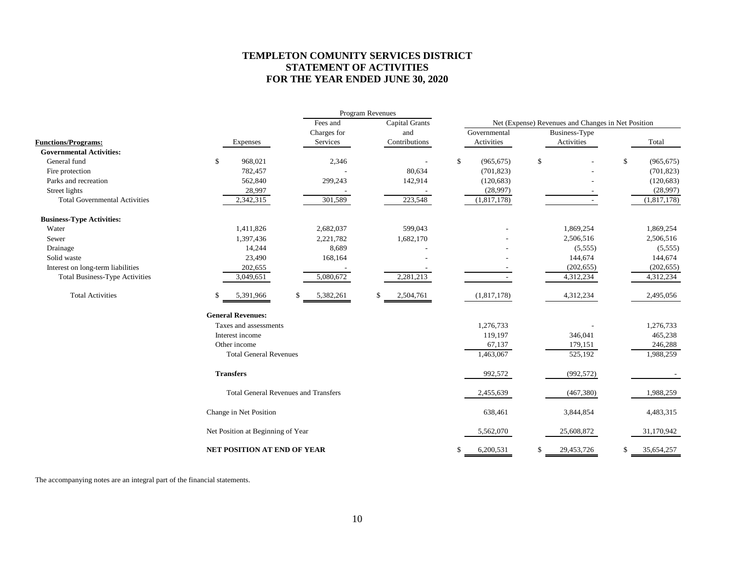# TEMPLETON COMUNITY SERVICES DISTRICT
## STATEMENT OF ACTIVITIES
## FOR THE YEAR ENDED JUNE 30, 2020

| | | Program Revenues | | Net (Expense) Revenues and Changes in Net Position | | |
|---|---|---|---|---|---|---|
| **Functions/Programs:** | Expenses | Fees and Charges for Services | Capital Grants and Contributions | Governmental Activities | Business-Type Activities | Total |
| **Governmental Activities:** | | | | | | |
| General fund | $ 968,021 | 2,346 | - | $ (965,675) | $ - | $ (965,675) |
| Fire protection | 782,457 | - | 80,634 | (701,823) | - | (701,823) |
| Parks and recreation | 562,840 | 299,243 | 142,914 | (120,683) | - | (120,683) |
| Street lights | 28,997 | - | - | (28,997) | - | (28,997) |
| Total Governmental Activities | 2,342,315 | 301,589 | 223,548 | (1,817,178) | - | (1,817,178) |
| **Business-Type Activities:** | | | | | | |
| Water | 1,411,826 | 2,682,037 | 599,043 | - | 1,869,254 | 1,869,254 |
| Sewer | 1,397,436 | 2,221,782 | 1,682,170 | - | 2,506,516 | 2,506,516 |
| Drainage | 14,244 | 8,689 | - | - | (5,555) | (5,555) |
| Solid waste | 23,490 | 168,164 | - | - | 144,674 | 144,674 |
| Interest on long-term liabilities | 202,655 | - | - | - | (202,655) | (202,655) |
| Total Business-Type Activities | 3,049,651 | 5,080,672 | 2,281,213 | - | 4,312,234 | 4,312,234 |
| Total Activities | $ 5,391,966 | $ 5,382,261 | $ 2,504,761 | (1,817,178) | 4,312,234 | 2,495,056 |
| **General Revenues:** | | | | | | |
| Taxes and assessments | | | | 1,276,733 | - | 1,276,733 |
| Interest income | | | | 119,197 | 346,041 | 465,238 |
| Other income | | | | 67,137 | 179,151 | 246,288 |
| Total General Revenues | | | | 1,463,067 | 525,192 | 1,988,259 |
| **Transfers** | | | | 992,572 | (992,572) | - |
| Total General Revenues and Transfers | | | | 2,455,639 | (467,380) | 1,988,259 |
| Change in Net Position | | | | 638,461 | 3,844,854 | 4,483,315 |
| Net Position at Beginning of Year | | | | 5,562,070 | 25,608,872 | 31,170,942 |
| **NET POSITION AT END OF YEAR** | | | | $ 6,200,531 | $ 29,453,726 | $ 35,654,257 |

The accompanying notes are an integral part of the financial statements.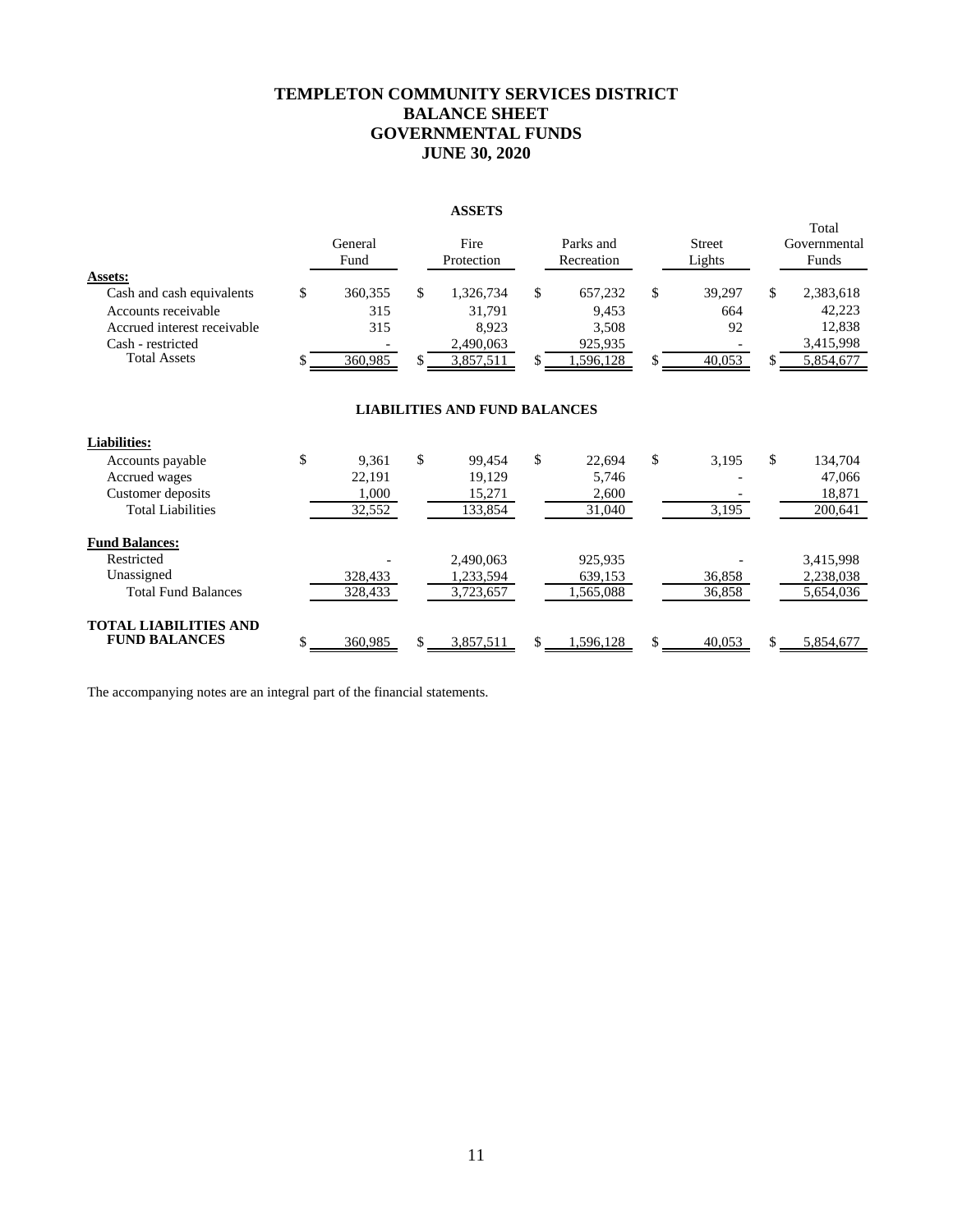# TEMPLETON COMMUNITY SERVICES DISTRICT
# BALANCE SHEET
# GOVERNMENTAL FUNDS
# JUNE 30, 2020

## ASSETS

| | General Fund | Fire Protection | Parks and Recreation | Street Lights | Total Governmental Funds |
|---|---|---|---|---|---|
| **Assets:** | | | | | |
| Cash and cash equivalents | $ 360,355 | $ 1,326,734 | $ 657,232 | $ 39,297 | $ 2,383,618 |
| Accounts receivable | 315 | 31,791 | 9,453 | 664 | 42,223 |
| Accrued interest receivable | 315 | 8,923 | 3,508 | 92 | 12,838 |
| Cash - restricted | - | 2,490,063 | 925,935 | - | 3,415,998 |
| Total Assets | $ 360,985 | $ 3,857,511 | $ 1,596,128 | $ 40,053 | $ 5,854,677 |

## LIABILITIES AND FUND BALANCES

| | General Fund | Fire Protection | Parks and Recreation | Street Lights | Total Governmental Funds |
|---|---|---|---|---|---|
| **Liabilities:** | | | | | |
| Accounts payable | $ 9,361 | $ 99,454 | $ 22,694 | $ 3,195 | $ 134,704 |
| Accrued wages | 22,191 | 19,129 | 5,746 | - | 47,066 |
| Customer deposits | 1,000 | 15,271 | 2,600 | - | 18,871 |
| Total Liabilities | 32,552 | 133,854 | 31,040 | 3,195 | 200,641 |
| **Fund Balances:** | | | | | |
| Restricted | - | 2,490,063 | 925,935 | - | 3,415,998 |
| Unassigned | 328,433 | 1,233,594 | 639,153 | 36,858 | 2,238,038 |
| Total Fund Balances | 328,433 | 3,723,657 | 1,565,088 | 36,858 | 5,654,036 |
| **TOTAL LIABILITIES AND FUND BALANCES** | $ 360,985 | $ 3,857,511 | $ 1,596,128 | $ 40,053 | $ 5,854,677 |

The accompanying notes are an integral part of the financial statements.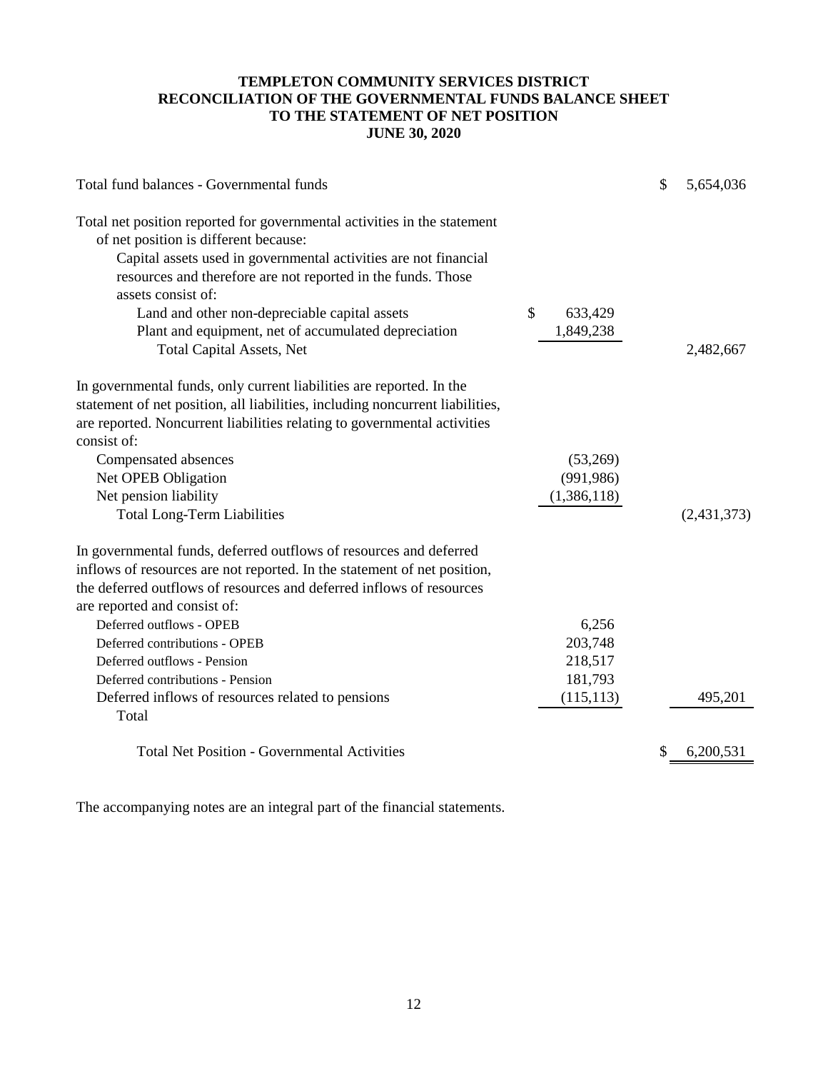# TEMPLETON COMMUNITY SERVICES DISTRICT
## RECONCILIATION OF THE GOVERNMENTAL FUNDS BALANCE SHEET TO THE STATEMENT OF NET POSITION
### JUNE 30, 2020

| | | |
|---|---|---|
| Total fund balances - Governmental funds | | $ 5,654,036 |
| Total net position reported for governmental activities in the statement of net position is different because: | | |
| Capital assets used in governmental activities are not financial resources and therefore are not reported in the funds. Those assets consist of: | | |
| Land and other non-depreciable capital assets | $ 633,429 | |
| Plant and equipment, net of accumulated depreciation | 1,849,238 | |
| Total Capital Assets, Net | | 2,482,667 |
| In governmental funds, only current liabilities are reported. In the statement of net position, all liabilities, including noncurrent liabilities, are reported. Noncurrent liabilities relating to governmental activities consist of: | | |
| Compensated absences | (53,269) | |
| Net OPEB Obligation | (991,986) | |
| Net pension liability | (1,386,118) | |
| Total Long-Term Liabilities | | (2,431,373) |
| In governmental funds, deferred outflows of resources and deferred inflows of resources are not reported. In the statement of net position, the deferred outflows of resources and deferred inflows of resources are reported and consist of: | | |
| Deferred outflows - OPEB | 6,256 | |
| Deferred contributions - OPEB | 203,748 | |
| Deferred outflows - Pension | 218,517 | |
| Deferred contributions - Pension | 181,793 | |
| Deferred inflows of resources related to pensions | (115,113) | 495,201 |
| Total | | |
| Total Net Position - Governmental Activities | | $ 6,200,531 |

The accompanying notes are an integral part of the financial statements.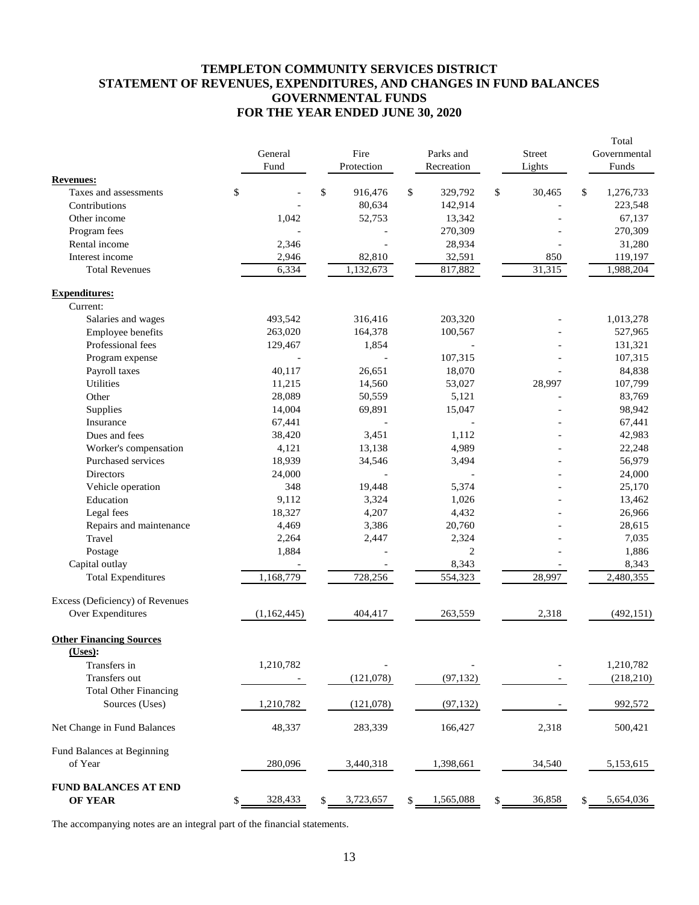# TEMPLETON COMMUNITY SERVICES DISTRICT
# STATEMENT OF REVENUES, EXPENDITURES, AND CHANGES IN FUND BALANCES
# GOVERNMENTAL FUNDS
# FOR THE YEAR ENDED JUNE 30, 2020

| | General Fund | Fire Protection | Parks and Recreation | Street Lights | Total Governmental Funds |
|---|---|---|---|---|---|
| **Revenues:** | | | | | |
| Taxes and assessments | $ - | $ 916,476 | $ 329,792 | $ 30,465 | $ 1,276,733 |
| Contributions | - | 80,634 | 142,914 | - | 223,548 |
| Other income | 1,042 | 52,753 | 13,342 | - | 67,137 |
| Program fees | - | - | 270,309 | - | 270,309 |
| Rental income | 2,346 | - | 28,934 | - | 31,280 |
| Interest income | 2,946 | 82,810 | 32,591 | 850 | 119,197 |
| Total Revenues | 6,334 | 1,132,673 | 817,882 | 31,315 | 1,988,204 |
| **Expenditures:** | | | | | |
| Current: | | | | | |
| Salaries and wages | 493,542 | 316,416 | 203,320 | - | 1,013,278 |
| Employee benefits | 263,020 | 164,378 | 100,567 | - | 527,965 |
| Professional fees | 129,467 | 1,854 | - | - | 131,321 |
| Program expense | - | - | 107,315 | - | 107,315 |
| Payroll taxes | 40,117 | 26,651 | 18,070 | - | 84,838 |
| Utilities | 11,215 | 14,560 | 53,027 | 28,997 | 107,799 |
| Other | 28,089 | 50,559 | 5,121 | - | 83,769 |
| Supplies | 14,004 | 69,891 | 15,047 | - | 98,942 |
| Insurance | 67,441 | - | - | - | 67,441 |
| Dues and fees | 38,420 | 3,451 | 1,112 | - | 42,983 |
| Worker's compensation | 4,121 | 13,138 | 4,989 | - | 22,248 |
| Purchased services | 18,939 | 34,546 | 3,494 | - | 56,979 |
| Directors | 24,000 | - | - | - | 24,000 |
| Vehicle operation | 348 | 19,448 | 5,374 | - | 25,170 |
| Education | 9,112 | 3,324 | 1,026 | - | 13,462 |
| Legal fees | 18,327 | 4,207 | 4,432 | - | 26,966 |
| Repairs and maintenance | 4,469 | 3,386 | 20,760 | - | 28,615 |
| Travel | 2,264 | 2,447 | 2,324 | - | 7,035 |
| Postage | 1,884 | - | 2 | - | 1,886 |
| Capital outlay | - | - | 8,343 | - | 8,343 |
| Total Expenditures | 1,168,779 | 728,256 | 554,323 | 28,997 | 2,480,355 |
| Excess (Deficiency) of Revenues Over Expenditures | (1,162,445) | 404,417 | 263,559 | 2,318 | (492,151) |
| **Other Financing Sources (Uses):** | | | | | |
| Transfers in | 1,210,782 | - | - | - | 1,210,782 |
| Transfers out | - | (121,078) | (97,132) | - | (218,210) |
| Total Other Financing Sources (Uses) | 1,210,782 | (121,078) | (97,132) | - | 992,572 |
| Net Change in Fund Balances | 48,337 | 283,339 | 166,427 | 2,318 | 500,421 |
| Fund Balances at Beginning of Year | 280,096 | 3,440,318 | 1,398,661 | 34,540 | 5,153,615 |
| **FUND BALANCES AT END OF YEAR** | $ 328,433 | $ 3,723,657 | $ 1,565,088 | $ 36,858 | $ 5,654,036 |

The accompanying notes are an integral part of the financial statements.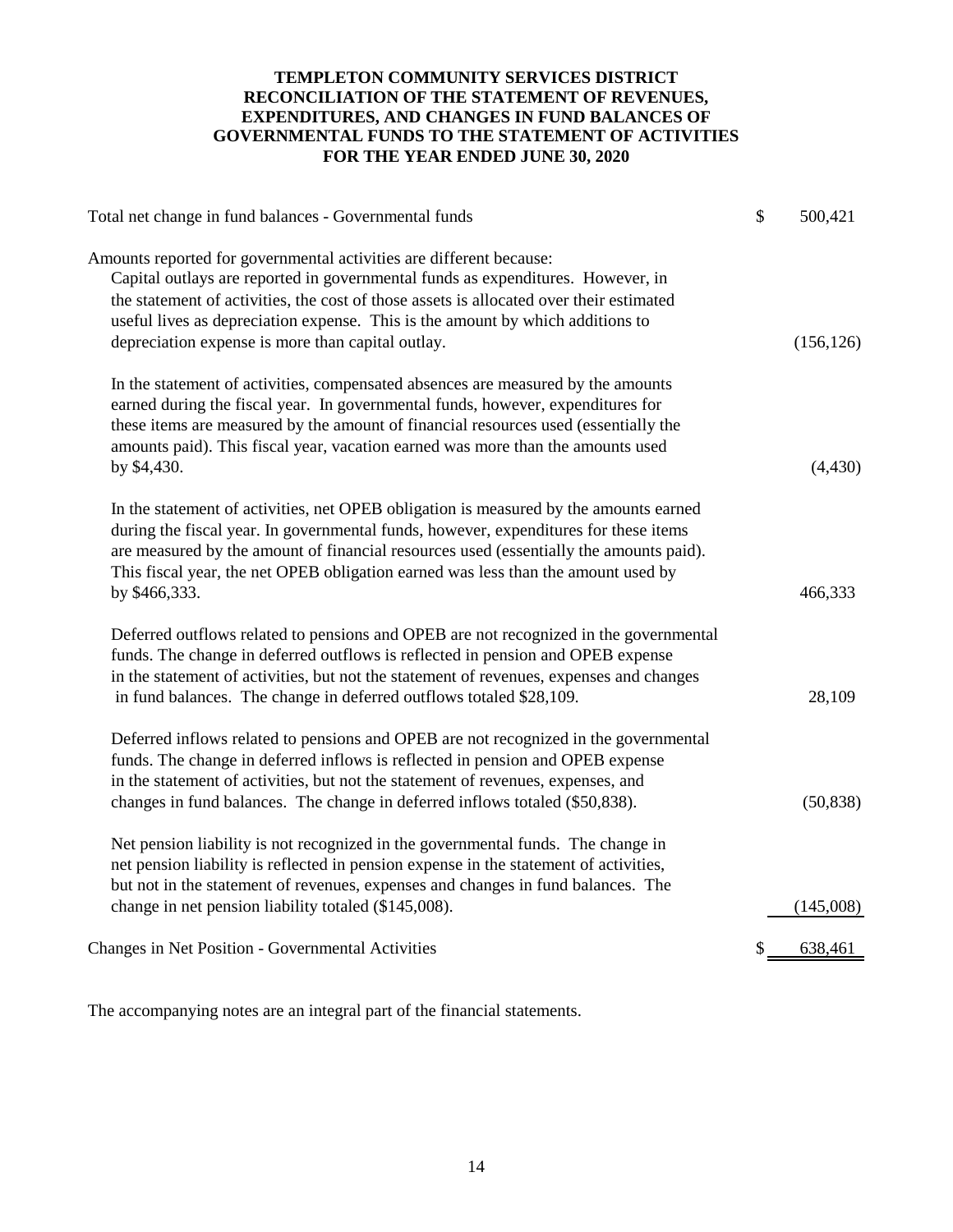**TEMPLETON COMMUNITY SERVICES DISTRICT**
**RECONCILIATION OF THE STATEMENT OF REVENUES, EXPENDITURES, AND CHANGES IN FUND BALANCES OF GOVERNMENTAL FUNDS TO THE STATEMENT OF ACTIVITIES**
**FOR THE YEAR ENDED JUNE 30, 2020**

| | | |
|---|---|---|
| Total net change in fund balances - Governmental funds | $ | 500,421 |
| Amounts reported for governmental activities are different because: | | |
| Capital outlays are reported in governmental funds as expenditures. However, in the statement of activities, the cost of those assets is allocated over their estimated useful lives as depreciation expense. This is the amount by which additions to depreciation expense is more than capital outlay. | | (156,126) |
| In the statement of activities, compensated absences are measured by the amounts earned during the fiscal year. In governmental funds, however, expenditures for these items are measured by the amount of financial resources used (essentially the amounts paid). This fiscal year, vacation earned was more than the amounts used by $4,430. | | (4,430) |
| In the statement of activities, net OPEB obligation is measured by the amounts earned during the fiscal year. In governmental funds, however, expenditures for these items are measured by the amount of financial resources used (essentially the amounts paid). This fiscal year, the net OPEB obligation earned was less than the amount used by by $466,333. | | 466,333 |
| Deferred outflows related to pensions and OPEB are not recognized in the governmental funds. The change in deferred outflows is reflected in pension and OPEB expense in the statement of activities, but not the statement of revenues, expenses and changes in fund balances. The change in deferred outflows totaled $28,109. | | 28,109 |
| Deferred inflows related to pensions and OPEB are not recognized in the governmental funds. The change in deferred inflows is reflected in pension and OPEB expense in the statement of activities, but not the statement of revenues, expenses, and changes in fund balances. The change in deferred inflows totaled ($50,838). | | (50,838) |
| Net pension liability is not recognized in the governmental funds. The change in net pension liability is reflected in pension expense in the statement of activities, but not in the statement of revenues, expenses and changes in fund balances. The change in net pension liability totaled ($145,008). | | (145,008) |
| Changes in Net Position - Governmental Activities | $ | 638,461 |

The accompanying notes are an integral part of the financial statements.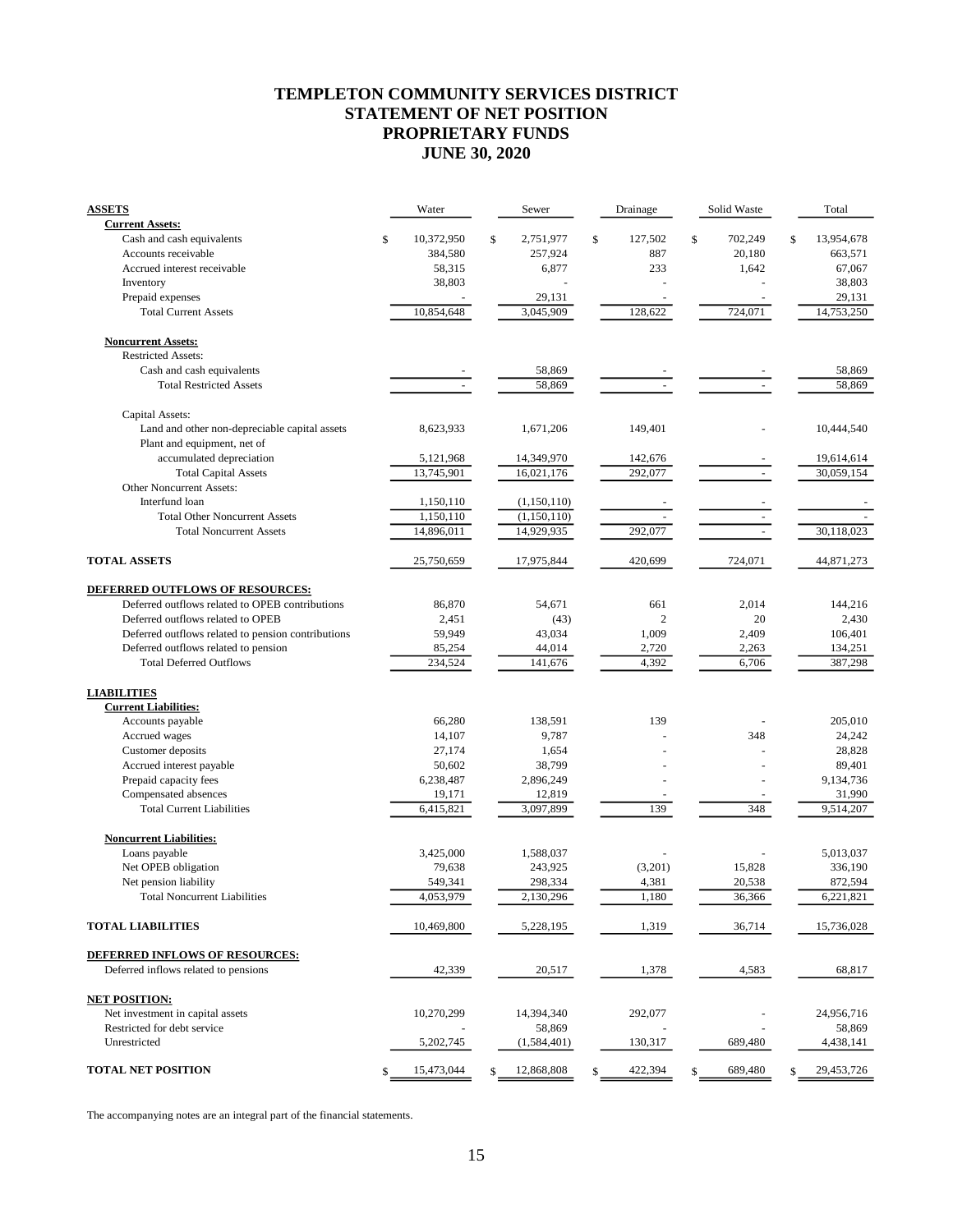# TEMPLETON COMMUNITY SERVICES DISTRICT
# STATEMENT OF NET POSITION
# PROPRIETARY FUNDS
# JUNE 30, 2020

| ASSETS | Water | Sewer | Drainage | Solid Waste | Total |
|---|---|---|---|---|---|
| **Current Assets:** | | | | | |
| Cash and cash equivalents | $ 10,372,950 | $ 2,751,977 | $ 127,502 | $ 702,249 | $ 13,954,678 |
| Accounts receivable | 384,580 | 257,924 | 887 | 20,180 | 663,571 |
| Accrued interest receivable | 58,315 | 6,877 | 233 | 1,642 | 67,067 |
| Inventory | 38,803 | - | - | - | 38,803 |
| Prepaid expenses | - | 29,131 | - | - | 29,131 |
| Total Current Assets | 10,854,648 | 3,045,909 | 128,622 | 724,071 | 14,753,250 |
| **Noncurrent Assets:** | | | | | |
| Restricted Assets: | | | | | |
| Cash and cash equivalents | - | 58,869 | - | - | 58,869 |
| Total Restricted Assets | - | 58,869 | - | - | 58,869 |
| Capital Assets: | | | | | |
| Land and other non-depreciable capital assets | 8,623,933 | 1,671,206 | 149,401 | - | 10,444,540 |
| Plant and equipment, net of accumulated depreciation | 5,121,968 | 14,349,970 | 142,676 | - | 19,614,614 |
| Total Capital Assets | 13,745,901 | 16,021,176 | 292,077 | - | 30,059,154 |
| Other Noncurrent Assets: | | | | | |
| Interfund loan | 1,150,110 | (1,150,110) | - | - | - |
| Total Other Noncurrent Assets | 1,150,110 | (1,150,110) | - | - | - |
| Total Noncurrent Assets | 14,896,011 | 14,929,935 | 292,077 | - | 30,118,023 |
| **TOTAL ASSETS** | 25,750,659 | 17,975,844 | 420,699 | 724,071 | 44,871,273 |
| **DEFERRED OUTFLOWS OF RESOURCES:** | | | | | |
| Deferred outflows related to OPEB contributions | 86,870 | 54,671 | 661 | 2,014 | 144,216 |
| Deferred outflows related to OPEB | 2,451 | (43) | 2 | 20 | 2,430 |
| Deferred outflows related to pension contributions | 59,949 | 43,034 | 1,009 | 2,409 | 106,401 |
| Deferred outflows related to pension | 85,254 | 44,014 | 2,720 | 2,263 | 134,251 |
| Total Deferred Outflows | 234,524 | 141,676 | 4,392 | 6,706 | 387,298 |
| **LIABILITIES** | | | | | |
| **Current Liabilities:** | | | | | |
| Accounts payable | 66,280 | 138,591 | 139 | - | 205,010 |
| Accrued wages | 14,107 | 9,787 | - | 348 | 24,242 |
| Customer deposits | 27,174 | 1,654 | - | - | 28,828 |
| Accrued interest payable | 50,602 | 38,799 | - | - | 89,401 |
| Prepaid capacity fees | 6,238,487 | 2,896,249 | - | - | 9,134,736 |
| Compensated absences | 19,171 | 12,819 | - | - | 31,990 |
| Total Current Liabilities | 6,415,821 | 3,097,899 | 139 | 348 | 9,514,207 |
| **Noncurrent Liabilities:** | | | | | |
| Loans payable | 3,425,000 | 1,588,037 | - | - | 5,013,037 |
| Net OPEB obligation | 79,638 | 243,925 | (3,201) | 15,828 | 336,190 |
| Net pension liability | 549,341 | 298,334 | 4,381 | 20,538 | 872,594 |
| Total Noncurrent Liabilities | 4,053,979 | 2,130,296 | 1,180 | 36,366 | 6,221,821 |
| **TOTAL LIABILITIES** | 10,469,800 | 5,228,195 | 1,319 | 36,714 | 15,736,028 |
| **DEFERRED INFLOWS OF RESOURCES:** | | | | | |
| Deferred inflows related to pensions | 42,339 | 20,517 | 1,378 | 4,583 | 68,817 |
| **NET POSITION:** | | | | | |
| Net investment in capital assets | 10,270,299 | 14,394,340 | 292,077 | - | 24,956,716 |
| Restricted for debt service | - | 58,869 | - | - | 58,869 |
| Unrestricted | 5,202,745 | (1,584,401) | 130,317 | 689,480 | 4,438,141 |
| **TOTAL NET POSITION** | $ 15,473,044 | $ 12,868,808 | $ 422,394 | $ 689,480 | $ 29,453,726 |

The accompanying notes are an integral part of the financial statements.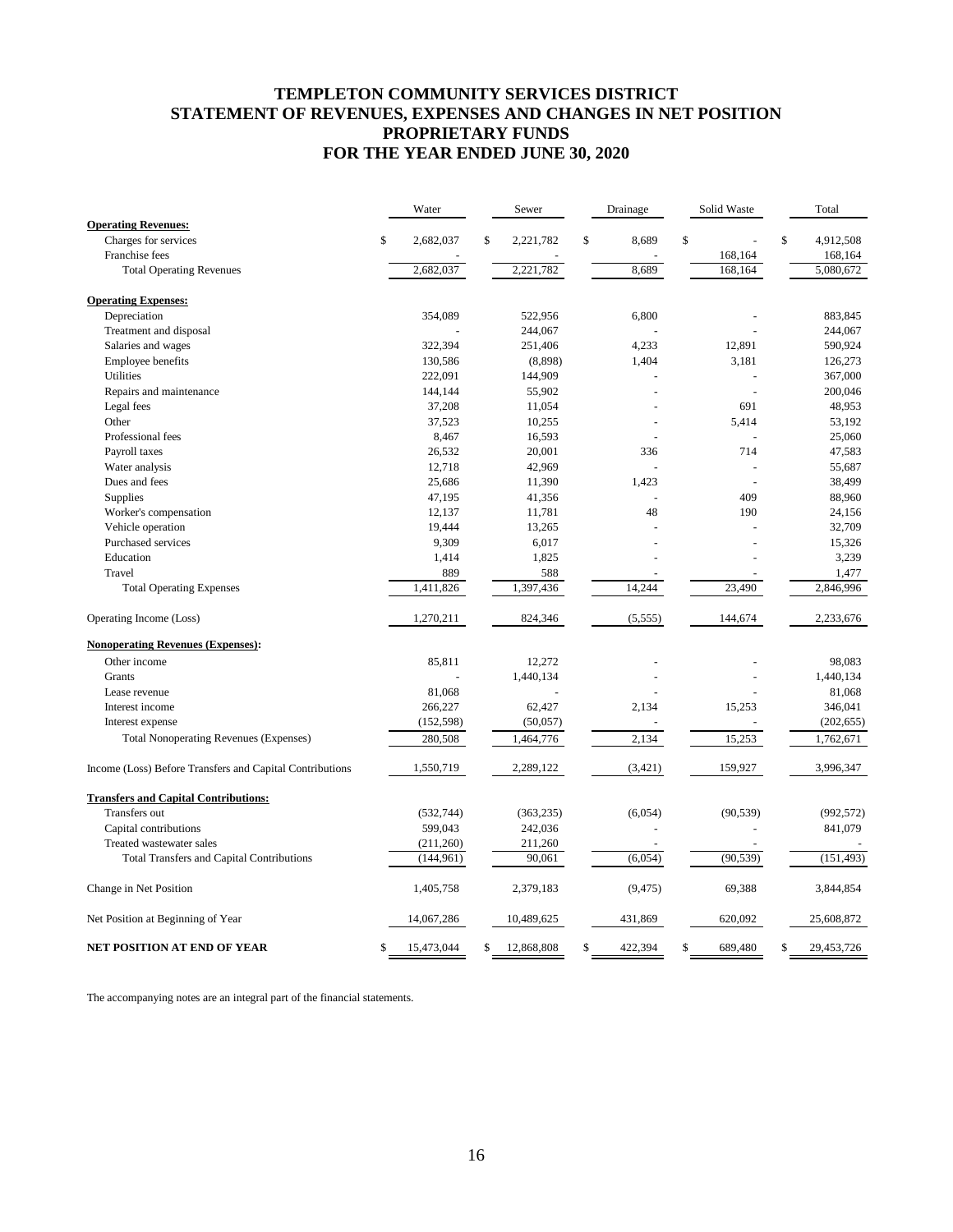# TEMPLETON COMMUNITY SERVICES DISTRICT
# STATEMENT OF REVENUES, EXPENSES AND CHANGES IN NET POSITION
# PROPRIETARY FUNDS
# FOR THE YEAR ENDED JUNE 30, 2020

| | Water | Sewer | Drainage | Solid Waste | Total |
|---|---|---|---|---|---|
| **Operating Revenues:** | | | | | |
| Charges for services | $ 2,682,037 | $ 2,221,782 | $ 8,689 | $ - | $ 4,912,508 |
| Franchise fees | - | - | - | 168,164 | 168,164 |
| Total Operating Revenues | 2,682,037 | 2,221,782 | 8,689 | 168,164 | 5,080,672 |
| **Operating Expenses:** | | | | | |
| Depreciation | 354,089 | 522,956 | 6,800 | - | 883,845 |
| Treatment and disposal | - | 244,067 | - | - | 244,067 |
| Salaries and wages | 322,394 | 251,406 | 4,233 | 12,891 | 590,924 |
| Employee benefits | 130,586 | (8,898) | 1,404 | 3,181 | 126,273 |
| Utilities | 222,091 | 144,909 | - | - | 367,000 |
| Repairs and maintenance | 144,144 | 55,902 | - | - | 200,046 |
| Legal fees | 37,208 | 11,054 | - | 691 | 48,953 |
| Other | 37,523 | 10,255 | - | 5,414 | 53,192 |
| Professional fees | 8,467 | 16,593 | - | - | 25,060 |
| Payroll taxes | 26,532 | 20,001 | 336 | 714 | 47,583 |
| Water analysis | 12,718 | 42,969 | - | - | 55,687 |
| Dues and fees | 25,686 | 11,390 | 1,423 | - | 38,499 |
| Supplies | 47,195 | 41,356 | - | 409 | 88,960 |
| Worker's compensation | 12,137 | 11,781 | 48 | 190 | 24,156 |
| Vehicle operation | 19,444 | 13,265 | - | - | 32,709 |
| Purchased services | 9,309 | 6,017 | - | - | 15,326 |
| Education | 1,414 | 1,825 | - | - | 3,239 |
| Travel | 889 | 588 | - | - | 1,477 |
| Total Operating Expenses | 1,411,826 | 1,397,436 | 14,244 | 23,490 | 2,846,996 |
| Operating Income (Loss) | 1,270,211 | 824,346 | (5,555) | 144,674 | 2,233,676 |
| **Nonoperating Revenues (Expenses):** | | | | | |
| Other income | 85,811 | 12,272 | - | - | 98,083 |
| Grants | - | 1,440,134 | - | - | 1,440,134 |
| Lease revenue | 81,068 | - | - | - | 81,068 |
| Interest income | 266,227 | 62,427 | 2,134 | 15,253 | 346,041 |
| Interest expense | (152,598) | (50,057) | - | - | (202,655) |
| Total Nonoperating Revenues (Expenses) | 280,508 | 1,464,776 | 2,134 | 15,253 | 1,762,671 |
| Income (Loss) Before Transfers and Capital Contributions | 1,550,719 | 2,289,122 | (3,421) | 159,927 | 3,996,347 |
| **Transfers and Capital Contributions:** | | | | | |
| Transfers out | (532,744) | (363,235) | (6,054) | (90,539) | (992,572) |
| Capital contributions | 599,043 | 242,036 | - | - | 841,079 |
| Treated wastewater sales | (211,260) | 211,260 | - | - | - |
| Total Transfers and Capital Contributions | (144,961) | 90,061 | (6,054) | (90,539) | (151,493) |
| Change in Net Position | 1,405,758 | 2,379,183 | (9,475) | 69,388 | 3,844,854 |
| Net Position at Beginning of Year | 14,067,286 | 10,489,625 | 431,869 | 620,092 | 25,608,872 |
| **NET POSITION AT END OF YEAR** | $ 15,473,044 | $ 12,868,808 | $ 422,394 | $ 689,480 | $ 29,453,726 |

The accompanying notes are an integral part of the financial statements.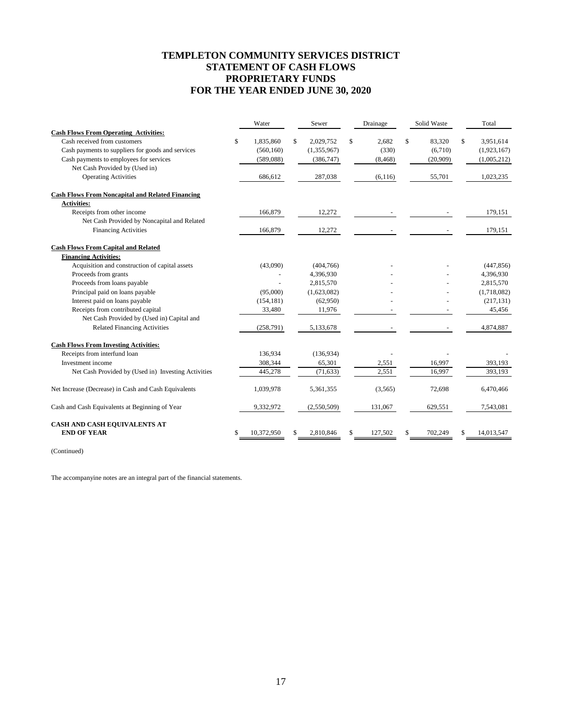# TEMPLETON COMMUNITY SERVICES DISTRICT
# STATEMENT OF CASH FLOWS
# PROPRIETARY FUNDS
# FOR THE YEAR ENDED JUNE 30, 2020

| | Water | Sewer | Drainage | Solid Waste | Total |
|---|---|---|---|---|---|
| **Cash Flows From Operating Activities:** | | | | | |
| Cash received from customers | $ 1,835,860 | $ 2,029,752 | $ 2,682 | $ 83,320 | $ 3,951,614 |
| Cash payments to suppliers for goods and services | (560,160) | (1,355,967) | (330) | (6,710) | (1,923,167) |
| Cash payments to employees for services | (589,088) | (386,747) | (8,468) | (20,909) | (1,005,212) |
| Net Cash Provided by (Used in) Operating Activities | 686,612 | 287,038 | (6,116) | 55,701 | 1,023,235 |
| **Cash Flows From Noncapital and Related Financing Activities:** | | | | | |
| Receipts from other income | 166,879 | 12,272 | - | - | 179,151 |
| Net Cash Provided by Noncapital and Related Financing Activities | 166,879 | 12,272 | - | - | 179,151 |
| **Cash Flows From Capital and Related Financing Activities:** | | | | | |
| Acquisition and construction of capital assets | (43,090) | (404,766) | - | - | (447,856) |
| Proceeds from grants | - | 4,396,930 | - | - | 4,396,930 |
| Proceeds from loans payable | - | 2,815,570 | - | - | 2,815,570 |
| Principal paid on loans payable | (95,000) | (1,623,082) | - | - | (1,718,082) |
| Interest paid on loans payable | (154,181) | (62,950) | - | - | (217,131) |
| Receipts from contributed capital | 33,480 | 11,976 | - | - | 45,456 |
| Net Cash Provided by (Used in) Capital and Related Financing Activities | (258,791) | 5,133,678 | - | - | 4,874,887 |
| **Cash Flows From Investing Activities:** | | | | | |
| Receipts from interfund loan | 136,934 | (136,934) | - | - | - |
| Investment income | 308,344 | 65,301 | 2,551 | 16,997 | 393,193 |
| Net Cash Provided by (Used in) Investing Activities | 445,278 | (71,633) | 2,551 | 16,997 | 393,193 |
| Net Increase (Decrease) in Cash and Cash Equivalents | 1,039,978 | 5,361,355 | (3,565) | 72,698 | 6,470,466 |
| Cash and Cash Equivalents at Beginning of Year | 9,332,972 | (2,550,509) | 131,067 | 629,551 | 7,543,081 |
| **CASH AND CASH EQUIVALENTS AT END OF YEAR** | $ 10,372,950 | $ 2,810,846 | $ 127,502 | $ 702,249 | $ 14,013,547 |

(Continued)

The accompanyine notes are an integral part of the financial statements.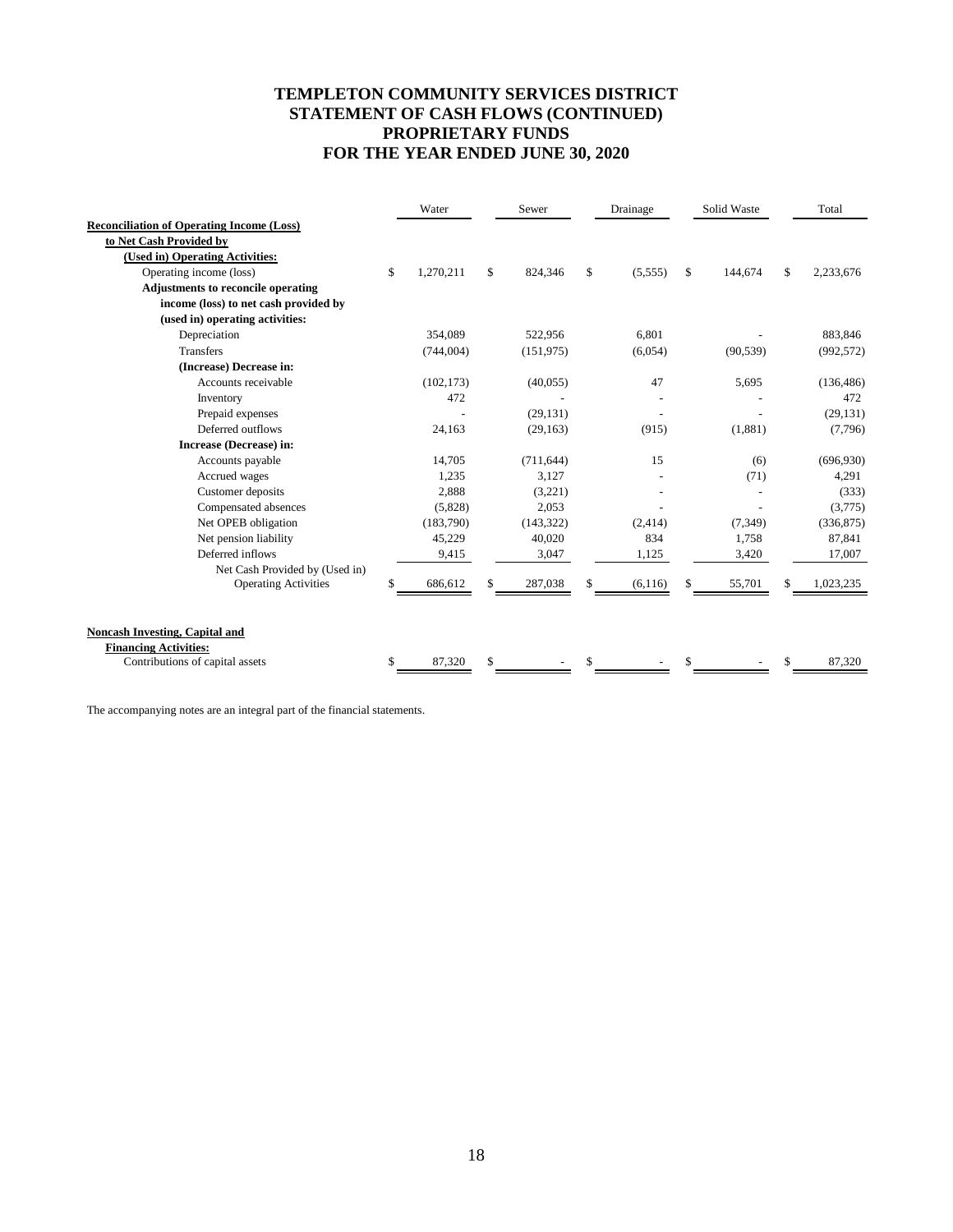# TEMPLETON COMMUNITY SERVICES DISTRICT
# STATEMENT OF CASH FLOWS (CONTINUED)
# PROPRIETARY FUNDS
# FOR THE YEAR ENDED JUNE 30, 2020

| | Water | Sewer | Drainage | Solid Waste | Total |
|---|---|---|---|---|---|
| **Reconciliation of Operating Income (Loss) to Net Cash Provided by (Used in) Operating Activities:** | | | | | |
| Operating income (loss) | $ 1,270,211 | $ 824,346 | $ (5,555) | $ 144,674 | $ 2,233,676 |
| **Adjustments to reconcile operating income (loss) to net cash provided by (used in) operating activities:** | | | | | |
| Depreciation | 354,089 | 522,956 | 6,801 | - | 883,846 |
| Transfers | (744,004) | (151,975) | (6,054) | (90,539) | (992,572) |
| **(Increase) Decrease in:** | | | | | |
| Accounts receivable | (102,173) | (40,055) | 47 | 5,695 | (136,486) |
| Inventory | 472 | - | - | - | 472 |
| Prepaid expenses | - | (29,131) | - | - | (29,131) |
| Deferred outflows | 24,163 | (29,163) | (915) | (1,881) | (7,796) |
| **Increase (Decrease) in:** | | | | | |
| Accounts payable | 14,705 | (711,644) | 15 | (6) | (696,930) |
| Accrued wages | 1,235 | 3,127 | - | (71) | 4,291 |
| Customer deposits | 2,888 | (3,221) | - | - | (333) |
| Compensated absences | (5,828) | 2,053 | - | - | (3,775) |
| Net OPEB obligation | (183,790) | (143,322) | (2,414) | (7,349) | (336,875) |
| Net pension liability | 45,229 | 40,020 | 834 | 1,758 | 87,841 |
| Deferred inflows | 9,415 | 3,047 | 1,125 | 3,420 | 17,007 |
| Net Cash Provided by (Used in) Operating Activities | $ 686,612 | $ 287,038 | $ (6,116) | $ 55,701 | $ 1,023,235 |
| | | | | | |
| **Noncash Investing, Capital and Financing Activities:** | | | | | |
| Contributions of capital assets | $ 87,320 | $ - | $ - | $ - | $ 87,320 |

The accompanying notes are an integral part of the financial statements.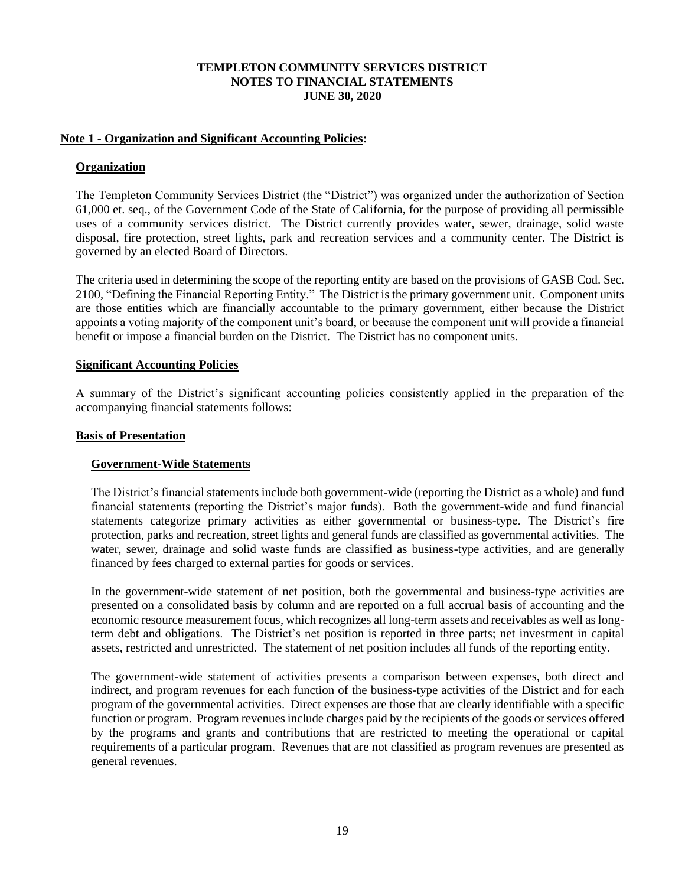**TEMPLETON COMMUNITY SERVICES DISTRICT**
**NOTES TO FINANCIAL STATEMENTS**
**JUNE 30, 2020**

## Note 1 - Organization and Significant Accounting Policies:

### Organization

The Templeton Community Services District (the "District") was organized under the authorization of Section 61,000 et. seq., of the Government Code of the State of California, for the purpose of providing all permissible uses of a community services district. The District currently provides water, sewer, drainage, solid waste disposal, fire protection, street lights, park and recreation services and a community center. The District is governed by an elected Board of Directors.

The criteria used in determining the scope of the reporting entity are based on the provisions of GASB Cod. Sec. 2100, "Defining the Financial Reporting Entity." The District is the primary government unit. Component units are those entities which are financially accountable to the primary government, either because the District appoints a voting majority of the component unit's board, or because the component unit will provide a financial benefit or impose a financial burden on the District. The District has no component units.

### Significant Accounting Policies

A summary of the District's significant accounting policies consistently applied in the preparation of the accompanying financial statements follows:

### Basis of Presentation

#### Government-Wide Statements

The District's financial statements include both government-wide (reporting the District as a whole) and fund financial statements (reporting the District's major funds). Both the government-wide and fund financial statements categorize primary activities as either governmental or business-type. The District's fire protection, parks and recreation, street lights and general funds are classified as governmental activities. The water, sewer, drainage and solid waste funds are classified as business-type activities, and are generally financed by fees charged to external parties for goods or services.

In the government-wide statement of net position, both the governmental and business-type activities are presented on a consolidated basis by column and are reported on a full accrual basis of accounting and the economic resource measurement focus, which recognizes all long-term assets and receivables as well as long-term debt and obligations. The District's net position is reported in three parts; net investment in capital assets, restricted and unrestricted. The statement of net position includes all funds of the reporting entity.

The government-wide statement of activities presents a comparison between expenses, both direct and indirect, and program revenues for each function of the business-type activities of the District and for each program of the governmental activities. Direct expenses are those that are clearly identifiable with a specific function or program. Program revenues include charges paid by the recipients of the goods or services offered by the programs and grants and contributions that are restricted to meeting the operational or capital requirements of a particular program. Revenues that are not classified as program revenues are presented as general revenues.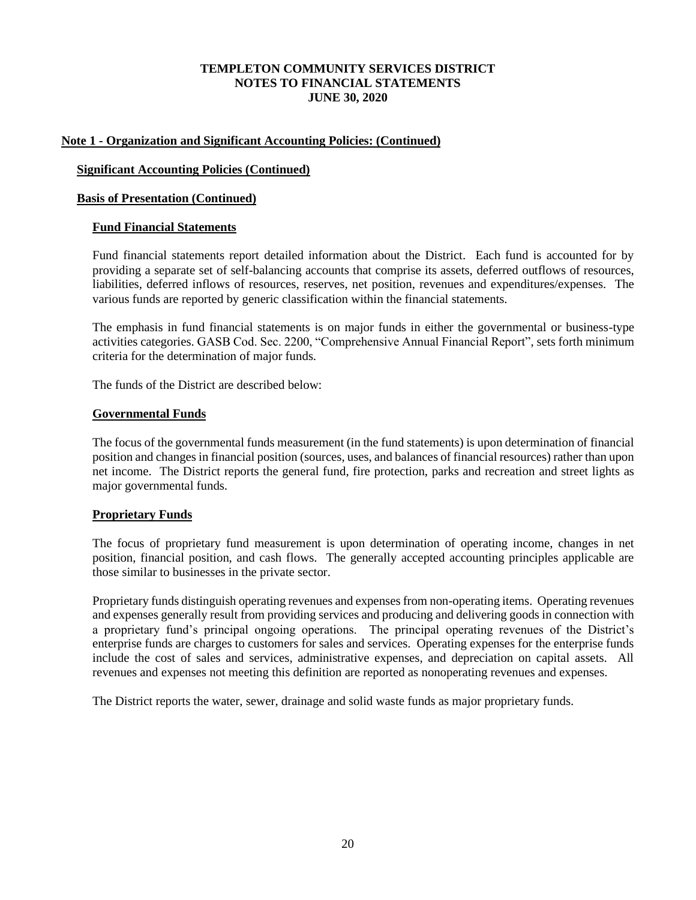# TEMPLETON COMMUNITY SERVICES DISTRICT
# NOTES TO FINANCIAL STATEMENTS
# JUNE 30, 2020

## Note 1 - Organization and Significant Accounting Policies: (Continued)

### Significant Accounting Policies (Continued)

### Basis of Presentation (Continued)

#### Fund Financial Statements

Fund financial statements report detailed information about the District. Each fund is accounted for by providing a separate set of self-balancing accounts that comprise its assets, deferred outflows of resources, liabilities, deferred inflows of resources, reserves, net position, revenues and expenditures/expenses. The various funds are reported by generic classification within the financial statements.

The emphasis in fund financial statements is on major funds in either the governmental or business-type activities categories. GASB Cod. Sec. 2200, "Comprehensive Annual Financial Report", sets forth minimum criteria for the determination of major funds.

The funds of the District are described below:

#### Governmental Funds

The focus of the governmental funds measurement (in the fund statements) is upon determination of financial position and changes in financial position (sources, uses, and balances of financial resources) rather than upon net income. The District reports the general fund, fire protection, parks and recreation and street lights as major governmental funds.

#### Proprietary Funds

The focus of proprietary fund measurement is upon determination of operating income, changes in net position, financial position, and cash flows. The generally accepted accounting principles applicable are those similar to businesses in the private sector.

Proprietary funds distinguish operating revenues and expenses from non-operating items. Operating revenues and expenses generally result from providing services and producing and delivering goods in connection with a proprietary fund's principal ongoing operations. The principal operating revenues of the District's enterprise funds are charges to customers for sales and services. Operating expenses for the enterprise funds include the cost of sales and services, administrative expenses, and depreciation on capital assets. All revenues and expenses not meeting this definition are reported as nonoperating revenues and expenses.

The District reports the water, sewer, drainage and solid waste funds as major proprietary funds.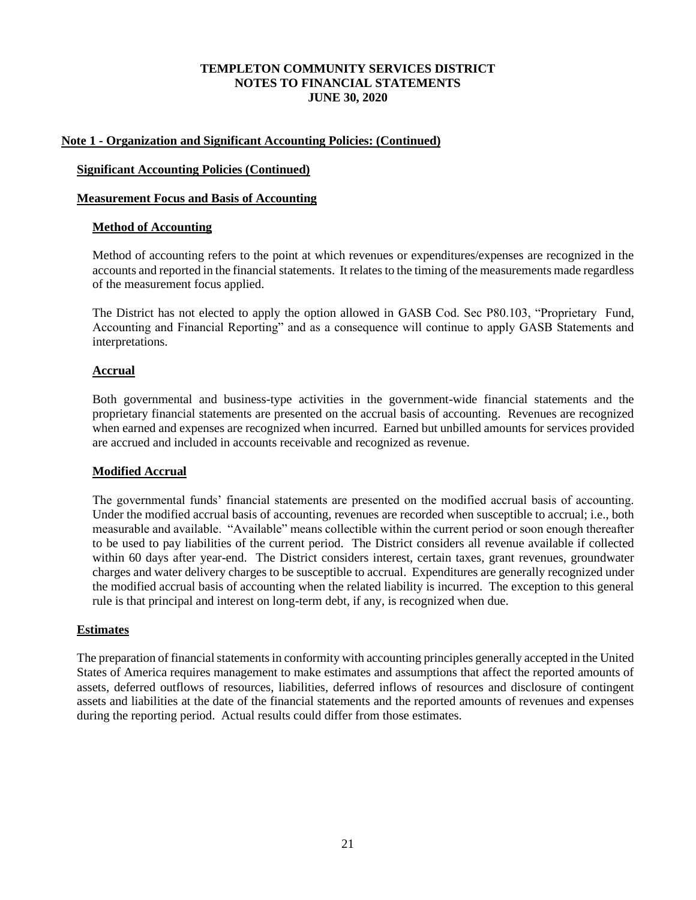# TEMPLETON COMMUNITY SERVICES DISTRICT
## NOTES TO FINANCIAL STATEMENTS
## JUNE 30, 2020

**Note 1 - Organization and Significant Accounting Policies: (Continued)**

**Significant Accounting Policies (Continued)**

**Measurement Focus and Basis of Accounting**

**Method of Accounting**

Method of accounting refers to the point at which revenues or expenditures/expenses are recognized in the accounts and reported in the financial statements. It relates to the timing of the measurements made regardless of the measurement focus applied.

The District has not elected to apply the option allowed in GASB Cod. Sec P80.103, "Proprietary Fund, Accounting and Financial Reporting" and as a consequence will continue to apply GASB Statements and interpretations.

**Accrual**

Both governmental and business-type activities in the government-wide financial statements and the proprietary financial statements are presented on the accrual basis of accounting. Revenues are recognized when earned and expenses are recognized when incurred. Earned but unbilled amounts for services provided are accrued and included in accounts receivable and recognized as revenue.

**Modified Accrual**

The governmental funds' financial statements are presented on the modified accrual basis of accounting. Under the modified accrual basis of accounting, revenues are recorded when susceptible to accrual; i.e., both measurable and available. "Available" means collectible within the current period or soon enough thereafter to be used to pay liabilities of the current period. The District considers all revenue available if collected within 60 days after year-end. The District considers interest, certain taxes, grant revenues, groundwater charges and water delivery charges to be susceptible to accrual. Expenditures are generally recognized under the modified accrual basis of accounting when the related liability is incurred. The exception to this general rule is that principal and interest on long-term debt, if any, is recognized when due.

**Estimates**

The preparation of financial statements in conformity with accounting principles generally accepted in the United States of America requires management to make estimates and assumptions that affect the reported amounts of assets, deferred outflows of resources, liabilities, deferred inflows of resources and disclosure of contingent assets and liabilities at the date of the financial statements and the reported amounts of revenues and expenses during the reporting period. Actual results could differ from those estimates.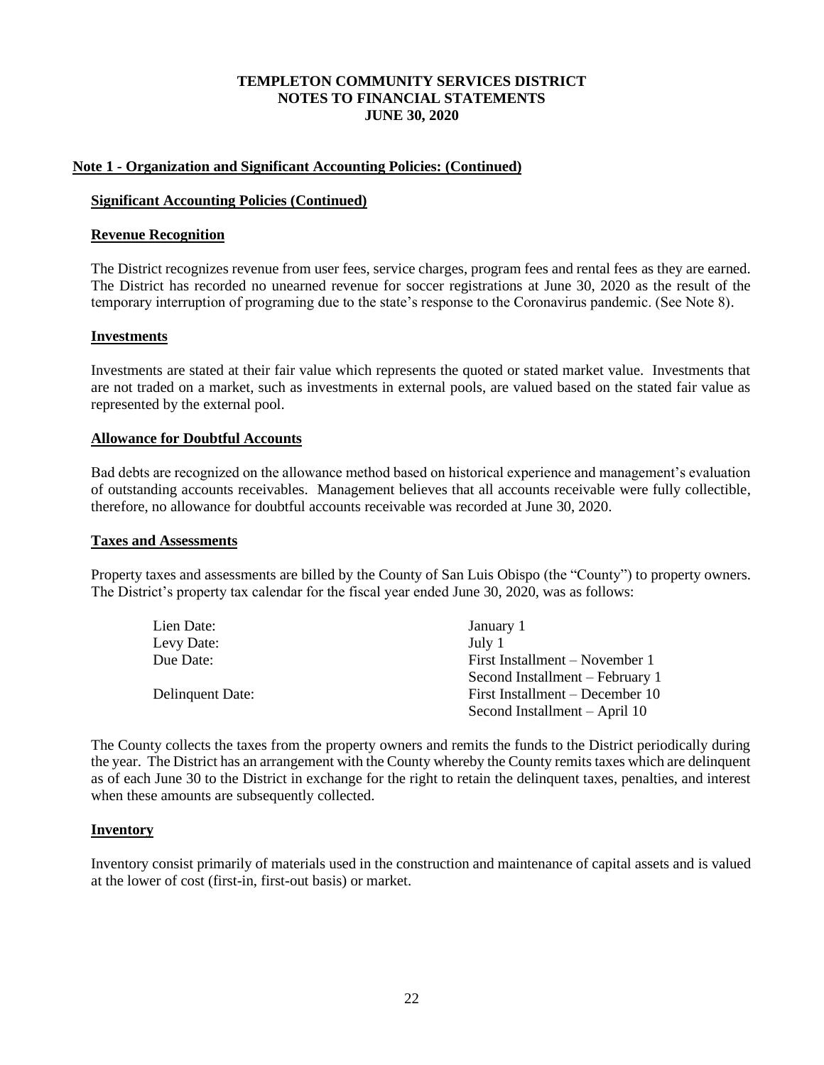# TEMPLETON COMMUNITY SERVICES DISTRICT
## NOTES TO FINANCIAL STATEMENTS
## JUNE 30, 2020

**Note 1 - Organization and Significant Accounting Policies: (Continued)**

**Significant Accounting Policies (Continued)**

**Revenue Recognition**

The District recognizes revenue from user fees, service charges, program fees and rental fees as they are earned. The District has recorded no unearned revenue for soccer registrations at June 30, 2020 as the result of the temporary interruption of programing due to the state's response to the Coronavirus pandemic. (See Note 8).

**Investments**

Investments are stated at their fair value which represents the quoted or stated market value. Investments that are not traded on a market, such as investments in external pools, are valued based on the stated fair value as represented by the external pool.

**Allowance for Doubtful Accounts**

Bad debts are recognized on the allowance method based on historical experience and management's evaluation of outstanding accounts receivables. Management believes that all accounts receivable were fully collectible, therefore, no allowance for doubtful accounts receivable was recorded at June 30, 2020.

**Taxes and Assessments**

Property taxes and assessments are billed by the County of San Luis Obispo (the "County") to property owners. The District's property tax calendar for the fiscal year ended June 30, 2020, was as follows:

| | |
|---|---|
| Lien Date: | January 1 |
| Levy Date: | July 1 |
| Due Date: | First Installment – November 1 |
| | Second Installment – February 1 |
| Delinquent Date: | First Installment – December 10 |
| | Second Installment – April 10 |

The County collects the taxes from the property owners and remits the funds to the District periodically during the year. The District has an arrangement with the County whereby the County remits taxes which are delinquent as of each June 30 to the District in exchange for the right to retain the delinquent taxes, penalties, and interest when these amounts are subsequently collected.

**Inventory**

Inventory consist primarily of materials used in the construction and maintenance of capital assets and is valued at the lower of cost (first-in, first-out basis) or market.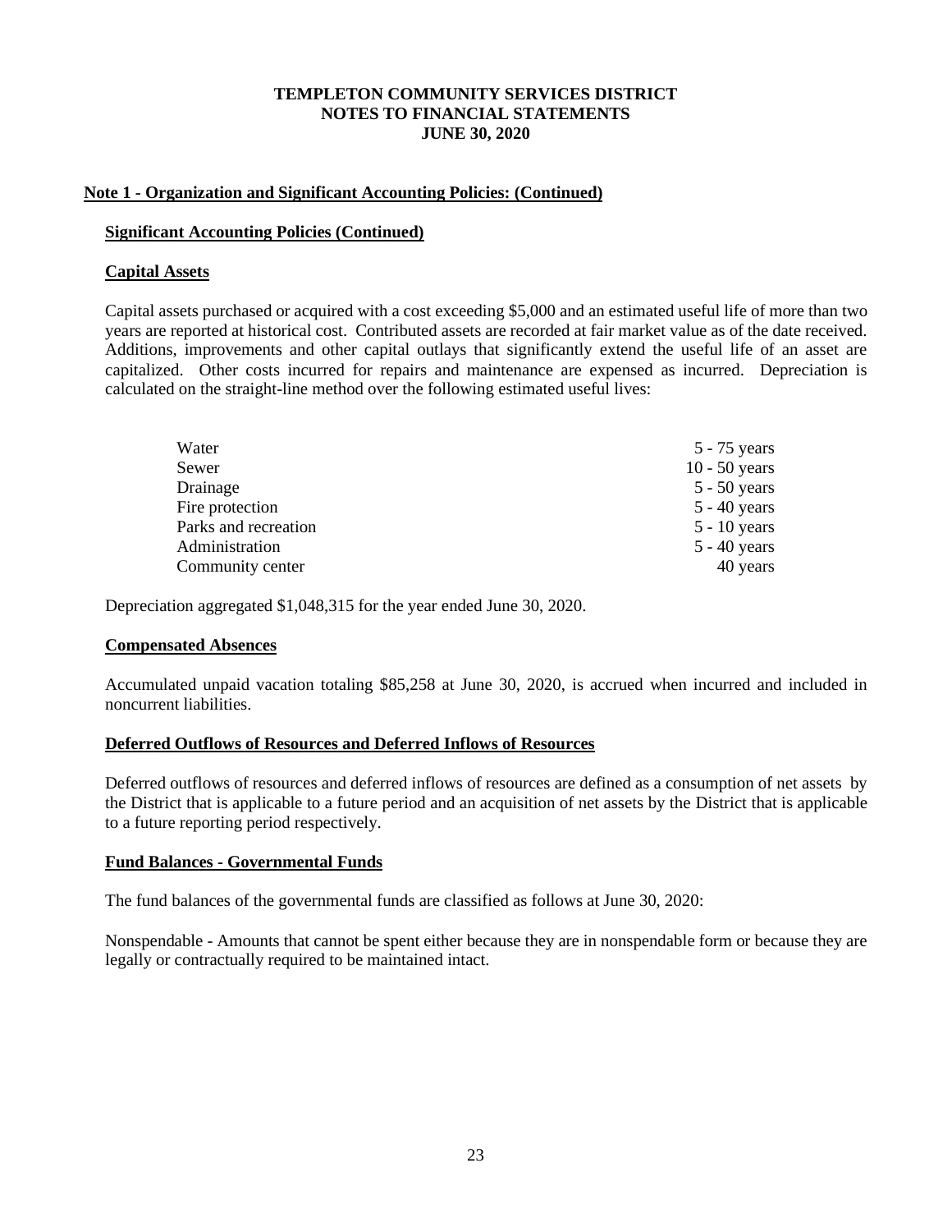# TEMPLETON COMMUNITY SERVICES DISTRICT
## NOTES TO FINANCIAL STATEMENTS
## JUNE 30, 2020

**Note 1 - Organization and Significant Accounting Policies: (Continued)**

**Significant Accounting Policies (Continued)**

**Capital Assets**

Capital assets purchased or acquired with a cost exceeding $5,000 and an estimated useful life of more than two years are reported at historical cost. Contributed assets are recorded at fair market value as of the date received. Additions, improvements and other capital outlays that significantly extend the useful life of an asset are capitalized. Other costs incurred for repairs and maintenance are expensed as incurred. Depreciation is calculated on the straight-line method over the following estimated useful lives:

| | |
|---|---|
| Water | 5 - 75 years |
| Sewer | 10 - 50 years |
| Drainage | 5 - 50 years |
| Fire protection | 5 - 40 years |
| Parks and recreation | 5 - 10 years |
| Administration | 5 - 40 years |
| Community center | 40 years |

Depreciation aggregated $1,048,315 for the year ended June 30, 2020.

**Compensated Absences**

Accumulated unpaid vacation totaling $85,258 at June 30, 2020, is accrued when incurred and included in noncurrent liabilities.

**Deferred Outflows of Resources and Deferred Inflows of Resources**

Deferred outflows of resources and deferred inflows of resources are defined as a consumption of net assets by the District that is applicable to a future period and an acquisition of net assets by the District that is applicable to a future reporting period respectively.

**Fund Balances - Governmental Funds**

The fund balances of the governmental funds are classified as follows at June 30, 2020:

Nonspendable - Amounts that cannot be spent either because they are in nonspendable form or because they are legally or contractually required to be maintained intact.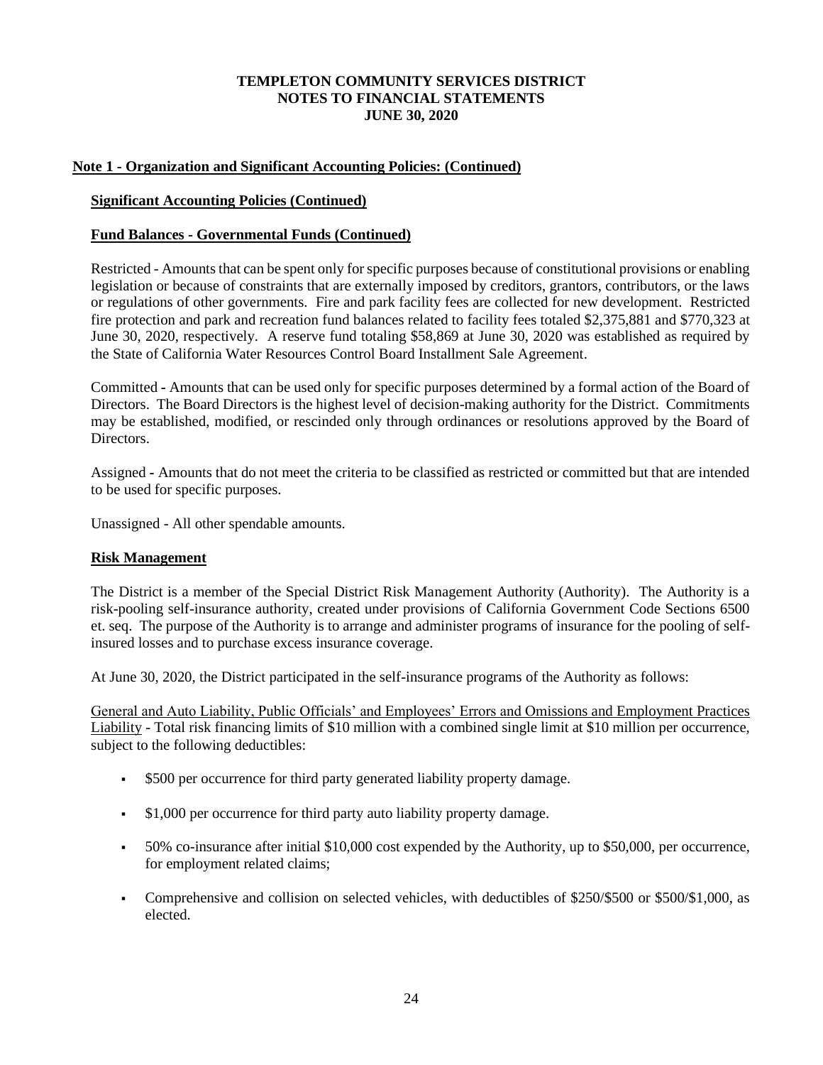## Note 1 - Organization and Significant Accounting Policies: (Continued)

### Significant Accounting Policies (Continued)

### Fund Balances - Governmental Funds (Continued)

Restricted - Amounts that can be spent only for specific purposes because of constitutional provisions or enabling legislation or because of constraints that are externally imposed by creditors, grantors, contributors, or the laws or regulations of other governments. Fire and park facility fees are collected for new development. Restricted fire protection and park and recreation fund balances related to facility fees totaled $2,375,881 and $770,323 at June 30, 2020, respectively. A reserve fund totaling $58,869 at June 30, 2020 was established as required by the State of California Water Resources Control Board Installment Sale Agreement.

Committed - Amounts that can be used only for specific purposes determined by a formal action of the Board of Directors. The Board Directors is the highest level of decision-making authority for the District. Commitments may be established, modified, or rescinded only through ordinances or resolutions approved by the Board of Directors.

Assigned - Amounts that do not meet the criteria to be classified as restricted or committed but that are intended to be used for specific purposes.

Unassigned - All other spendable amounts.

### Risk Management

The District is a member of the Special District Risk Management Authority (Authority). The Authority is a risk-pooling self-insurance authority, created under provisions of California Government Code Sections 6500 et. seq. The purpose of the Authority is to arrange and administer programs of insurance for the pooling of self-insured losses and to purchase excess insurance coverage.

At June 30, 2020, the District participated in the self-insurance programs of the Authority as follows:

General and Auto Liability, Public Officials' and Employees' Errors and Omissions and Employment Practices Liability - Total risk financing limits of $10 million with a combined single limit at $10 million per occurrence, subject to the following deductibles:

- $500 per occurrence for third party generated liability property damage.
- $1,000 per occurrence for third party auto liability property damage.
- 50% co-insurance after initial $10,000 cost expended by the Authority, up to $50,000, per occurrence, for employment related claims;
- Comprehensive and collision on selected vehicles, with deductibles of $250/$500 or $500/$1,000, as elected.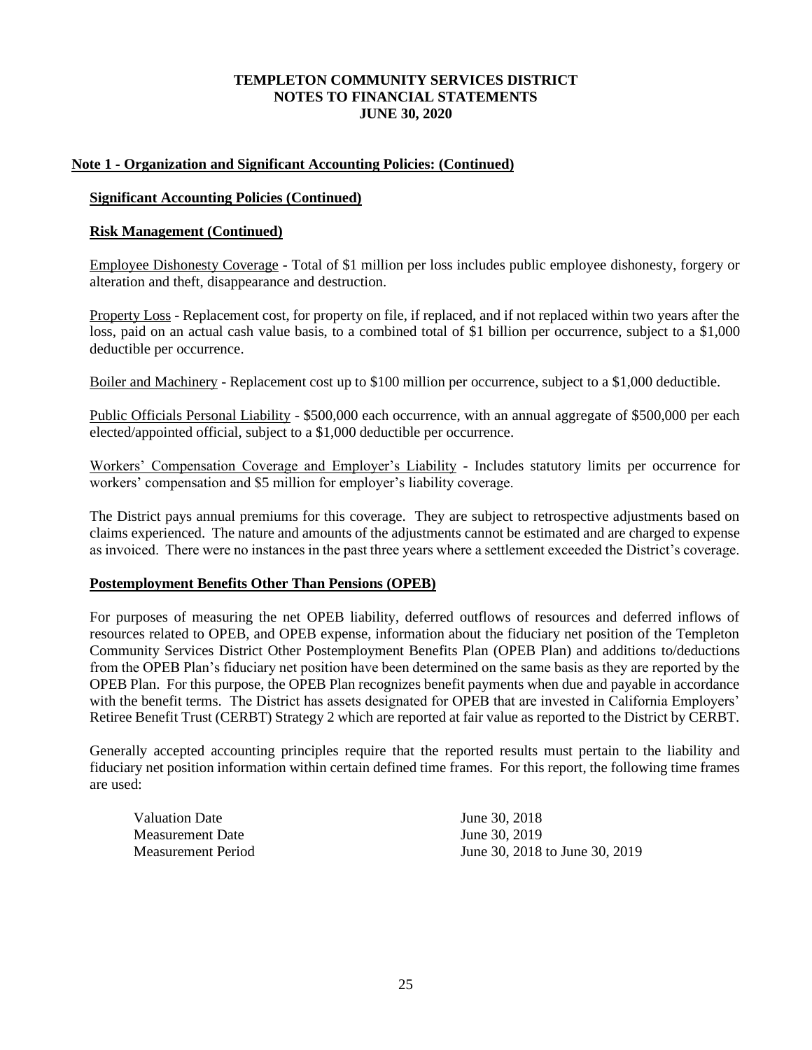## Note 1 - Organization and Significant Accounting Policies: (Continued)

### Significant Accounting Policies (Continued)

### Risk Management (Continued)

Employee Dishonesty Coverage - Total of $1 million per loss includes public employee dishonesty, forgery or alteration and theft, disappearance and destruction.

Property Loss - Replacement cost, for property on file, if replaced, and if not replaced within two years after the loss, paid on an actual cash value basis, to a combined total of $1 billion per occurrence, subject to a $1,000 deductible per occurrence.

Boiler and Machinery - Replacement cost up to $100 million per occurrence, subject to a $1,000 deductible.

Public Officials Personal Liability - $500,000 each occurrence, with an annual aggregate of $500,000 per each elected/appointed official, subject to a $1,000 deductible per occurrence.

Workers' Compensation Coverage and Employer's Liability - Includes statutory limits per occurrence for workers' compensation and $5 million for employer's liability coverage.

The District pays annual premiums for this coverage. They are subject to retrospective adjustments based on claims experienced. The nature and amounts of the adjustments cannot be estimated and are charged to expense as invoiced. There were no instances in the past three years where a settlement exceeded the District's coverage.

### Postemployment Benefits Other Than Pensions (OPEB)

For purposes of measuring the net OPEB liability, deferred outflows of resources and deferred inflows of resources related to OPEB, and OPEB expense, information about the fiduciary net position of the Templeton Community Services District Other Postemployment Benefits Plan (OPEB Plan) and additions to/deductions from the OPEB Plan's fiduciary net position have been determined on the same basis as they are reported by the OPEB Plan. For this purpose, the OPEB Plan recognizes benefit payments when due and payable in accordance with the benefit terms. The District has assets designated for OPEB that are invested in California Employers' Retiree Benefit Trust (CERBT) Strategy 2 which are reported at fair value as reported to the District by CERBT.

Generally accepted accounting principles require that the reported results must pertain to the liability and fiduciary net position information within certain defined time frames. For this report, the following time frames are used:

| | |
|---|---|
| Valuation Date | June 30, 2018 |
| Measurement Date | June 30, 2019 |
| Measurement Period | June 30, 2018 to June 30, 2019 |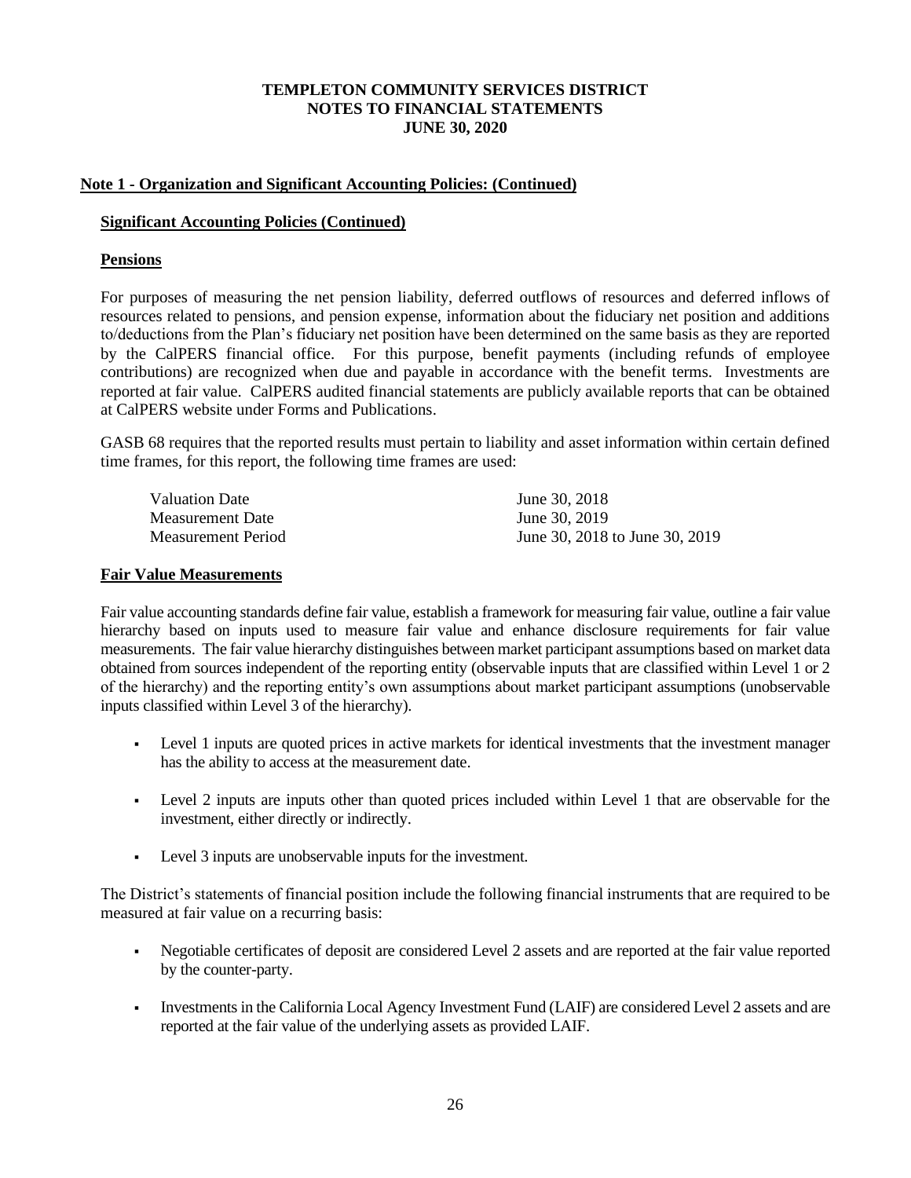# TEMPLETON COMMUNITY SERVICES DISTRICT
# NOTES TO FINANCIAL STATEMENTS
# JUNE 30, 2020

## Note 1 - Organization and Significant Accounting Policies: (Continued)

### Significant Accounting Policies (Continued)

### Pensions

For purposes of measuring the net pension liability, deferred outflows of resources and deferred inflows of resources related to pensions, and pension expense, information about the fiduciary net position and additions to/deductions from the Plan's fiduciary net position have been determined on the same basis as they are reported by the CalPERS financial office. For this purpose, benefit payments (including refunds of employee contributions) are recognized when due and payable in accordance with the benefit terms. Investments are reported at fair value. CalPERS audited financial statements are publicly available reports that can be obtained at CalPERS website under Forms and Publications.

GASB 68 requires that the reported results must pertain to liability and asset information within certain defined time frames, for this report, the following time frames are used:

| | |
|---|---|
| Valuation Date | June 30, 2018 |
| Measurement Date | June 30, 2019 |
| Measurement Period | June 30, 2018 to June 30, 2019 |

### Fair Value Measurements

Fair value accounting standards define fair value, establish a framework for measuring fair value, outline a fair value hierarchy based on inputs used to measure fair value and enhance disclosure requirements for fair value measurements. The fair value hierarchy distinguishes between market participant assumptions based on market data obtained from sources independent of the reporting entity (observable inputs that are classified within Level 1 or 2 of the hierarchy) and the reporting entity's own assumptions about market participant assumptions (unobservable inputs classified within Level 3 of the hierarchy).

- Level 1 inputs are quoted prices in active markets for identical investments that the investment manager has the ability to access at the measurement date.
- Level 2 inputs are inputs other than quoted prices included within Level 1 that are observable for the investment, either directly or indirectly.
- Level 3 inputs are unobservable inputs for the investment.

The District's statements of financial position include the following financial instruments that are required to be measured at fair value on a recurring basis:

- Negotiable certificates of deposit are considered Level 2 assets and are reported at the fair value reported by the counter-party.
- Investments in the California Local Agency Investment Fund (LAIF) are considered Level 2 assets and are reported at the fair value of the underlying assets as provided LAIF.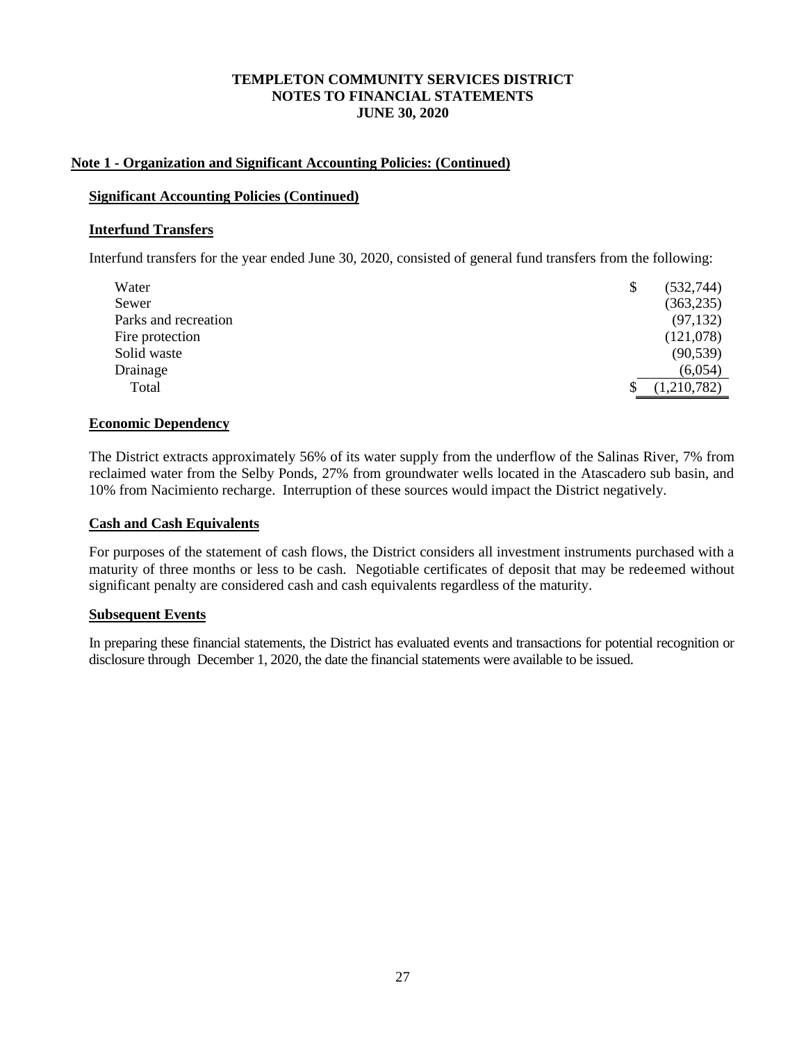# TEMPLETON COMMUNITY SERVICES DISTRICT
# NOTES TO FINANCIAL STATEMENTS
# JUNE 30, 2020

## Note 1 - Organization and Significant Accounting Policies: (Continued)

### Significant Accounting Policies (Continued)

### Interfund Transfers

Interfund transfers for the year ended June 30, 2020, consisted of general fund transfers from the following:

| | | |
|---|---|---|
| Water | $ | (532,744) |
| Sewer | | (363,235) |
| Parks and recreation | | (97,132) |
| Fire protection | | (121,078) |
| Solid waste | | (90,539) |
| Drainage | | (6,054) |
| Total | $ | (1,210,782) |

### Economic Dependency

The District extracts approximately 56% of its water supply from the underflow of the Salinas River, 7% from reclaimed water from the Selby Ponds, 27% from groundwater wells located in the Atascadero sub basin, and 10% from Nacimiento recharge. Interruption of these sources would impact the District negatively.

### Cash and Cash Equivalents

For purposes of the statement of cash flows, the District considers all investment instruments purchased with a maturity of three months or less to be cash. Negotiable certificates of deposit that may be redeemed without significant penalty are considered cash and cash equivalents regardless of the maturity.

### Subsequent Events

In preparing these financial statements, the District has evaluated events and transactions for potential recognition or disclosure through December 1, 2020, the date the financial statements were available to be issued.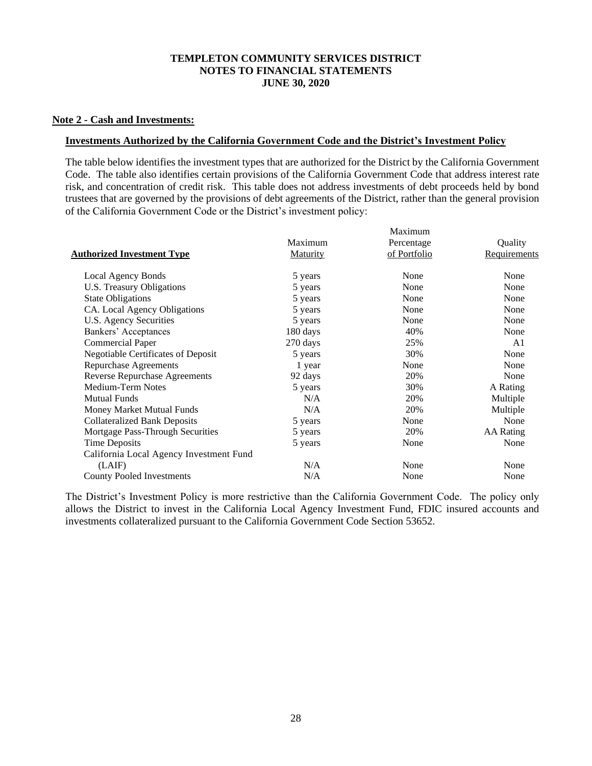# TEMPLETON COMMUNITY SERVICES DISTRICT
## NOTES TO FINANCIAL STATEMENTS
## JUNE 30, 2020

**Note 2 - Cash and Investments:**

**Investments Authorized by the California Government Code and the District's Investment Policy**

The table below identifies the investment types that are authorized for the District by the California Government Code. The table also identifies certain provisions of the California Government Code that address interest rate risk, and concentration of credit risk. This table does not address investments of debt proceeds held by bond trustees that are governed by the provisions of debt agreements of the District, rather than the general provision of the California Government Code or the District's investment policy:

| Authorized Investment Type | Maximum Maturity | Maximum Percentage of Portfolio | Quality Requirements |
|---|---|---|---|
| Local Agency Bonds | 5 years | None | None |
| U.S. Treasury Obligations | 5 years | None | None |
| State Obligations | 5 years | None | None |
| CA. Local Agency Obligations | 5 years | None | None |
| U.S. Agency Securities | 5 years | None | None |
| Bankers' Acceptances | 180 days | 40% | None |
| Commercial Paper | 270 days | 25% | A1 |
| Negotiable Certificates of Deposit | 5 years | 30% | None |
| Repurchase Agreements | 1 year | None | None |
| Reverse Repurchase Agreements | 92 days | 20% | None |
| Medium-Term Notes | 5 years | 30% | A Rating |
| Mutual Funds | N/A | 20% | Multiple |
| Money Market Mutual Funds | N/A | 20% | Multiple |
| Collateralized Bank Deposits | 5 years | None | None |
| Mortgage Pass-Through Securities | 5 years | 20% | AA Rating |
| Time Deposits | 5 years | None | None |
| California Local Agency Investment Fund (LAIF) | N/A | None | None |
| County Pooled Investments | N/A | None | None |

The District's Investment Policy is more restrictive than the California Government Code. The policy only allows the District to invest in the California Local Agency Investment Fund, FDIC insured accounts and investments collateralized pursuant to the California Government Code Section 53652.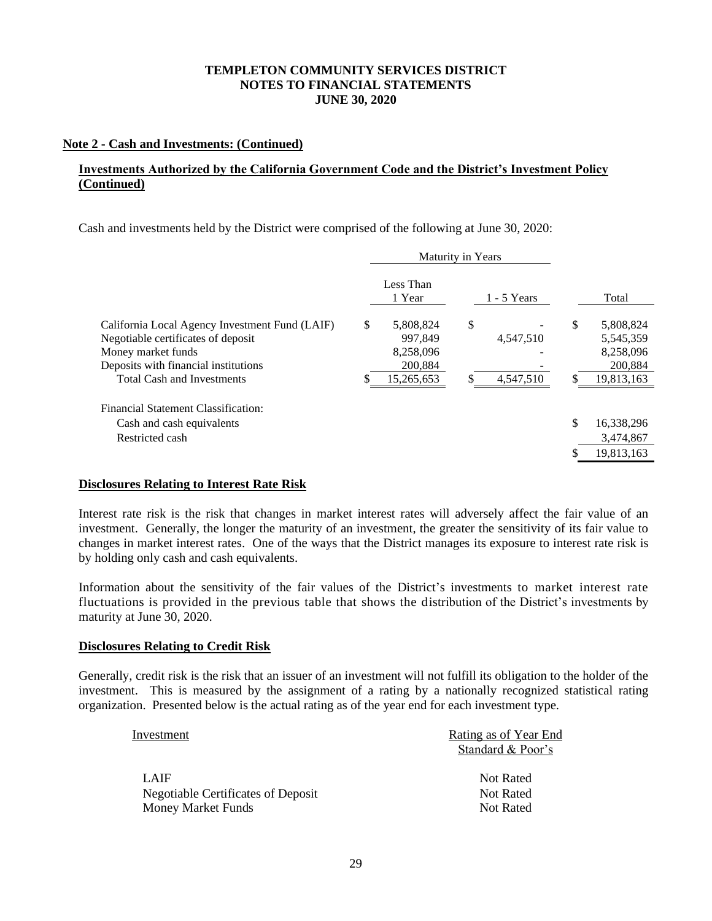**Note 2 - Cash and Investments: (Continued)**

**Investments Authorized by the California Government Code and the District's Investment Policy (Continued)**

Cash and investments held by the District were comprised of the following at June 30, 2020:

| | Maturity in Years | | |
|---|---|---|---|
| | Less Than 1 Year | 1 - 5 Years | Total |
| California Local Agency Investment Fund (LAIF) | $ 5,808,824 | $ - | $ 5,808,824 |
| Negotiable certificates of deposit | 997,849 | 4,547,510 | 5,545,359 |
| Money market funds | 8,258,096 | - | 8,258,096 |
| Deposits with financial institutions | 200,884 | - | 200,884 |
| Total Cash and Investments | $ 15,265,653 | $ 4,547,510 | $ 19,813,163 |
| Financial Statement Classification: | | | |
| Cash and cash equivalents | | | $ 16,338,296 |
| Restricted cash | | | 3,474,867 |
| | | | $ 19,813,163 |

**Disclosures Relating to Interest Rate Risk**

Interest rate risk is the risk that changes in market interest rates will adversely affect the fair value of an investment. Generally, the longer the maturity of an investment, the greater the sensitivity of its fair value to changes in market interest rates. One of the ways that the District manages its exposure to interest rate risk is by holding only cash and cash equivalents.

Information about the sensitivity of the fair values of the District's investments to market interest rate fluctuations is provided in the previous table that shows the distribution of the District's investments by maturity at June 30, 2020.

**Disclosures Relating to Credit Risk**

Generally, credit risk is the risk that an issuer of an investment will not fulfill its obligation to the holder of the investment. This is measured by the assignment of a rating by a nationally recognized statistical rating organization. Presented below is the actual rating as of the year end for each investment type.

| Investment | Rating as of Year End Standard & Poor's |
|---|---|
| LAIF | Not Rated |
| Negotiable Certificates of Deposit | Not Rated |
| Money Market Funds | Not Rated |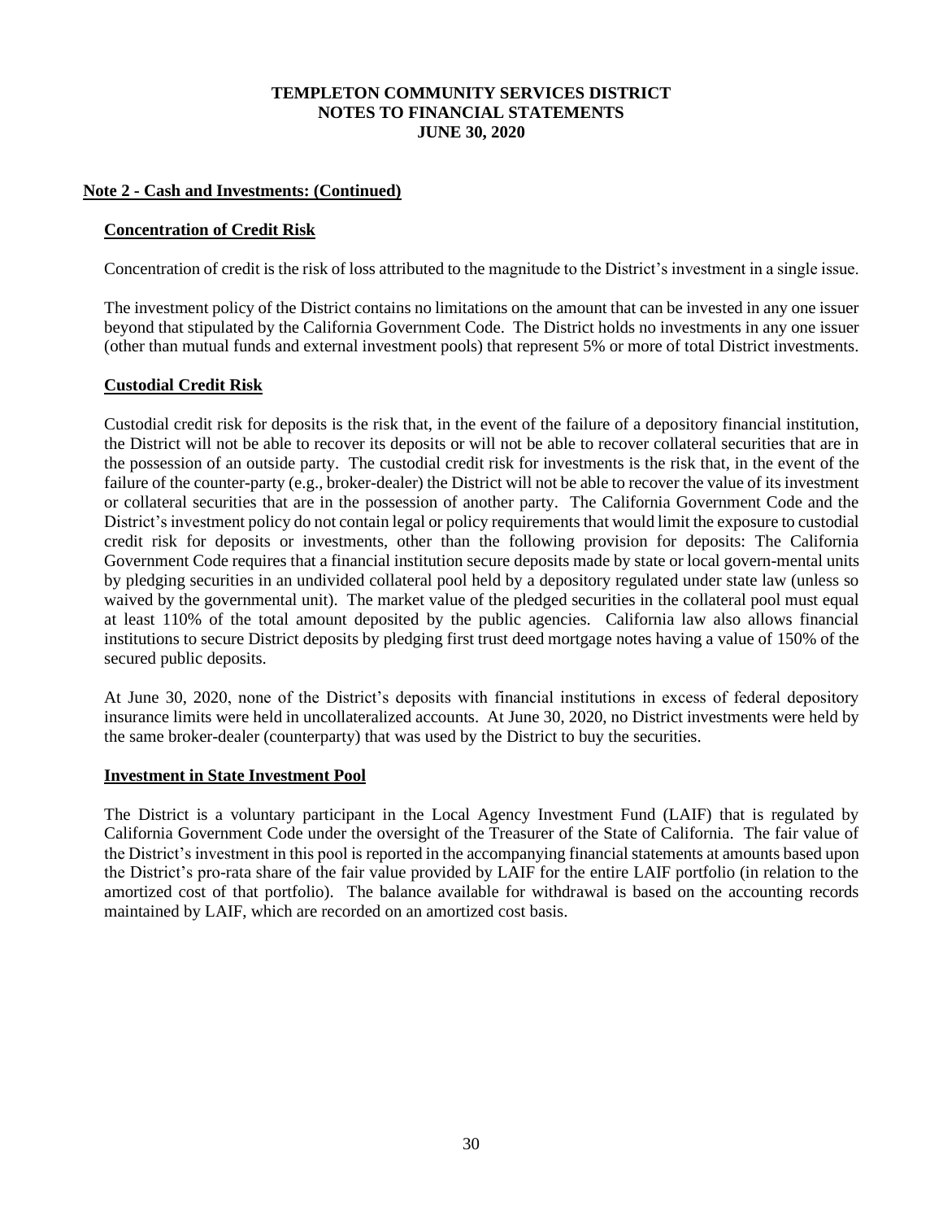# TEMPLETON COMMUNITY SERVICES DISTRICT
# NOTES TO FINANCIAL STATEMENTS
# JUNE 30, 2020

## Note 2 - Cash and Investments: (Continued)

### Concentration of Credit Risk

Concentration of credit is the risk of loss attributed to the magnitude to the District's investment in a single issue.

The investment policy of the District contains no limitations on the amount that can be invested in any one issuer beyond that stipulated by the California Government Code. The District holds no investments in any one issuer (other than mutual funds and external investment pools) that represent 5% or more of total District investments.

### Custodial Credit Risk

Custodial credit risk for deposits is the risk that, in the event of the failure of a depository financial institution, the District will not be able to recover its deposits or will not be able to recover collateral securities that are in the possession of an outside party. The custodial credit risk for investments is the risk that, in the event of the failure of the counter-party (e.g., broker-dealer) the District will not be able to recover the value of its investment or collateral securities that are in the possession of another party. The California Government Code and the District's investment policy do not contain legal or policy requirements that would limit the exposure to custodial credit risk for deposits or investments, other than the following provision for deposits: The California Government Code requires that a financial institution secure deposits made by state or local govern-mental units by pledging securities in an undivided collateral pool held by a depository regulated under state law (unless so waived by the governmental unit). The market value of the pledged securities in the collateral pool must equal at least 110% of the total amount deposited by the public agencies. California law also allows financial institutions to secure District deposits by pledging first trust deed mortgage notes having a value of 150% of the secured public deposits.

At June 30, 2020, none of the District's deposits with financial institutions in excess of federal depository insurance limits were held in uncollateralized accounts. At June 30, 2020, no District investments were held by the same broker-dealer (counterparty) that was used by the District to buy the securities.

### Investment in State Investment Pool

The District is a voluntary participant in the Local Agency Investment Fund (LAIF) that is regulated by California Government Code under the oversight of the Treasurer of the State of California. The fair value of the District's investment in this pool is reported in the accompanying financial statements at amounts based upon the District's pro-rata share of the fair value provided by LAIF for the entire LAIF portfolio (in relation to the amortized cost of that portfolio). The balance available for withdrawal is based on the accounting records maintained by LAIF, which are recorded on an amortized cost basis.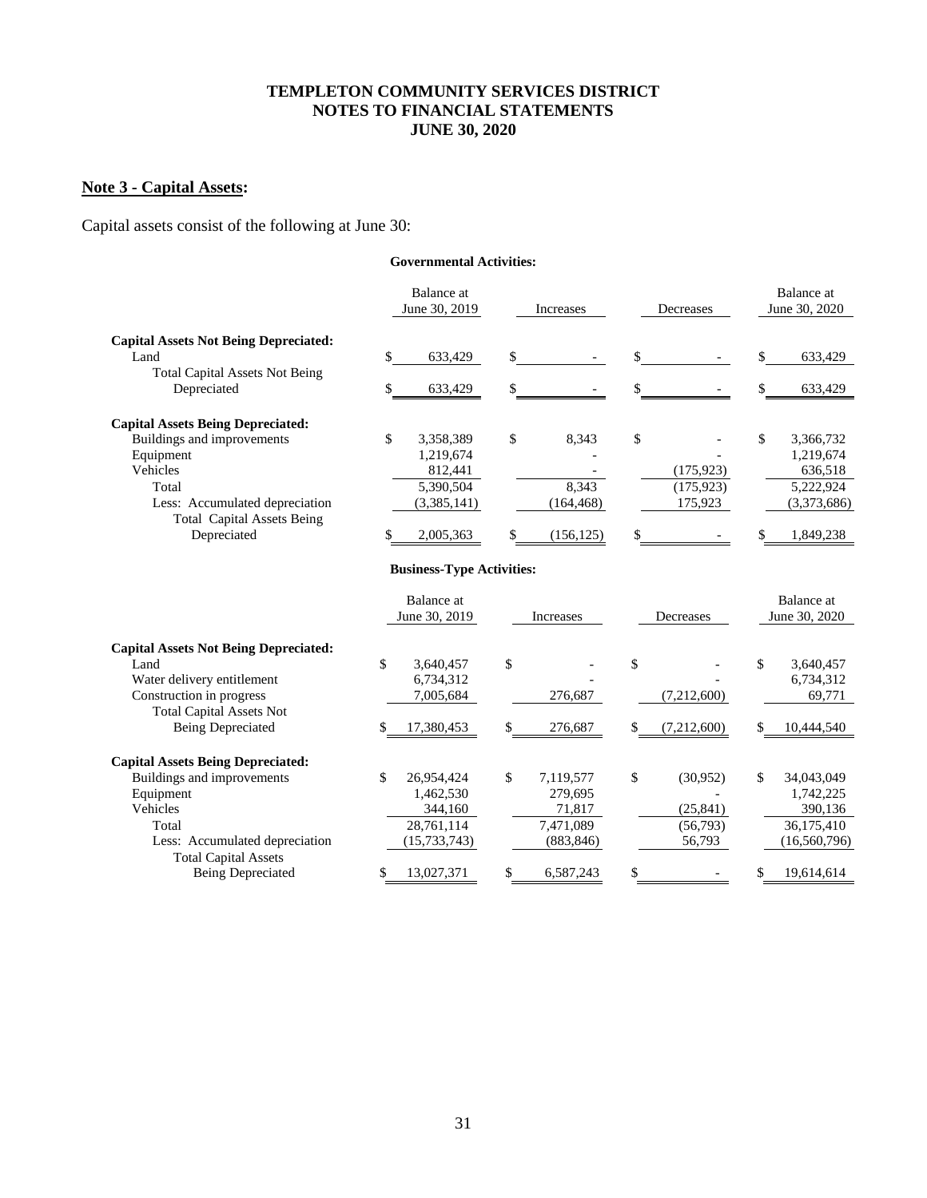**TEMPLETON COMMUNITY SERVICES DISTRICT**
**NOTES TO FINANCIAL STATEMENTS**
**JUNE 30, 2020**

## Note 3 - Capital Assets:

Capital assets consist of the following at June 30:

**Governmental Activities:**

| | Balance at June 30, 2019 | Increases | Decreases | Balance at June 30, 2020 |
|---|---|---|---|---|
| **Capital Assets Not Being Depreciated:** | | | | |
| Land | $ 633,429 | $ - | $ - | $ 633,429 |
| Total Capital Assets Not Being Depreciated | $ 633,429 | $ - | $ - | $ 633,429 |
| **Capital Assets Being Depreciated:** | | | | |
| Buildings and improvements | $ 3,358,389 | $ 8,343 | $ - | $ 3,366,732 |
| Equipment | 1,219,674 | - | - | 1,219,674 |
| Vehicles | 812,441 | - | (175,923) | 636,518 |
| Total | 5,390,504 | 8,343 | (175,923) | 5,222,924 |
| Less: Accumulated depreciation | (3,385,141) | (164,468) | 175,923 | (3,373,686) |
| Total Capital Assets Being Depreciated | $ 2,005,363 | $ (156,125) | $ - | $ 1,849,238 |

**Business-Type Activities:**

| | Balance at June 30, 2019 | Increases | Decreases | Balance at June 30, 2020 |
|---|---|---|---|---|
| **Capital Assets Not Being Depreciated:** | | | | |
| Land | $ 3,640,457 | $ - | $ - | $ 3,640,457 |
| Water delivery entitlement | 6,734,312 | - | - | 6,734,312 |
| Construction in progress | 7,005,684 | 276,687 | (7,212,600) | 69,771 |
| Total Capital Assets Not Being Depreciated | $ 17,380,453 | $ 276,687 | $ (7,212,600) | $ 10,444,540 |
| **Capital Assets Being Depreciated:** | | | | |
| Buildings and improvements | $ 26,954,424 | $ 7,119,577 | $ (30,952) | $ 34,043,049 |
| Equipment | 1,462,530 | 279,695 | - | 1,742,225 |
| Vehicles | 344,160 | 71,817 | (25,841) | 390,136 |
| Total | 28,761,114 | 7,471,089 | (56,793) | 36,175,410 |
| Less: Accumulated depreciation | (15,733,743) | (883,846) | 56,793 | (16,560,796) |
| Total Capital Assets Being Depreciated | $ 13,027,371 | $ 6,587,243 | $ - | $ 19,614,614 |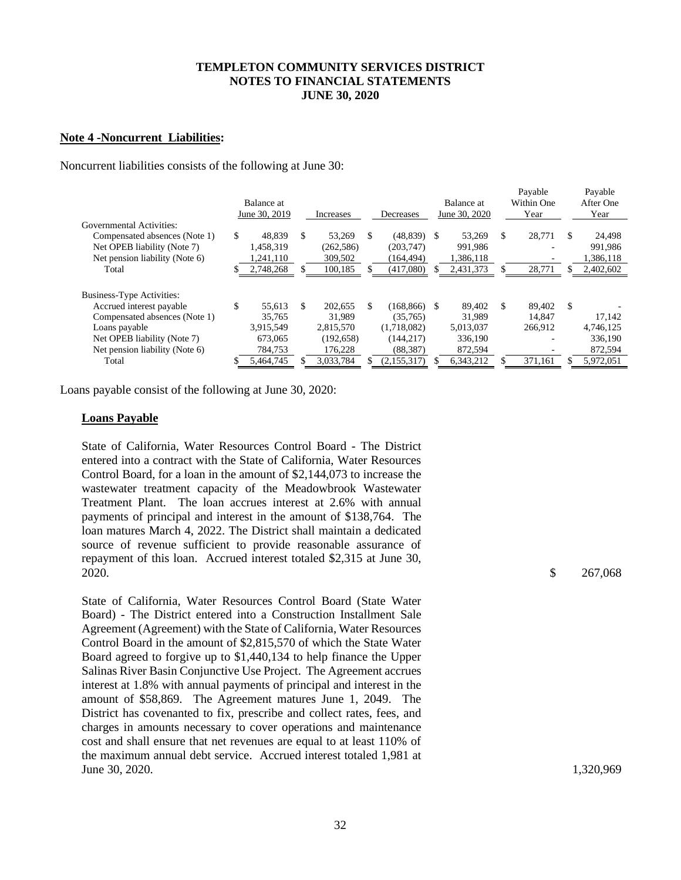TEMPLETON COMMUNITY SERVICES DISTRICT
NOTES TO FINANCIAL STATEMENTS
JUNE 30, 2020

## Note 4 - Noncurrent Liabilities:

Noncurrent liabilities consists of the following at June 30:

| | Balance at June 30, 2019 | Increases | Decreases | Balance at June 30, 2020 | Payable Within One Year | Payable After One Year |
|---|---|---|---|---|---|---|
| Governmental Activities: | | | | | | |
| Compensated absences (Note 1) | $ 48,839 | $ 53,269 | $ (48,839) | $ 53,269 | $ 28,771 | $ 24,498 |
| Net OPEB liability (Note 7) | 1,458,319 | (262,586) | (203,747) | 991,986 | - | 991,986 |
| Net pension liability (Note 6) | 1,241,110 | 309,502 | (164,494) | 1,386,118 | - | 1,386,118 |
| Total | $ 2,748,268 | $ 100,185 | $ (417,080) | $ 2,431,373 | $ 28,771 | $ 2,402,602 |
| | | | | | | |
| Business-Type Activities: | | | | | | |
| Accrued interest payable | $ 55,613 | $ 202,655 | $ (168,866) | $ 89,402 | $ 89,402 | $ - |
| Compensated absences (Note 1) | 35,765 | 31,989 | (35,765) | 31,989 | 14,847 | 17,142 |
| Loans payable | 3,915,549 | 2,815,570 | (1,718,082) | 5,013,037 | 266,912 | 4,746,125 |
| Net OPEB liability (Note 7) | 673,065 | (192,658) | (144,217) | 336,190 | - | 336,190 |
| Net pension liability (Note 6) | 784,753 | 176,228 | (88,387) | 872,594 | - | 872,594 |
| Total | $ 5,464,745 | $ 3,033,784 | $ (2,155,317) | $ 6,343,212 | $ 371,161 | $ 5,972,051 |

Loans payable consist of the following at June 30, 2020:

### Loans Payable

| | |
|---|---|
| State of California, Water Resources Control Board - The District entered into a contract with the State of California, Water Resources Control Board, for a loan in the amount of $2,144,073 to increase the wastewater treatment capacity of the Meadowbrook Wastewater Treatment Plant. The loan accrues interest at 2.6% with annual payments of principal and interest in the amount of $138,764. The loan matures March 4, 2022. The District shall maintain a dedicated source of revenue sufficient to provide reasonable assurance of repayment of this loan. Accrued interest totaled $2,315 at June 30, 2020. | $ 267,068 |
| State of California, Water Resources Control Board (State Water Board) - The District entered into a Construction Installment Sale Agreement (Agreement) with the State of California, Water Resources Control Board in the amount of $2,815,570 of which the State Water Board agreed to forgive up to $1,440,134 to help finance the Upper Salinas River Basin Conjunctive Use Project. The Agreement accrues interest at 1.8% with annual payments of principal and interest in the amount of $58,869. The Agreement matures June 1, 2049. The District has covenanted to fix, prescribe and collect rates, fees, and charges in amounts necessary to cover operations and maintenance cost and shall ensure that net revenues are equal to at least 110% of the maximum annual debt service. Accrued interest totaled 1,981 at June 30, 2020. | 1,320,969 |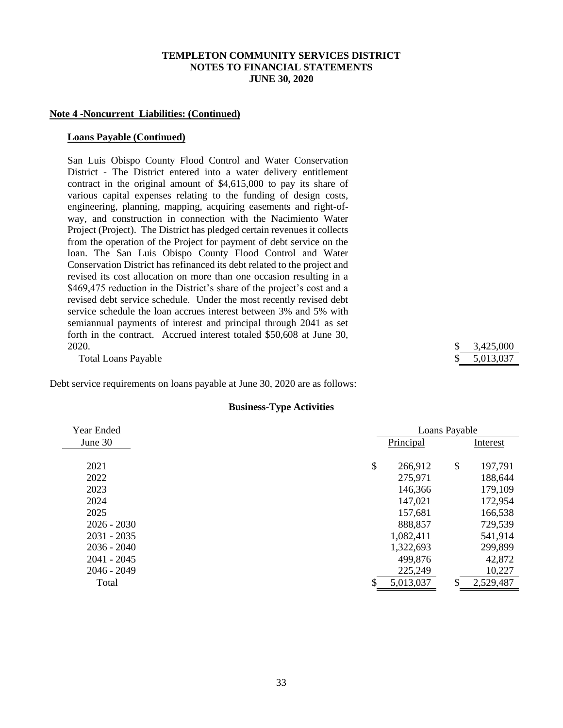## Note 4 -Noncurrent Liabilities: (Continued)

### Loans Payable (Continued)

| | |
|---|---|
| San Luis Obispo County Flood Control and Water Conservation District - The District entered into a water delivery entitlement contract in the original amount of $4,615,000 to pay its share of various capital expenses relating to the funding of design costs, engineering, planning, mapping, acquiring easements and right-of-way, and construction in connection with the Nacimiento Water Project (Project). The District has pledged certain revenues it collects from the operation of the Project for payment of debt service on the loan. The San Luis Obispo County Flood Control and Water Conservation District has refinanced its debt related to the project and revised its cost allocation on more than one occasion resulting in a $469,475 reduction in the District's share of the project's cost and a revised debt service schedule. Under the most recently revised debt service schedule the loan accrues interest between 3% and 5% with semiannual payments of interest and principal through 2041 as set forth in the contract. Accrued interest totaled $50,608 at June 30, 2020. | $ 3,425,000 |
| Total Loans Payable | $ 5,013,037 |

Debt service requirements on loans payable at June 30, 2020 are as follows:

**Business-Type Activities**

| Year Ended June 30 | Loans Payable Principal | Loans Payable Interest |
|---|---|---|
| 2021 | $ 266,912 | $ 197,791 |
| 2022 | 275,971 | 188,644 |
| 2023 | 146,366 | 179,109 |
| 2024 | 147,021 | 172,954 |
| 2025 | 157,681 | 166,538 |
| 2026 - 2030 | 888,857 | 729,539 |
| 2031 - 2035 | 1,082,411 | 541,914 |
| 2036 - 2040 | 1,322,693 | 299,899 |
| 2041 - 2045 | 499,876 | 42,872 |
| 2046 - 2049 | 225,249 | 10,227 |
| Total | $ 5,013,037 | $ 2,529,487 |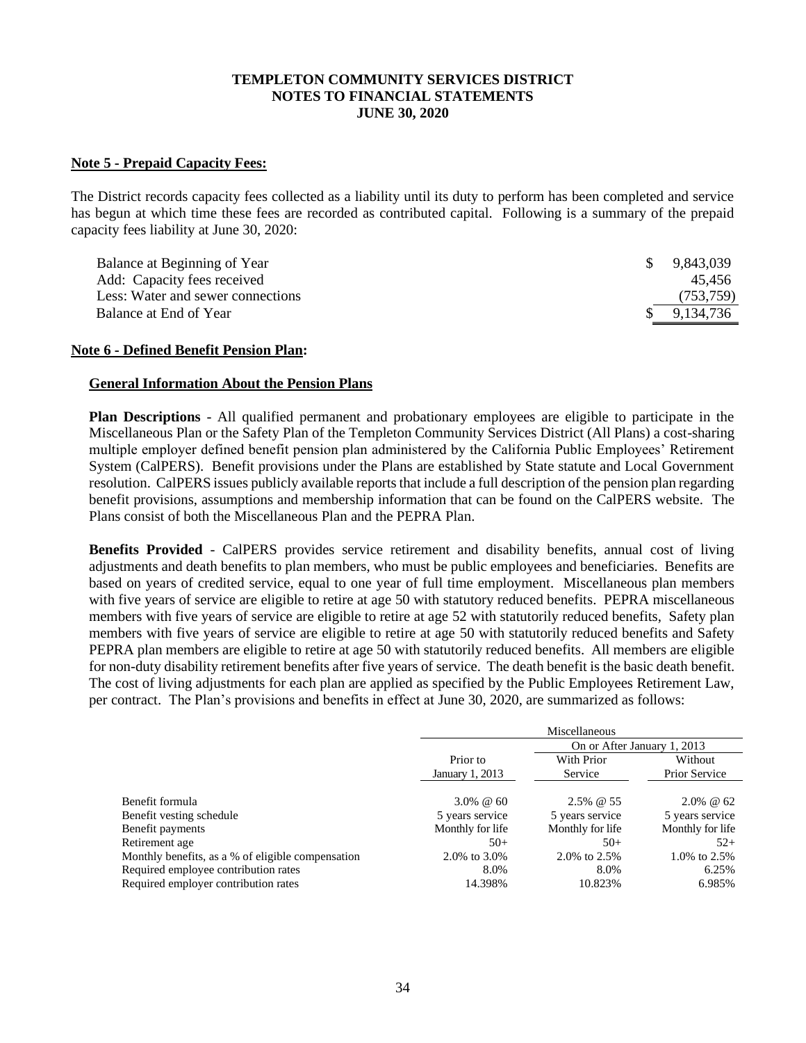## Note 5 - Prepaid Capacity Fees:

The District records capacity fees collected as a liability until its duty to perform has been completed and service has begun at which time these fees are recorded as contributed capital. Following is a summary of the prepaid capacity fees liability at June 30, 2020:

| | |
|---|---|
| Balance at Beginning of Year | $ 9,843,039 |
| Add: Capacity fees received | 45,456 |
| Less: Water and sewer connections | (753,759) |
| Balance at End of Year | $ 9,134,736 |

## Note 6 - Defined Benefit Pension Plan:

### General Information About the Pension Plans

**Plan Descriptions** - All qualified permanent and probationary employees are eligible to participate in the Miscellaneous Plan or the Safety Plan of the Templeton Community Services District (All Plans) a cost-sharing multiple employer defined benefit pension plan administered by the California Public Employees' Retirement System (CalPERS). Benefit provisions under the Plans are established by State statute and Local Government resolution. CalPERS issues publicly available reports that include a full description of the pension plan regarding benefit provisions, assumptions and membership information that can be found on the CalPERS website. The Plans consist of both the Miscellaneous Plan and the PEPRA Plan.

**Benefits Provided** - CalPERS provides service retirement and disability benefits, annual cost of living adjustments and death benefits to plan members, who must be public employees and beneficiaries. Benefits are based on years of credited service, equal to one year of full time employment. Miscellaneous plan members with five years of service are eligible to retire at age 50 with statutory reduced benefits. PEPRA miscellaneous members with five years of service are eligible to retire at age 52 with statutorily reduced benefits, Safety plan members with five years of service are eligible to retire at age 50 with statutorily reduced benefits and Safety PEPRA plan members are eligible to retire at age 50 with statutorily reduced benefits. All members are eligible for non-duty disability retirement benefits after five years of service. The death benefit is the basic death benefit. The cost of living adjustments for each plan are applied as specified by the Public Employees Retirement Law, per contract. The Plan's provisions and benefits in effect at June 30, 2020, are summarized as follows:

| | Miscellaneous | | |
|---|---|---|---|
| | | On or After January 1, 2013 | |
| | Prior to January 1, 2013 | With Prior Service | Without Prior Service |
| Benefit formula | 3.0% @ 60 | 2.5% @ 55 | 2.0% @ 62 |
| Benefit vesting schedule | 5 years service | 5 years service | 5 years service |
| Benefit payments | Monthly for life | Monthly for life | Monthly for life |
| Retirement age | 50+ | 50+ | 52+ |
| Monthly benefits, as a % of eligible compensation | 2.0% to 3.0% | 2.0% to 2.5% | 1.0% to 2.5% |
| Required employee contribution rates | 8.0% | 8.0% | 6.25% |
| Required employer contribution rates | 14.398% | 10.823% | 6.985% |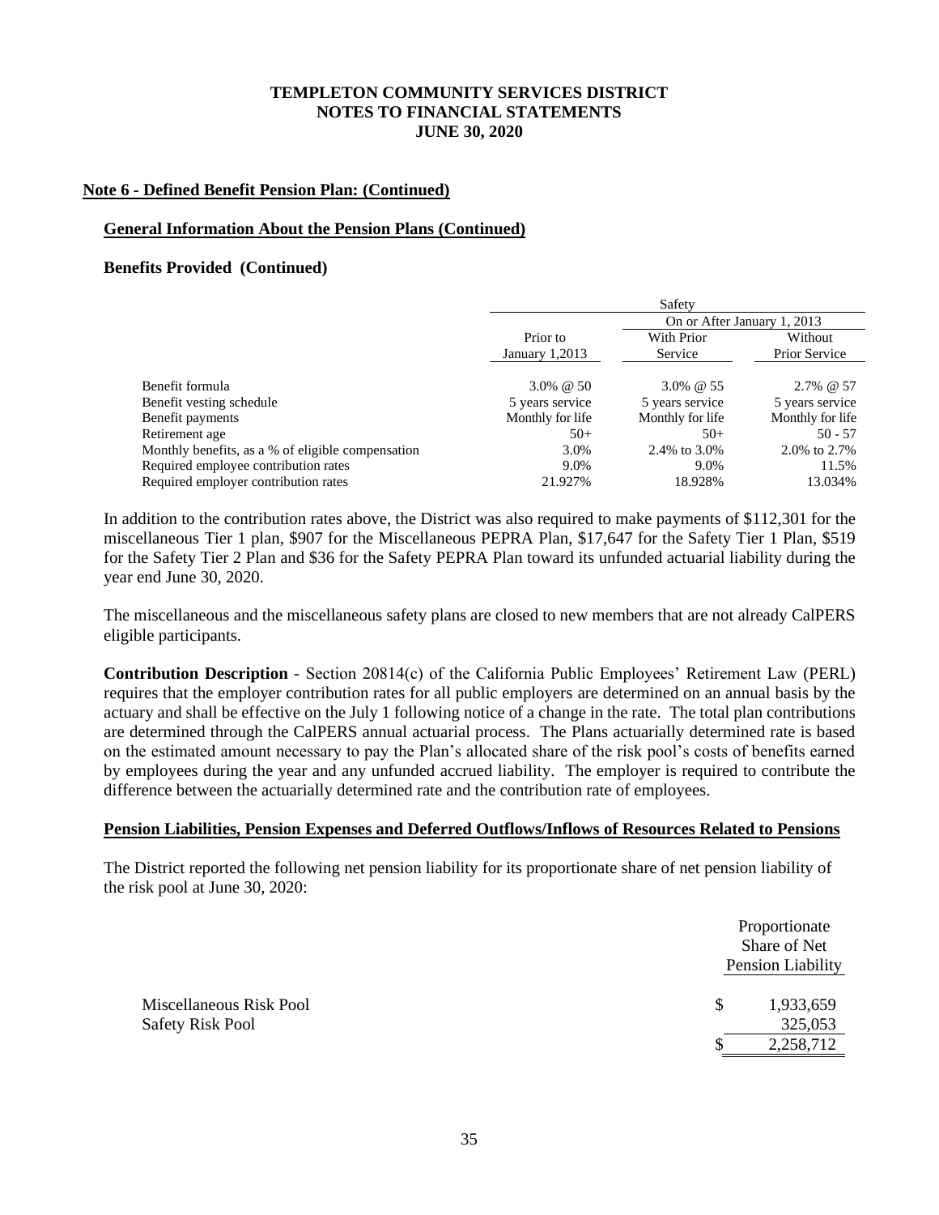**Note 6 - Defined Benefit Pension Plan: (Continued)**

**General Information About the Pension Plans (Continued)**

**Benefits Provided (Continued)**

| | Safety | | |
|---|---|---|---|
| | | On or After January 1, 2013 | |
| | Prior to January 1,2013 | With Prior Service | Without Prior Service |
| Benefit formula | 3.0% @ 50 | 3.0% @ 55 | 2.7% @ 57 |
| Benefit vesting schedule | 5 years service | 5 years service | 5 years service |
| Benefit payments | Monthly for life | Monthly for life | Monthly for life |
| Retirement age | 50+ | 50+ | 50 - 57 |
| Monthly benefits, as a % of eligible compensation | 3.0% | 2.4% to 3.0% | 2.0% to 2.7% |
| Required employee contribution rates | 9.0% | 9.0% | 11.5% |
| Required employer contribution rates | 21.927% | 18.928% | 13.034% |

In addition to the contribution rates above, the District was also required to make payments of $112,301 for the miscellaneous Tier 1 plan, $907 for the Miscellaneous PEPRA Plan, $17,647 for the Safety Tier 1 Plan, $519 for the Safety Tier 2 Plan and $36 for the Safety PEPRA Plan toward its unfunded actuarial liability during the year end June 30, 2020.

The miscellaneous and the miscellaneous safety plans are closed to new members that are not already CalPERS eligible participants.

**Contribution Description** - Section 20814(c) of the California Public Employees' Retirement Law (PERL) requires that the employer contribution rates for all public employers are determined on an annual basis by the actuary and shall be effective on the July 1 following notice of a change in the rate. The total plan contributions are determined through the CalPERS annual actuarial process. The Plans actuarially determined rate is based on the estimated amount necessary to pay the Plan's allocated share of the risk pool's costs of benefits earned by employees during the year and any unfunded accrued liability. The employer is required to contribute the difference between the actuarially determined rate and the contribution rate of employees.

**Pension Liabilities, Pension Expenses and Deferred Outflows/Inflows of Resources Related to Pensions**

The District reported the following net pension liability for its proportionate share of net pension liability of the risk pool at June 30, 2020:

| | Proportionate Share of Net Pension Liability |
|---|---|
| Miscellaneous Risk Pool | $ 1,933,659 |
| Safety Risk Pool | 325,053 |
| | $ 2,258,712 |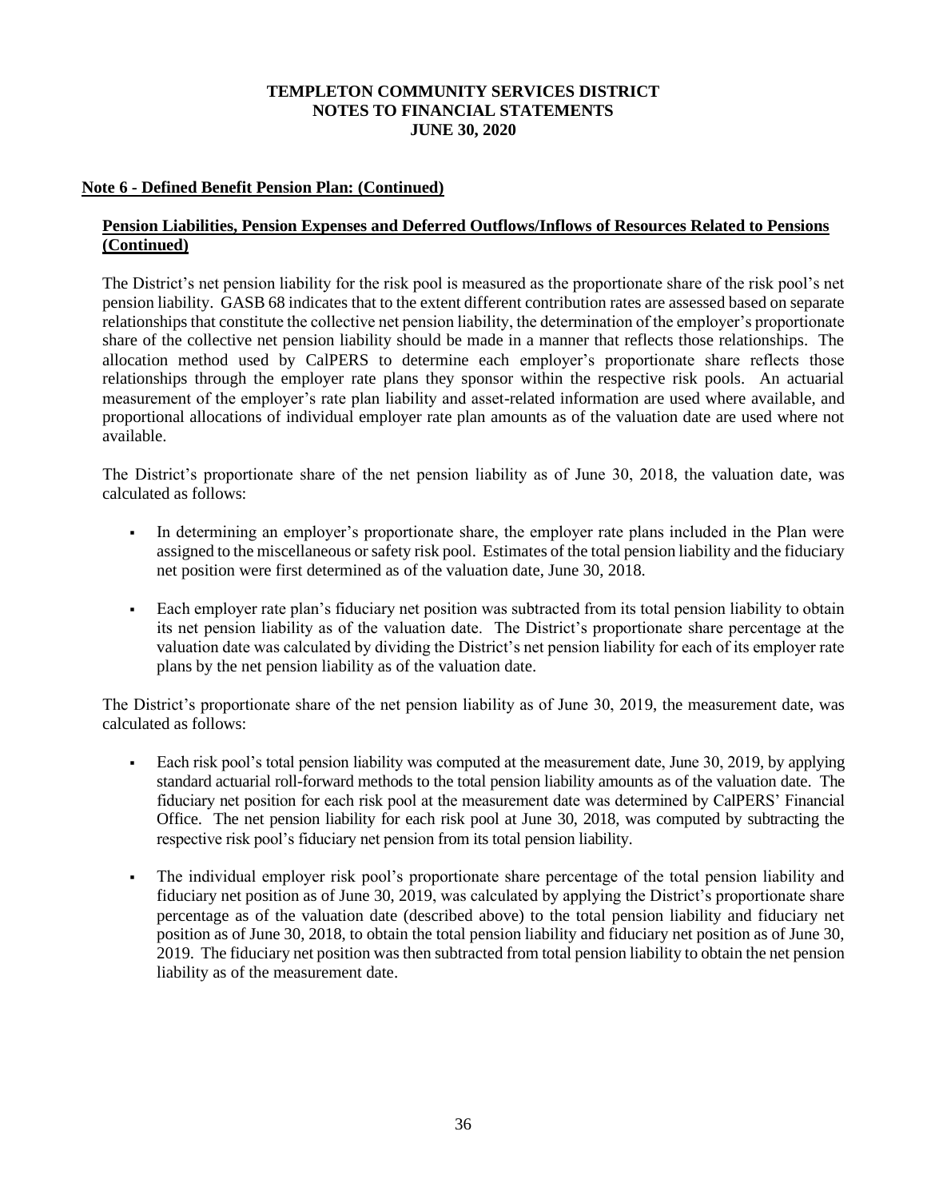# TEMPLETON COMMUNITY SERVICES DISTRICT
## NOTES TO FINANCIAL STATEMENTS
## JUNE 30, 2020

**Note 6 - Defined Benefit Pension Plan: (Continued)**

**Pension Liabilities, Pension Expenses and Deferred Outflows/Inflows of Resources Related to Pensions (Continued)**

The District's net pension liability for the risk pool is measured as the proportionate share of the risk pool's net pension liability. GASB 68 indicates that to the extent different contribution rates are assessed based on separate relationships that constitute the collective net pension liability, the determination of the employer's proportionate share of the collective net pension liability should be made in a manner that reflects those relationships. The allocation method used by CalPERS to determine each employer's proportionate share reflects those relationships through the employer rate plans they sponsor within the respective risk pools. An actuarial measurement of the employer's rate plan liability and asset-related information are used where available, and proportional allocations of individual employer rate plan amounts as of the valuation date are used where not available.

The District's proportionate share of the net pension liability as of June 30, 2018, the valuation date, was calculated as follows:

- In determining an employer's proportionate share, the employer rate plans included in the Plan were assigned to the miscellaneous or safety risk pool. Estimates of the total pension liability and the fiduciary net position were first determined as of the valuation date, June 30, 2018.
- Each employer rate plan's fiduciary net position was subtracted from its total pension liability to obtain its net pension liability as of the valuation date. The District's proportionate share percentage at the valuation date was calculated by dividing the District's net pension liability for each of its employer rate plans by the net pension liability as of the valuation date.

The District's proportionate share of the net pension liability as of June 30, 2019, the measurement date, was calculated as follows:

- Each risk pool's total pension liability was computed at the measurement date, June 30, 2019, by applying standard actuarial roll-forward methods to the total pension liability amounts as of the valuation date. The fiduciary net position for each risk pool at the measurement date was determined by CalPERS' Financial Office. The net pension liability for each risk pool at June 30, 2018, was computed by subtracting the respective risk pool's fiduciary net pension from its total pension liability.
- The individual employer risk pool's proportionate share percentage of the total pension liability and fiduciary net position as of June 30, 2019, was calculated by applying the District's proportionate share percentage as of the valuation date (described above) to the total pension liability and fiduciary net position as of June 30, 2018, to obtain the total pension liability and fiduciary net position as of June 30, 2019. The fiduciary net position was then subtracted from total pension liability to obtain the net pension liability as of the measurement date.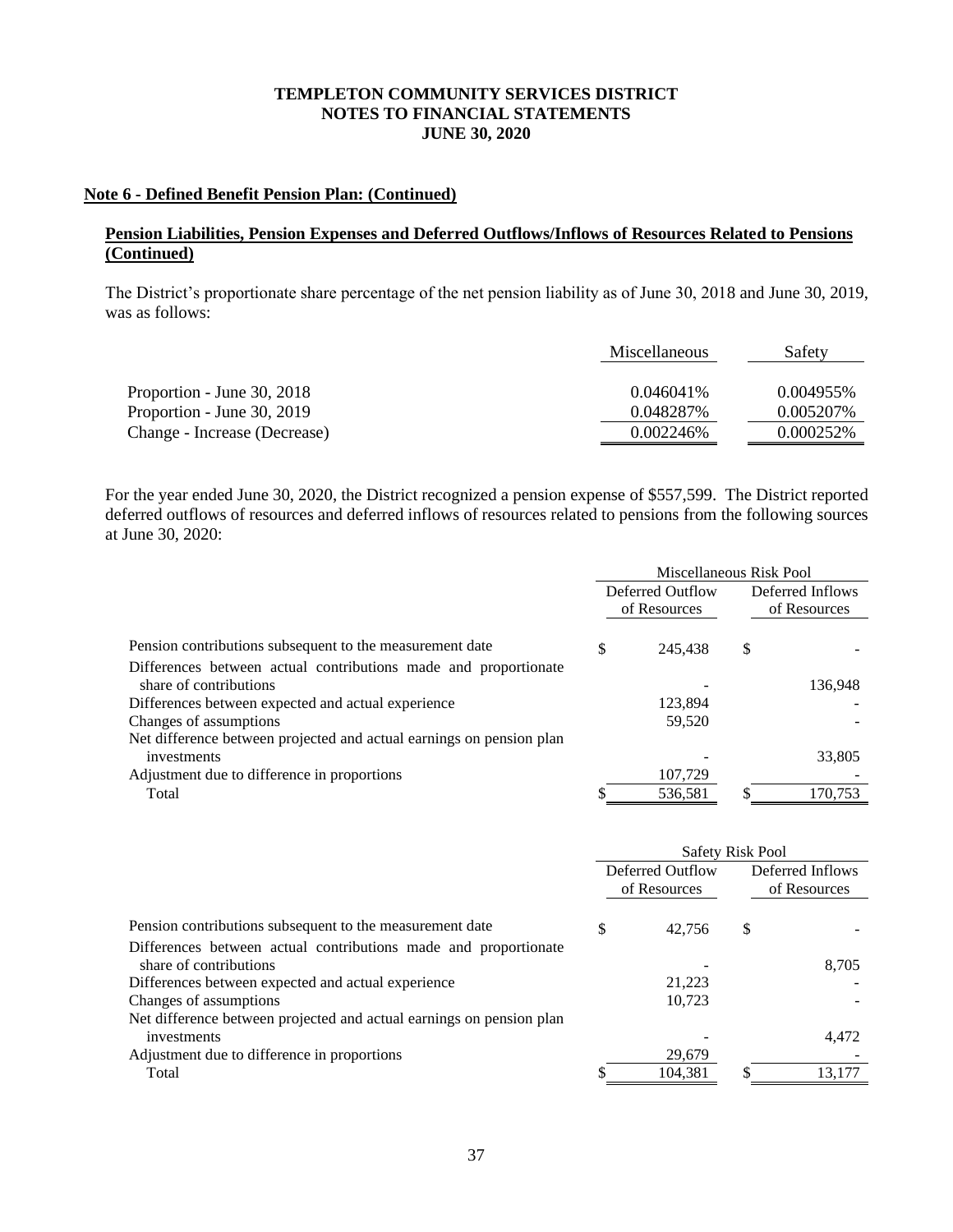**Note 6 - Defined Benefit Pension Plan: (Continued)**

**Pension Liabilities, Pension Expenses and Deferred Outflows/Inflows of Resources Related to Pensions (Continued)**

The District's proportionate share percentage of the net pension liability as of June 30, 2018 and June 30, 2019, was as follows:

| | Miscellaneous | Safety |
|---|---|---|
| Proportion - June 30, 2018 | 0.046041% | 0.004955% |
| Proportion - June 30, 2019 | 0.048287% | 0.005207% |
| Change - Increase (Decrease) | 0.002246% | 0.000252% |

For the year ended June 30, 2020, the District recognized a pension expense of $557,599. The District reported deferred outflows of resources and deferred inflows of resources related to pensions from the following sources at June 30, 2020:

| | Miscellaneous Risk Pool | |
|---|---|---|
| | Deferred Outflow of Resources | Deferred Inflows of Resources |
| Pension contributions subsequent to the measurement date | $ 245,438 | $ - |
| Differences between actual contributions made and proportionate share of contributions | - | 136,948 |
| Differences between expected and actual experience | 123,894 | - |
| Changes of assumptions | 59,520 | - |
| Net difference between projected and actual earnings on pension plan investments | - | 33,805 |
| Adjustment due to difference in proportions | 107,729 | - |
| Total | $ 536,581 | $ 170,753 |

| | Safety Risk Pool | |
|---|---|---|
| | Deferred Outflow of Resources | Deferred Inflows of Resources |
| Pension contributions subsequent to the measurement date | $ 42,756 | $ - |
| Differences between actual contributions made and proportionate share of contributions | - | 8,705 |
| Differences between expected and actual experience | 21,223 | - |
| Changes of assumptions | 10,723 | - |
| Net difference between projected and actual earnings on pension plan investments | - | 4,472 |
| Adjustment due to difference in proportions | 29,679 | - |
| Total | $ 104,381 | $ 13,177 |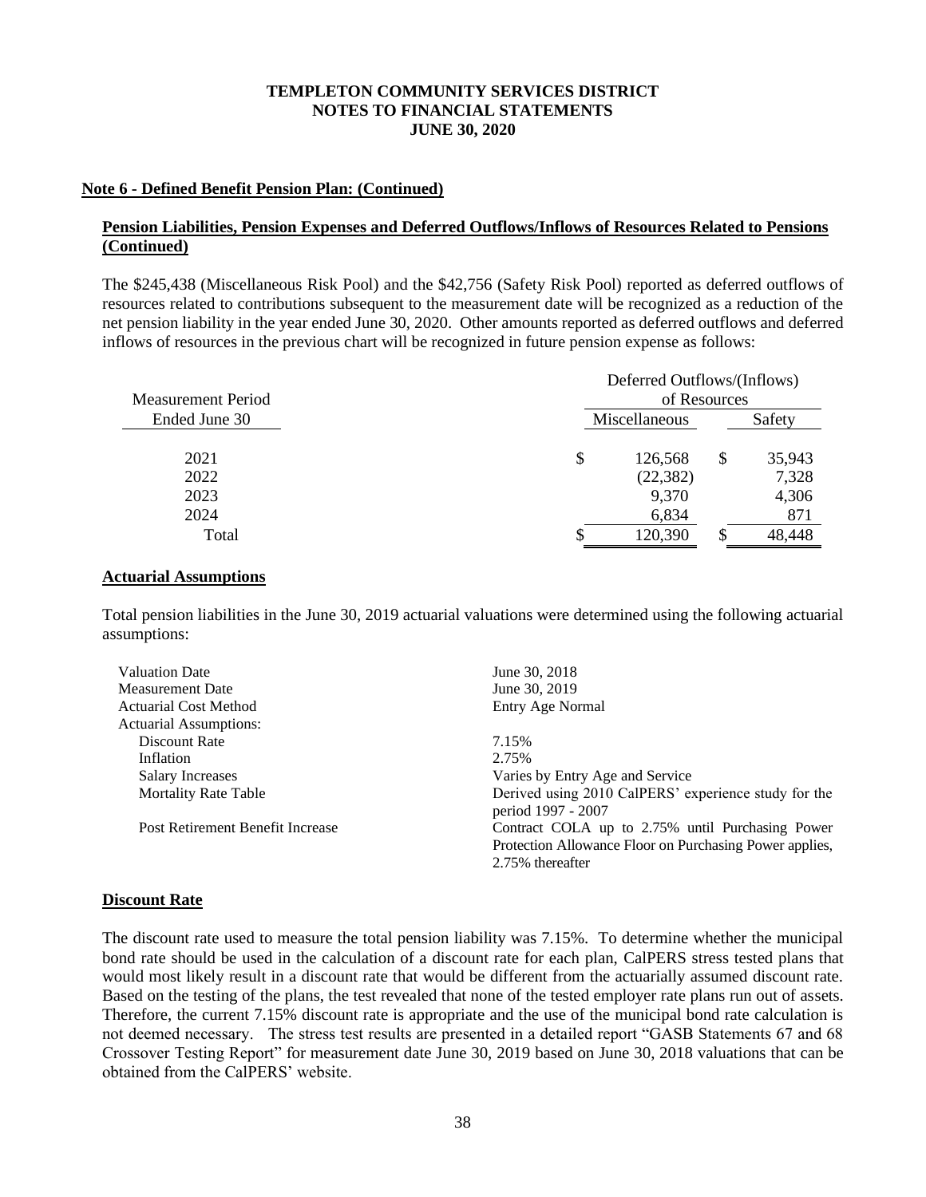# TEMPLETON COMMUNITY SERVICES DISTRICT
# NOTES TO FINANCIAL STATEMENTS
# JUNE 30, 2020

**Note 6 - Defined Benefit Pension Plan: (Continued)**

**Pension Liabilities, Pension Expenses and Deferred Outflows/Inflows of Resources Related to Pensions (Continued)**

The $245,438 (Miscellaneous Risk Pool) and the $42,756 (Safety Risk Pool) reported as deferred outflows of resources related to contributions subsequent to the measurement date will be recognized as a reduction of the net pension liability in the year ended June 30, 2020. Other amounts reported as deferred outflows and deferred inflows of resources in the previous chart will be recognized in future pension expense as follows:

| Measurement Period Ended June 30 | Deferred Outflows/(Inflows) of Resources | |
|---|---|---|
| | Miscellaneous | Safety |
| 2021 | $ 126,568 | $ 35,943 |
| 2022 | (22,382) | 7,328 |
| 2023 | 9,370 | 4,306 |
| 2024 | 6,834 | 871 |
| Total | $ 120,390 | $ 48,448 |

**Actuarial Assumptions**

Total pension liabilities in the June 30, 2019 actuarial valuations were determined using the following actuarial assumptions:

| | |
|---|---|
| Valuation Date | June 30, 2018 |
| Measurement Date | June 30, 2019 |
| Actuarial Cost Method | Entry Age Normal |
| Actuarial Assumptions: | |
| Discount Rate | 7.15% |
| Inflation | 2.75% |
| Salary Increases | Varies by Entry Age and Service |
| Mortality Rate Table | Derived using 2010 CalPERS' experience study for the period 1997 - 2007 |
| Post Retirement Benefit Increase | Contract COLA up to 2.75% until Purchasing Power Protection Allowance Floor on Purchasing Power applies, 2.75% thereafter |

**Discount Rate**

The discount rate used to measure the total pension liability was 7.15%. To determine whether the municipal bond rate should be used in the calculation of a discount rate for each plan, CalPERS stress tested plans that would most likely result in a discount rate that would be different from the actuarially assumed discount rate. Based on the testing of the plans, the test revealed that none of the tested employer rate plans run out of assets. Therefore, the current 7.15% discount rate is appropriate and the use of the municipal bond rate calculation is not deemed necessary. The stress test results are presented in a detailed report "GASB Statements 67 and 68 Crossover Testing Report" for measurement date June 30, 2019 based on June 30, 2018 valuations that can be obtained from the CalPERS' website.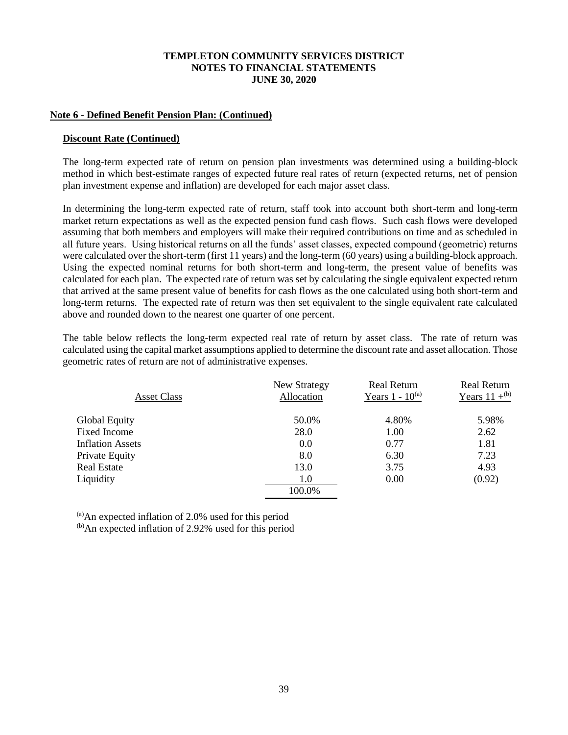# TEMPLETON COMMUNITY SERVICES DISTRICT
## NOTES TO FINANCIAL STATEMENTS
## JUNE 30, 2020

**Note 6 - Defined Benefit Pension Plan: (Continued)**

**Discount Rate (Continued)**

The long-term expected rate of return on pension plan investments was determined using a building-block method in which best-estimate ranges of expected future real rates of return (expected returns, net of pension plan investment expense and inflation) are developed for each major asset class.

In determining the long-term expected rate of return, staff took into account both short-term and long-term market return expectations as well as the expected pension fund cash flows. Such cash flows were developed assuming that both members and employers will make their required contributions on time and as scheduled in all future years. Using historical returns on all the funds' asset classes, expected compound (geometric) returns were calculated over the short-term (first 11 years) and the long-term (60 years) using a building-block approach. Using the expected nominal returns for both short-term and long-term, the present value of benefits was calculated for each plan. The expected rate of return was set by calculating the single equivalent expected return that arrived at the same present value of benefits for cash flows as the one calculated using both short-term and long-term returns. The expected rate of return was then set equivalent to the single equivalent rate calculated above and rounded down to the nearest one quarter of one percent.

The table below reflects the long-term expected real rate of return by asset class. The rate of return was calculated using the capital market assumptions applied to determine the discount rate and asset allocation. Those geometric rates of return are not of administrative expenses.

| Asset Class | New Strategy Allocation | Real Return Years 1 - 10[(a)] | Real Return Years 11 +[(b)] |
|---|---|---|---|
| Global Equity | 50.0% | 4.80% | 5.98% |
| Fixed Income | 28.0 | 1.00 | 2.62 |
| Inflation Assets | 0.0 | 0.77 | 1.81 |
| Private Equity | 8.0 | 6.30 | 7.23 |
| Real Estate | 13.0 | 3.75 | 4.93 |
| Liquidity | 1.0 | 0.00 | (0.92) |
| | 100.0% | | |

[(a)]An expected inflation of 2.0% used for this period

[(b)]An expected inflation of 2.92% used for this period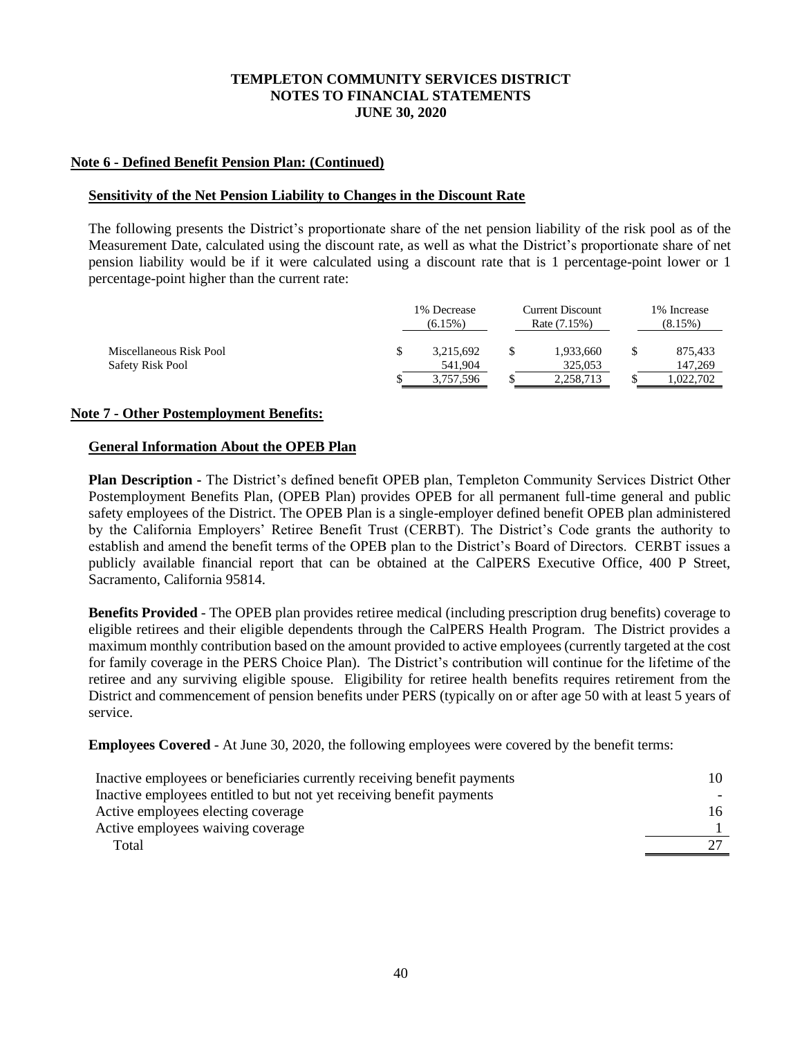**TEMPLETON COMMUNITY SERVICES DISTRICT**
**NOTES TO FINANCIAL STATEMENTS**
**JUNE 30, 2020**

## Note 6 - Defined Benefit Pension Plan: (Continued)

### Sensitivity of the Net Pension Liability to Changes in the Discount Rate

The following presents the District's proportionate share of the net pension liability of the risk pool as of the Measurement Date, calculated using the discount rate, as well as what the District's proportionate share of net pension liability would be if it were calculated using a discount rate that is 1 percentage-point lower or 1 percentage-point higher than the current rate:

| | 1% Decrease (6.15%) | Current Discount Rate (7.15%) | 1% Increase (8.15%) |
|---|---|---|---|
| Miscellaneous Risk Pool | $ 3,215,692 | $ 1,933,660 | $ 875,433 |
| Safety Risk Pool | 541,904 | 325,053 | 147,269 |
| | $ 3,757,596 | $ 2,258,713 | $ 1,022,702 |

## Note 7 - Other Postemployment Benefits:

### General Information About the OPEB Plan

**Plan Description** - The District's defined benefit OPEB plan, Templeton Community Services District Other Postemployment Benefits Plan, (OPEB Plan) provides OPEB for all permanent full-time general and public safety employees of the District. The OPEB Plan is a single-employer defined benefit OPEB plan administered by the California Employers' Retiree Benefit Trust (CERBT). The District's Code grants the authority to establish and amend the benefit terms of the OPEB plan to the District's Board of Directors. CERBT issues a publicly available financial report that can be obtained at the CalPERS Executive Office, 400 P Street, Sacramento, California 95814.

**Benefits Provided** - The OPEB plan provides retiree medical (including prescription drug benefits) coverage to eligible retirees and their eligible dependents through the CalPERS Health Program. The District provides a maximum monthly contribution based on the amount provided to active employees (currently targeted at the cost for family coverage in the PERS Choice Plan). The District's contribution will continue for the lifetime of the retiree and any surviving eligible spouse. Eligibility for retiree health benefits requires retirement from the District and commencement of pension benefits under PERS (typically on or after age 50 with at least 5 years of service.

**Employees Covered** - At June 30, 2020, the following employees were covered by the benefit terms:

| | |
|---|---|
| Inactive employees or beneficiaries currently receiving benefit payments | 10 |
| Inactive employees entitled to but not yet receiving benefit payments | - |
| Active employees electing coverage | 16 |
| Active employees waiving coverage | 1 |
| Total | 27 |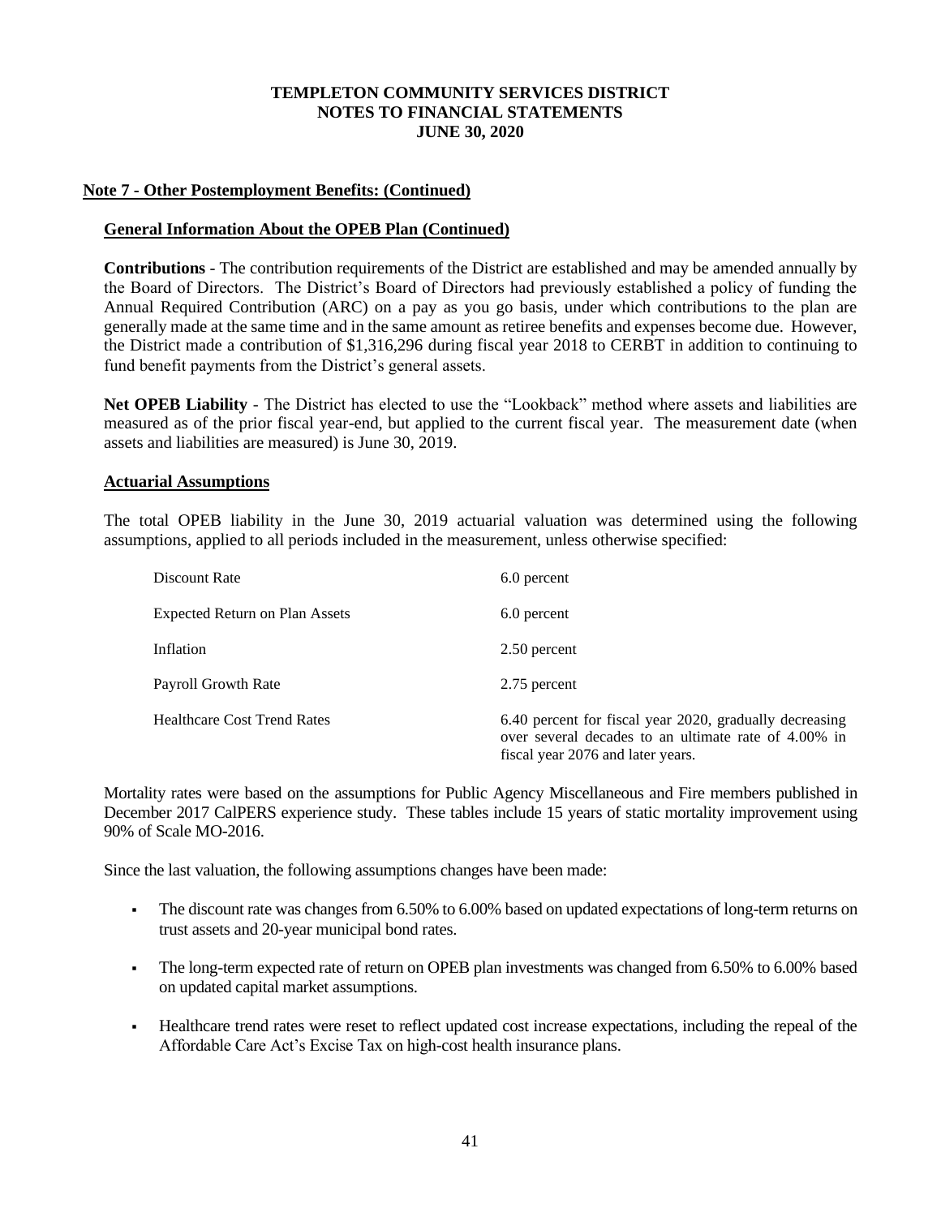# TEMPLETON COMMUNITY SERVICES DISTRICT
## NOTES TO FINANCIAL STATEMENTS
## JUNE 30, 2020

### Note 7 - Other Postemployment Benefits: (Continued)

#### General Information About the OPEB Plan (Continued)

**Contributions** - The contribution requirements of the District are established and may be amended annually by the Board of Directors. The District's Board of Directors had previously established a policy of funding the Annual Required Contribution (ARC) on a pay as you go basis, under which contributions to the plan are generally made at the same time and in the same amount as retiree benefits and expenses become due. However, the District made a contribution of $1,316,296 during fiscal year 2018 to CERBT in addition to continuing to fund benefit payments from the District's general assets.

**Net OPEB Liability** - The District has elected to use the "Lookback" method where assets and liabilities are measured as of the prior fiscal year-end, but applied to the current fiscal year. The measurement date (when assets and liabilities are measured) is June 30, 2019.

#### Actuarial Assumptions

The total OPEB liability in the June 30, 2019 actuarial valuation was determined using the following assumptions, applied to all periods included in the measurement, unless otherwise specified:

| | |
|---|---|
| Discount Rate | 6.0 percent |
| Expected Return on Plan Assets | 6.0 percent |
| Inflation | 2.50 percent |
| Payroll Growth Rate | 2.75 percent |
| Healthcare Cost Trend Rates | 6.40 percent for fiscal year 2020, gradually decreasing over several decades to an ultimate rate of 4.00% in fiscal year 2076 and later years. |

Mortality rates were based on the assumptions for Public Agency Miscellaneous and Fire members published in December 2017 CalPERS experience study. These tables include 15 years of static mortality improvement using 90% of Scale MO-2016.

Since the last valuation, the following assumptions changes have been made:

- The discount rate was changes from 6.50% to 6.00% based on updated expectations of long-term returns on trust assets and 20-year municipal bond rates.
- The long-term expected rate of return on OPEB plan investments was changed from 6.50% to 6.00% based on updated capital market assumptions.
- Healthcare trend rates were reset to reflect updated cost increase expectations, including the repeal of the Affordable Care Act's Excise Tax on high-cost health insurance plans.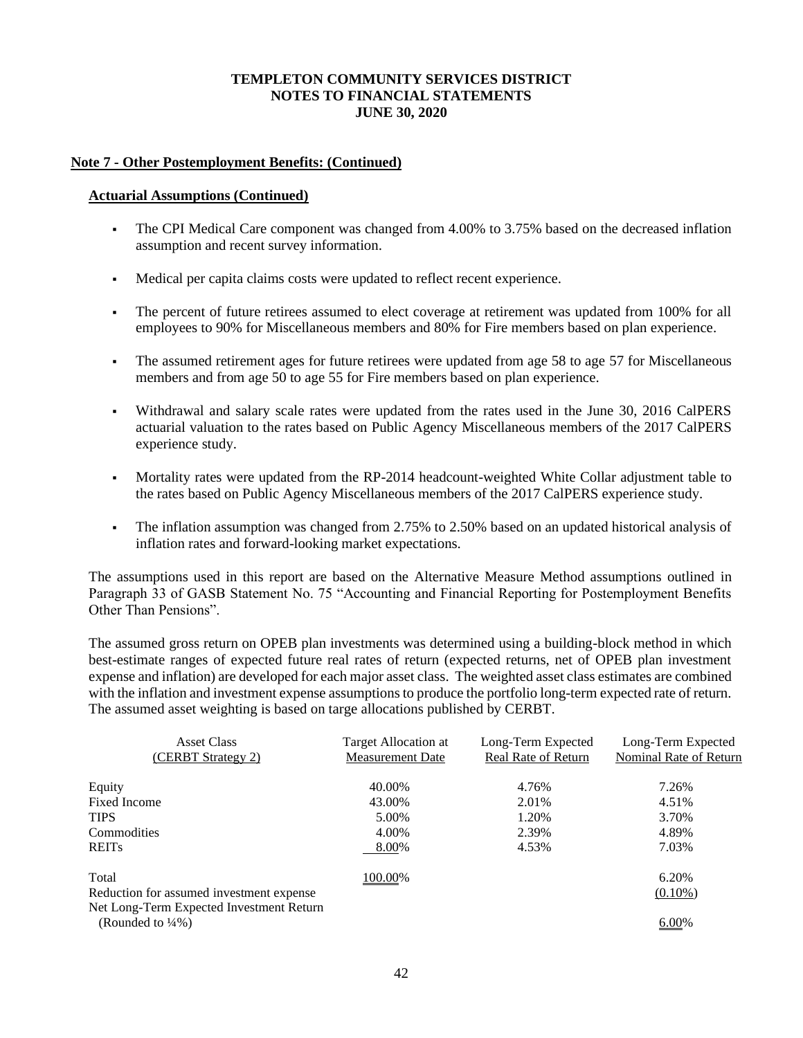**TEMPLETON COMMUNITY SERVICES DISTRICT**
**NOTES TO FINANCIAL STATEMENTS**
**JUNE 30, 2020**

## Note 7 - Other Postemployment Benefits: (Continued)

### Actuarial Assumptions (Continued)

- The CPI Medical Care component was changed from 4.00% to 3.75% based on the decreased inflation assumption and recent survey information.
- Medical per capita claims costs were updated to reflect recent experience.
- The percent of future retirees assumed to elect coverage at retirement was updated from 100% for all employees to 90% for Miscellaneous members and 80% for Fire members based on plan experience.
- The assumed retirement ages for future retirees were updated from age 58 to age 57 for Miscellaneous members and from age 50 to age 55 for Fire members based on plan experience.
- Withdrawal and salary scale rates were updated from the rates used in the June 30, 2016 CalPERS actuarial valuation to the rates based on Public Agency Miscellaneous members of the 2017 CalPERS experience study.
- Mortality rates were updated from the RP-2014 headcount-weighted White Collar adjustment table to the rates based on Public Agency Miscellaneous members of the 2017 CalPERS experience study.
- The inflation assumption was changed from 2.75% to 2.50% based on an updated historical analysis of inflation rates and forward-looking market expectations.

The assumptions used in this report are based on the Alternative Measure Method assumptions outlined in Paragraph 33 of GASB Statement No. 75 "Accounting and Financial Reporting for Postemployment Benefits Other Than Pensions".

The assumed gross return on OPEB plan investments was determined using a building-block method in which best-estimate ranges of expected future real rates of return (expected returns, net of OPEB plan investment expense and inflation) are developed for each major asset class. The weighted asset class estimates are combined with the inflation and investment expense assumptions to produce the portfolio long-term expected rate of return. The assumed asset weighting is based on targe allocations published by CERBT.

| Asset Class (CERBT Strategy 2) | Target Allocation at Measurement Date | Long-Term Expected Real Rate of Return | Long-Term Expected Nominal Rate of Return |
|---|---|---|---|
| Equity | 40.00% | 4.76% | 7.26% |
| Fixed Income | 43.00% | 2.01% | 4.51% |
| TIPS | 5.00% | 1.20% | 3.70% |
| Commodities | 4.00% | 2.39% | 4.89% |
| REITs | 8.00% | 4.53% | 7.03% |
| Total | 100.00% | | 6.20% |
| Reduction for assumed investment expense | | | (0.10%) |
| Net Long-Term Expected Investment Return (Rounded to ¼%) | | | 6.00% |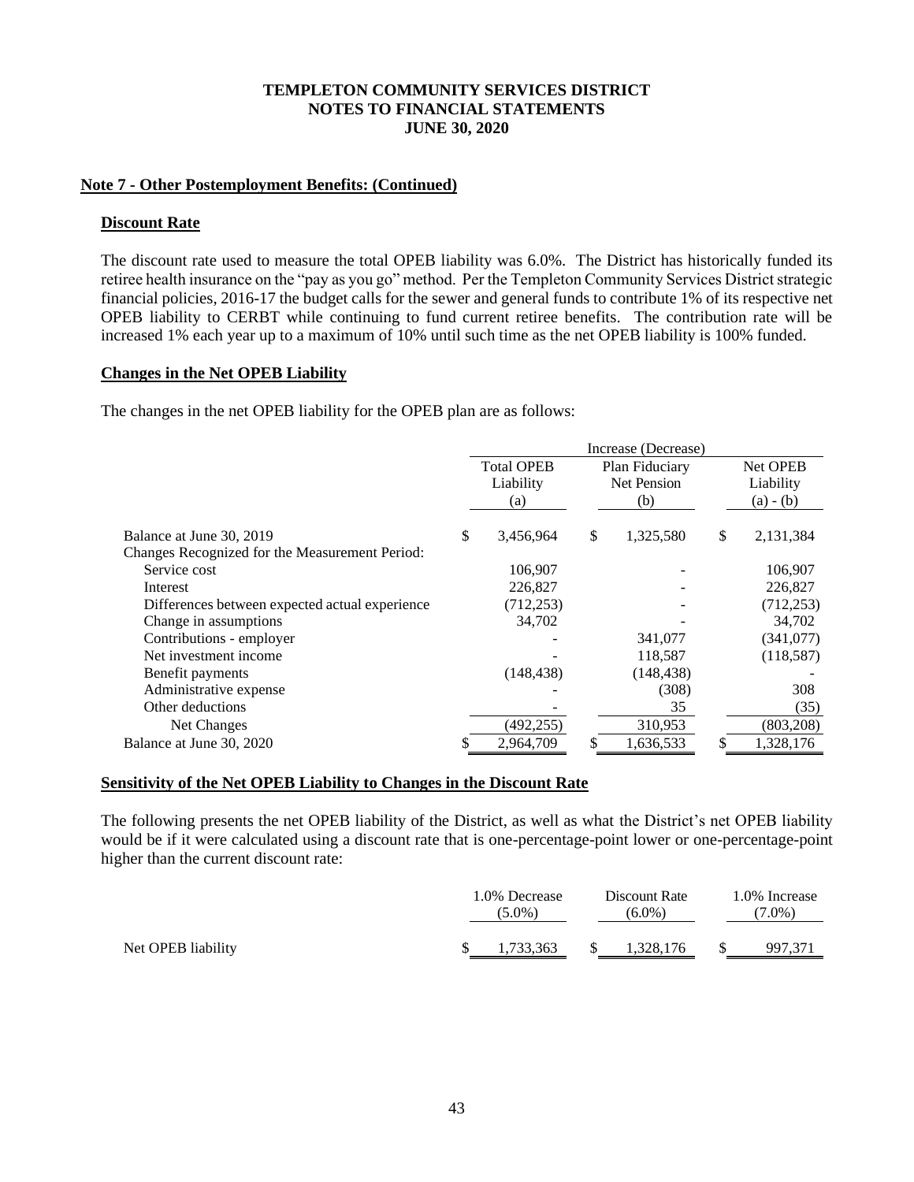**TEMPLETON COMMUNITY SERVICES DISTRICT**
**NOTES TO FINANCIAL STATEMENTS**
**JUNE 30, 2020**

## Note 7 - Other Postemployment Benefits: (Continued)

### Discount Rate

The discount rate used to measure the total OPEB liability was 6.0%. The District has historically funded its retiree health insurance on the "pay as you go" method. Per the Templeton Community Services District strategic financial policies, 2016-17 the budget calls for the sewer and general funds to contribute 1% of its respective net OPEB liability to CERBT while continuing to fund current retiree benefits. The contribution rate will be increased 1% each year up to a maximum of 10% until such time as the net OPEB liability is 100% funded.

### Changes in the Net OPEB Liability

The changes in the net OPEB liability for the OPEB plan are as follows:

| | Increase (Decrease) | | |
|---|---|---|---|
| | Total OPEB Liability (a) | Plan Fiduciary Net Pension (b) | Net OPEB Liability (a) - (b) |
| Balance at June 30, 2019 | $ 3,456,964 | $ 1,325,580 | $ 2,131,384 |
| Changes Recognized for the Measurement Period: | | | |
| Service cost | 106,907 | - | 106,907 |
| Interest | 226,827 | - | 226,827 |
| Differences between expected actual experience | (712,253) | - | (712,253) |
| Change in assumptions | 34,702 | - | 34,702 |
| Contributions - employer | - | 341,077 | (341,077) |
| Net investment income | - | 118,587 | (118,587) |
| Benefit payments | (148,438) | (148,438) | - |
| Administrative expense | - | (308) | 308 |
| Other deductions | - | 35 | (35) |
| Net Changes | (492,255) | 310,953 | (803,208) |
| Balance at June 30, 2020 | $ 2,964,709 | $ 1,636,533 | $ 1,328,176 |

### Sensitivity of the Net OPEB Liability to Changes in the Discount Rate

The following presents the net OPEB liability of the District, as well as what the District's net OPEB liability would be if it were calculated using a discount rate that is one-percentage-point lower or one-percentage-point higher than the current discount rate:

| | 1.0% Decrease (5.0%) | Discount Rate (6.0%) | 1.0% Increase (7.0%) |
|---|---|---|---|
| Net OPEB liability | $ 1,733,363 | $ 1,328,176 | $ 997,371 |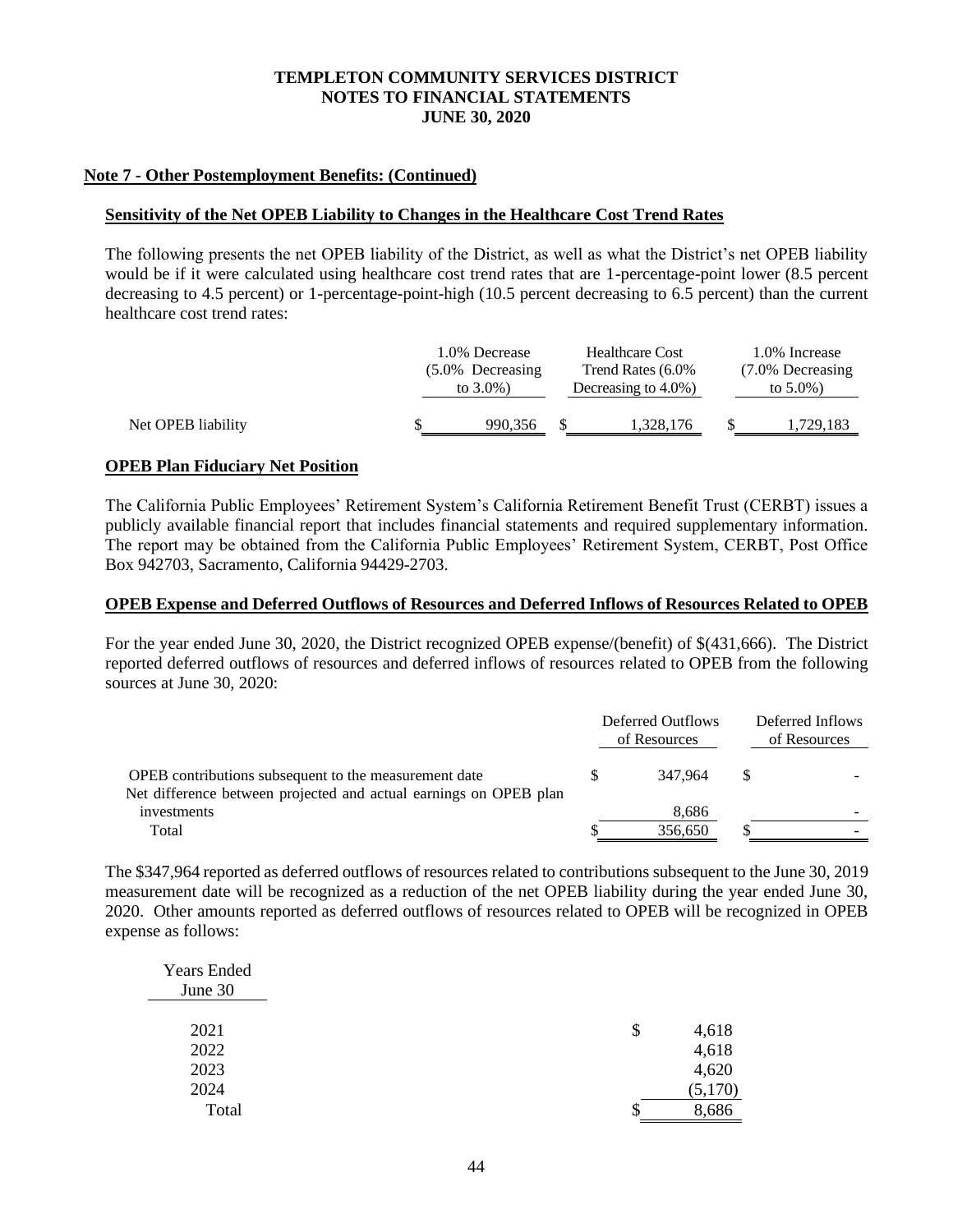**Note 7 - Other Postemployment Benefits: (Continued)**

**Sensitivity of the Net OPEB Liability to Changes in the Healthcare Cost Trend Rates**

The following presents the net OPEB liability of the District, as well as what the District's net OPEB liability would be if it were calculated using healthcare cost trend rates that are 1-percentage-point lower (8.5 percent decreasing to 4.5 percent) or 1-percentage-point-high (10.5 percent decreasing to 6.5 percent) than the current healthcare cost trend rates:

| | 1.0% Decrease (5.0% Decreasing to 3.0%) | Healthcare Cost Trend Rates (6.0% Decreasing to 4.0%) | 1.0% Increase (7.0% Decreasing to 5.0%) |
|---|---|---|---|
| Net OPEB liability | $ 990,356 | $ 1,328,176 | $ 1,729,183 |

**OPEB Plan Fiduciary Net Position**

The California Public Employees' Retirement System's California Retirement Benefit Trust (CERBT) issues a publicly available financial report that includes financial statements and required supplementary information. The report may be obtained from the California Public Employees' Retirement System, CERBT, Post Office Box 942703, Sacramento, California 94429-2703.

**OPEB Expense and Deferred Outflows of Resources and Deferred Inflows of Resources Related to OPEB**

For the year ended June 30, 2020, the District recognized OPEB expense/(benefit) of $(431,666). The District reported deferred outflows of resources and deferred inflows of resources related to OPEB from the following sources at June 30, 2020:

| | Deferred Outflows of Resources | Deferred Inflows of Resources |
|---|---|---|
| OPEB contributions subsequent to the measurement date | $ 347,964 | $ - |
| Net difference between projected and actual earnings on OPEB plan investments | 8,686 | - |
| Total | $ 356,650 | $ - |

The $347,964 reported as deferred outflows of resources related to contributions subsequent to the June 30, 2019 measurement date will be recognized as a reduction of the net OPEB liability during the year ended June 30, 2020. Other amounts reported as deferred outflows of resources related to OPEB will be recognized in OPEB expense as follows:

| Years Ended June 30 | |
|---|---|
| 2021 | $ 4,618 |
| 2022 | 4,618 |
| 2023 | 4,620 |
| 2024 | (5,170) |
| Total | $ 8,686 |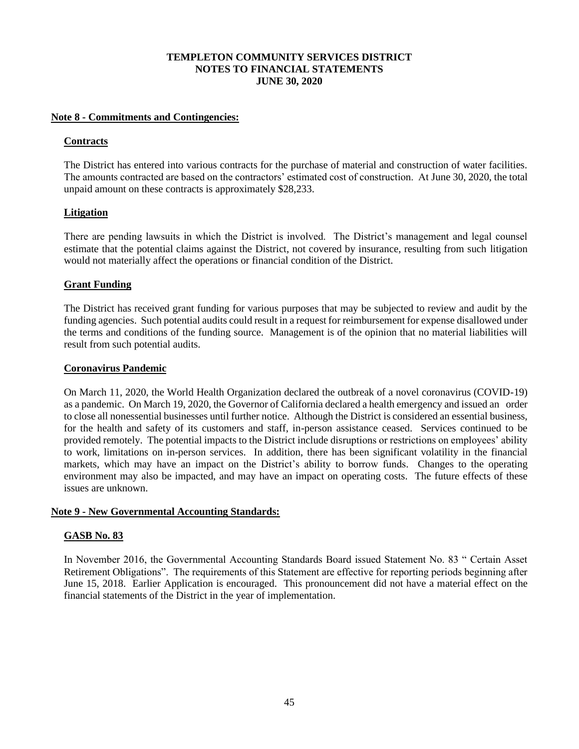**TEMPLETON COMMUNITY SERVICES DISTRICT**
**NOTES TO FINANCIAL STATEMENTS**
**JUNE 30, 2020**

## Note 8 - Commitments and Contingencies:

### Contracts

The District has entered into various contracts for the purchase of material and construction of water facilities. The amounts contracted are based on the contractors' estimated cost of construction. At June 30, 2020, the total unpaid amount on these contracts is approximately $28,233.

### Litigation

There are pending lawsuits in which the District is involved. The District's management and legal counsel estimate that the potential claims against the District, not covered by insurance, resulting from such litigation would not materially affect the operations or financial condition of the District.

### Grant Funding

The District has received grant funding for various purposes that may be subjected to review and audit by the funding agencies. Such potential audits could result in a request for reimbursement for expense disallowed under the terms and conditions of the funding source. Management is of the opinion that no material liabilities will result from such potential audits.

### Coronavirus Pandemic

On March 11, 2020, the World Health Organization declared the outbreak of a novel coronavirus (COVID-19) as a pandemic. On March 19, 2020, the Governor of California declared a health emergency and issued an order to close all nonessential businesses until further notice. Although the District is considered an essential business, for the health and safety of its customers and staff, in-person assistance ceased. Services continued to be provided remotely. The potential impacts to the District include disruptions or restrictions on employees' ability to work, limitations on in-person services. In addition, there has been significant volatility in the financial markets, which may have an impact on the District's ability to borrow funds. Changes to the operating environment may also be impacted, and may have an impact on operating costs. The future effects of these issues are unknown.

## Note 9 - New Governmental Accounting Standards:

### GASB No. 83

In November 2016, the Governmental Accounting Standards Board issued Statement No. 83 " Certain Asset Retirement Obligations". The requirements of this Statement are effective for reporting periods beginning after June 15, 2018. Earlier Application is encouraged. This pronouncement did not have a material effect on the financial statements of the District in the year of implementation.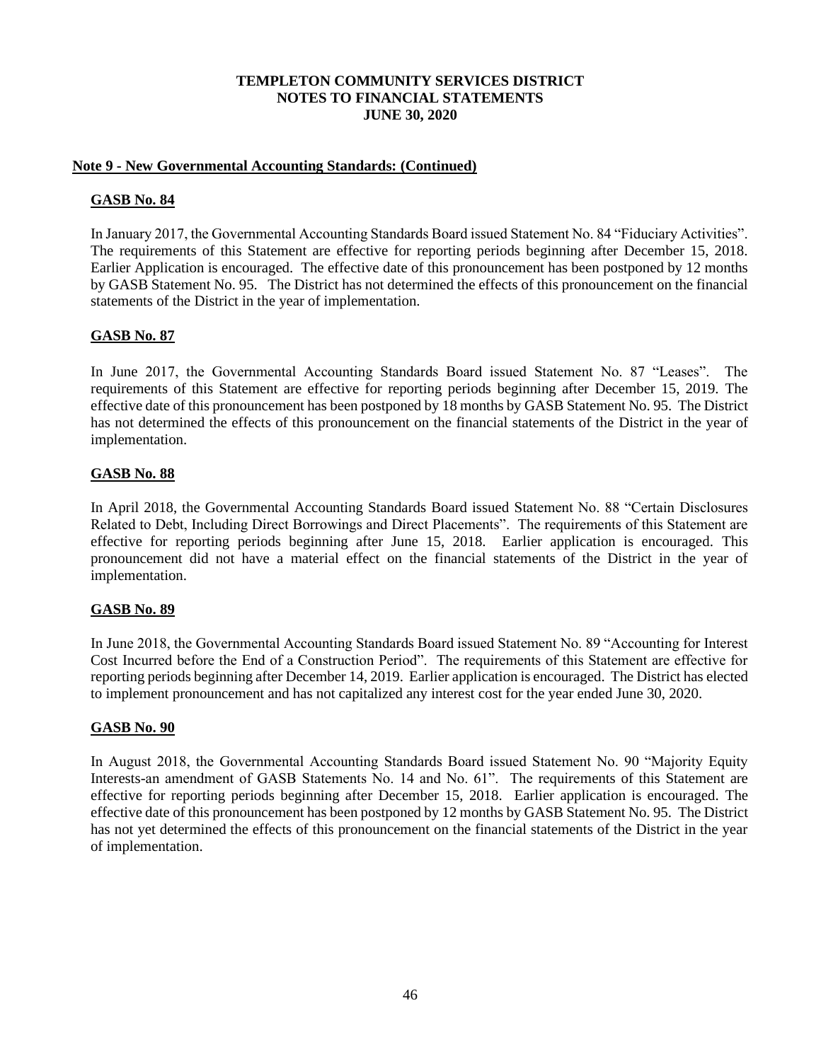# TEMPLETON COMMUNITY SERVICES DISTRICT
# NOTES TO FINANCIAL STATEMENTS
# JUNE 30, 2020

## Note 9 - New Governmental Accounting Standards: (Continued)

### GASB No. 84

In January 2017, the Governmental Accounting Standards Board issued Statement No. 84 "Fiduciary Activities". The requirements of this Statement are effective for reporting periods beginning after December 15, 2018. Earlier Application is encouraged. The effective date of this pronouncement has been postponed by 12 months by GASB Statement No. 95. The District has not determined the effects of this pronouncement on the financial statements of the District in the year of implementation.

### GASB No. 87

In June 2017, the Governmental Accounting Standards Board issued Statement No. 87 "Leases". The requirements of this Statement are effective for reporting periods beginning after December 15, 2019. The effective date of this pronouncement has been postponed by 18 months by GASB Statement No. 95. The District has not determined the effects of this pronouncement on the financial statements of the District in the year of implementation.

### GASB No. 88

In April 2018, the Governmental Accounting Standards Board issued Statement No. 88 "Certain Disclosures Related to Debt, Including Direct Borrowings and Direct Placements". The requirements of this Statement are effective for reporting periods beginning after June 15, 2018. Earlier application is encouraged. This pronouncement did not have a material effect on the financial statements of the District in the year of implementation.

### GASB No. 89

In June 2018, the Governmental Accounting Standards Board issued Statement No. 89 "Accounting for Interest Cost Incurred before the End of a Construction Period". The requirements of this Statement are effective for reporting periods beginning after December 14, 2019. Earlier application is encouraged. The District has elected to implement pronouncement and has not capitalized any interest cost for the year ended June 30, 2020.

### GASB No. 90

In August 2018, the Governmental Accounting Standards Board issued Statement No. 90 "Majority Equity Interests-an amendment of GASB Statements No. 14 and No. 61". The requirements of this Statement are effective for reporting periods beginning after December 15, 2018. Earlier application is encouraged. The effective date of this pronouncement has been postponed by 12 months by GASB Statement No. 95. The District has not yet determined the effects of this pronouncement on the financial statements of the District in the year of implementation.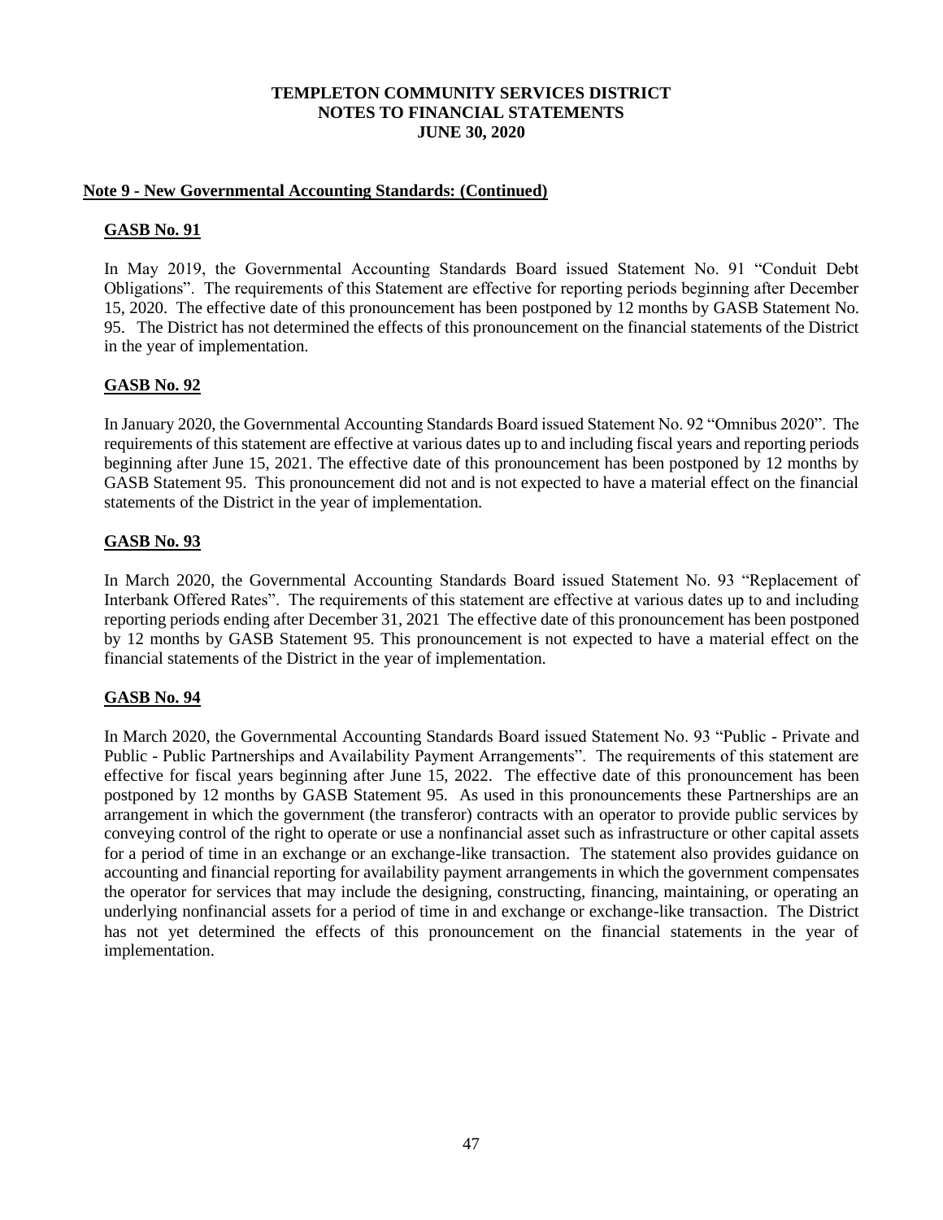## Note 9 - New Governmental Accounting Standards: (Continued)

### GASB No. 91

In May 2019, the Governmental Accounting Standards Board issued Statement No. 91 "Conduit Debt Obligations". The requirements of this Statement are effective for reporting periods beginning after December 15, 2020. The effective date of this pronouncement has been postponed by 12 months by GASB Statement No. 95. The District has not determined the effects of this pronouncement on the financial statements of the District in the year of implementation.

### GASB No. 92

In January 2020, the Governmental Accounting Standards Board issued Statement No. 92 "Omnibus 2020". The requirements of this statement are effective at various dates up to and including fiscal years and reporting periods beginning after June 15, 2021. The effective date of this pronouncement has been postponed by 12 months by GASB Statement 95. This pronouncement did not and is not expected to have a material effect on the financial statements of the District in the year of implementation.

### GASB No. 93

In March 2020, the Governmental Accounting Standards Board issued Statement No. 93 "Replacement of Interbank Offered Rates". The requirements of this statement are effective at various dates up to and including reporting periods ending after December 31, 2021 The effective date of this pronouncement has been postponed by 12 months by GASB Statement 95. This pronouncement is not expected to have a material effect on the financial statements of the District in the year of implementation.

### GASB No. 94

In March 2020, the Governmental Accounting Standards Board issued Statement No. 93 "Public - Private and Public - Public Partnerships and Availability Payment Arrangements". The requirements of this statement are effective for fiscal years beginning after June 15, 2022. The effective date of this pronouncement has been postponed by 12 months by GASB Statement 95. As used in this pronouncements these Partnerships are an arrangement in which the government (the transferor) contracts with an operator to provide public services by conveying control of the right to operate or use a nonfinancial asset such as infrastructure or other capital assets for a period of time in an exchange or an exchange-like transaction. The statement also provides guidance on accounting and financial reporting for availability payment arrangements in which the government compensates the operator for services that may include the designing, constructing, financing, maintaining, or operating an underlying nonfinancial assets for a period of time in and exchange or exchange-like transaction. The District has not yet determined the effects of this pronouncement on the financial statements in the year of implementation.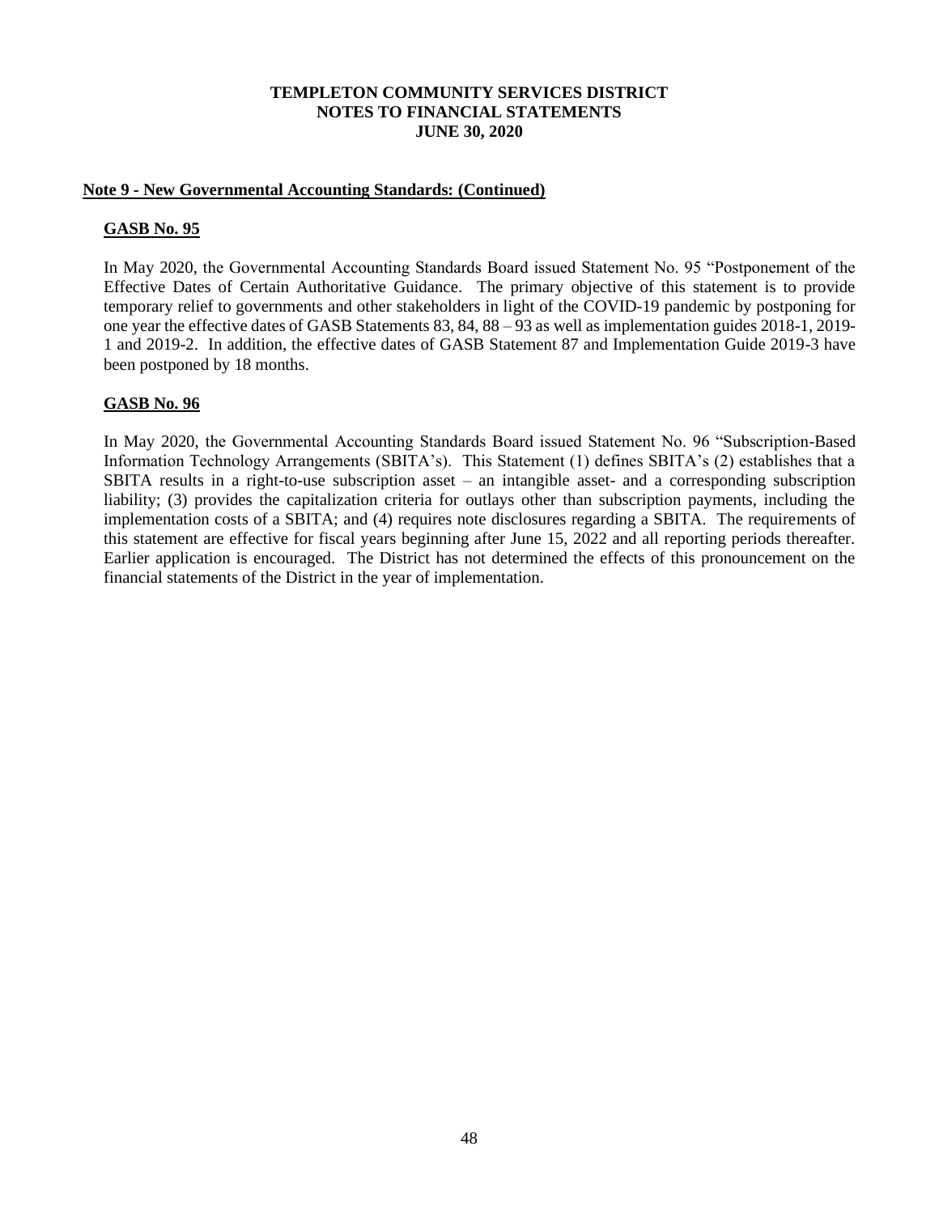## Note 9 - New Governmental Accounting Standards: (Continued)

### GASB No. 95

In May 2020, the Governmental Accounting Standards Board issued Statement No. 95 "Postponement of the Effective Dates of Certain Authoritative Guidance. The primary objective of this statement is to provide temporary relief to governments and other stakeholders in light of the COVID-19 pandemic by postponing for one year the effective dates of GASB Statements 83, 84, 88 – 93 as well as implementation guides 2018-1, 2019-1 and 2019-2. In addition, the effective dates of GASB Statement 87 and Implementation Guide 2019-3 have been postponed by 18 months.

### GASB No. 96

In May 2020, the Governmental Accounting Standards Board issued Statement No. 96 "Subscription-Based Information Technology Arrangements (SBITA's). This Statement (1) defines SBITA's (2) establishes that a SBITA results in a right-to-use subscription asset – an intangible asset- and a corresponding subscription liability; (3) provides the capitalization criteria for outlays other than subscription payments, including the implementation costs of a SBITA; and (4) requires note disclosures regarding a SBITA. The requirements of this statement are effective for fiscal years beginning after June 15, 2022 and all reporting periods thereafter. Earlier application is encouraged. The District has not determined the effects of this pronouncement on the financial statements of the District in the year of implementation.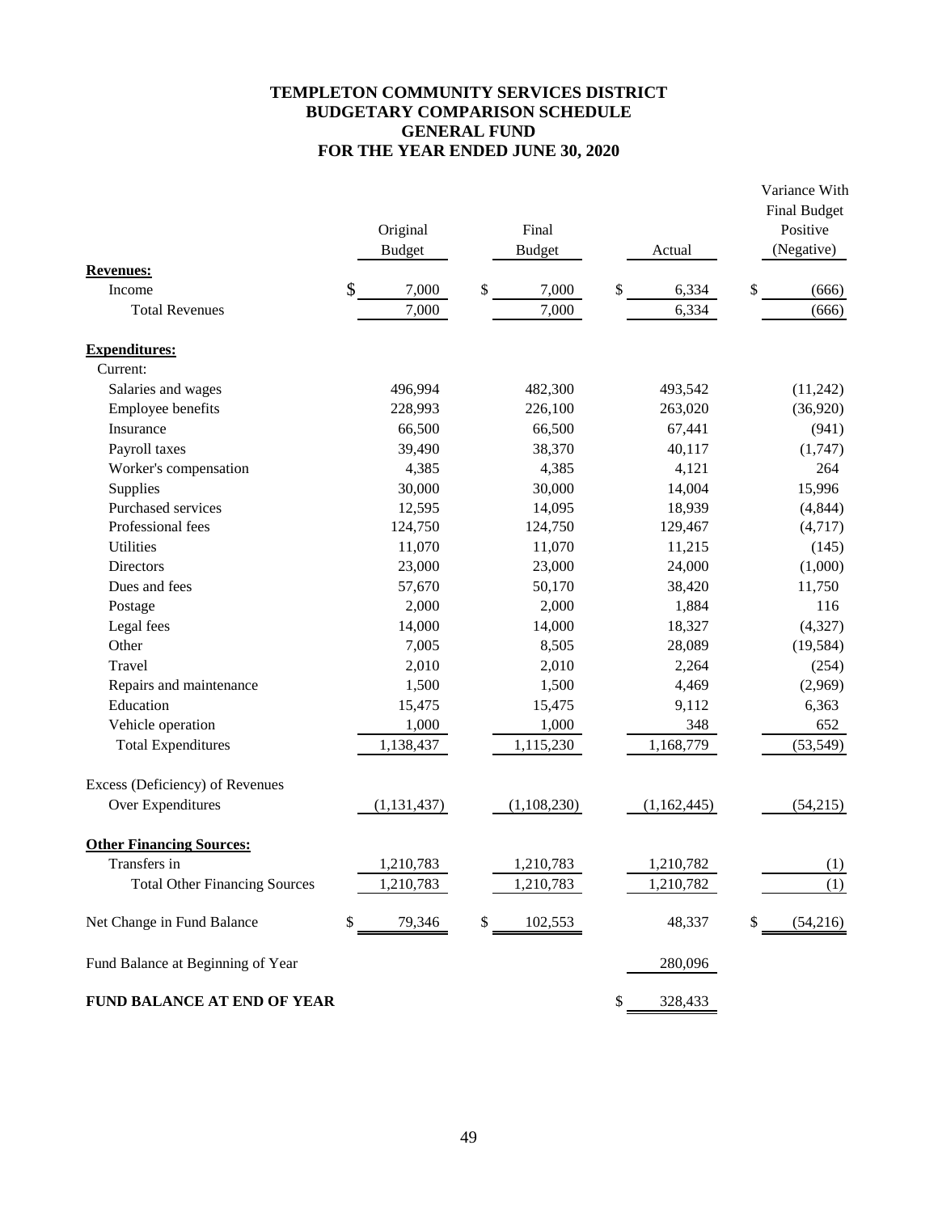# TEMPLETON COMMUNITY SERVICES DISTRICT
## BUDGETARY COMPARISON SCHEDULE
## GENERAL FUND
## FOR THE YEAR ENDED JUNE 30, 2020

| | Original Budget | Final Budget | Actual | Variance With Final Budget Positive (Negative) |
|---|---|---|---|---|
| **Revenues:** | | | | |
| Income | $ 7,000 | $ 7,000 | $ 6,334 | $ (666) |
| Total Revenues | 7,000 | 7,000 | 6,334 | (666) |
| **Expenditures:** | | | | |
| Current: | | | | |
| Salaries and wages | 496,994 | 482,300 | 493,542 | (11,242) |
| Employee benefits | 228,993 | 226,100 | 263,020 | (36,920) |
| Insurance | 66,500 | 66,500 | 67,441 | (941) |
| Payroll taxes | 39,490 | 38,370 | 40,117 | (1,747) |
| Worker's compensation | 4,385 | 4,385 | 4,121 | 264 |
| Supplies | 30,000 | 30,000 | 14,004 | 15,996 |
| Purchased services | 12,595 | 14,095 | 18,939 | (4,844) |
| Professional fees | 124,750 | 124,750 | 129,467 | (4,717) |
| Utilities | 11,070 | 11,070 | 11,215 | (145) |
| Directors | 23,000 | 23,000 | 24,000 | (1,000) |
| Dues and fees | 57,670 | 50,170 | 38,420 | 11,750 |
| Postage | 2,000 | 2,000 | 1,884 | 116 |
| Legal fees | 14,000 | 14,000 | 18,327 | (4,327) |
| Other | 7,005 | 8,505 | 28,089 | (19,584) |
| Travel | 2,010 | 2,010 | 2,264 | (254) |
| Repairs and maintenance | 1,500 | 1,500 | 4,469 | (2,969) |
| Education | 15,475 | 15,475 | 9,112 | 6,363 |
| Vehicle operation | 1,000 | 1,000 | 348 | 652 |
| Total Expenditures | 1,138,437 | 1,115,230 | 1,168,779 | (53,549) |
| Excess (Deficiency) of Revenues Over Expenditures | (1,131,437) | (1,108,230) | (1,162,445) | (54,215) |
| **Other Financing Sources:** | | | | |
| Transfers in | 1,210,783 | 1,210,783 | 1,210,782 | (1) |
| Total Other Financing Sources | 1,210,783 | 1,210,783 | 1,210,782 | (1) |
| Net Change in Fund Balance | $ 79,346 | $ 102,553 | 48,337 | $ (54,216) |
| Fund Balance at Beginning of Year | | | 280,096 | |
| **FUND BALANCE AT END OF YEAR** | | | $ 328,433 | |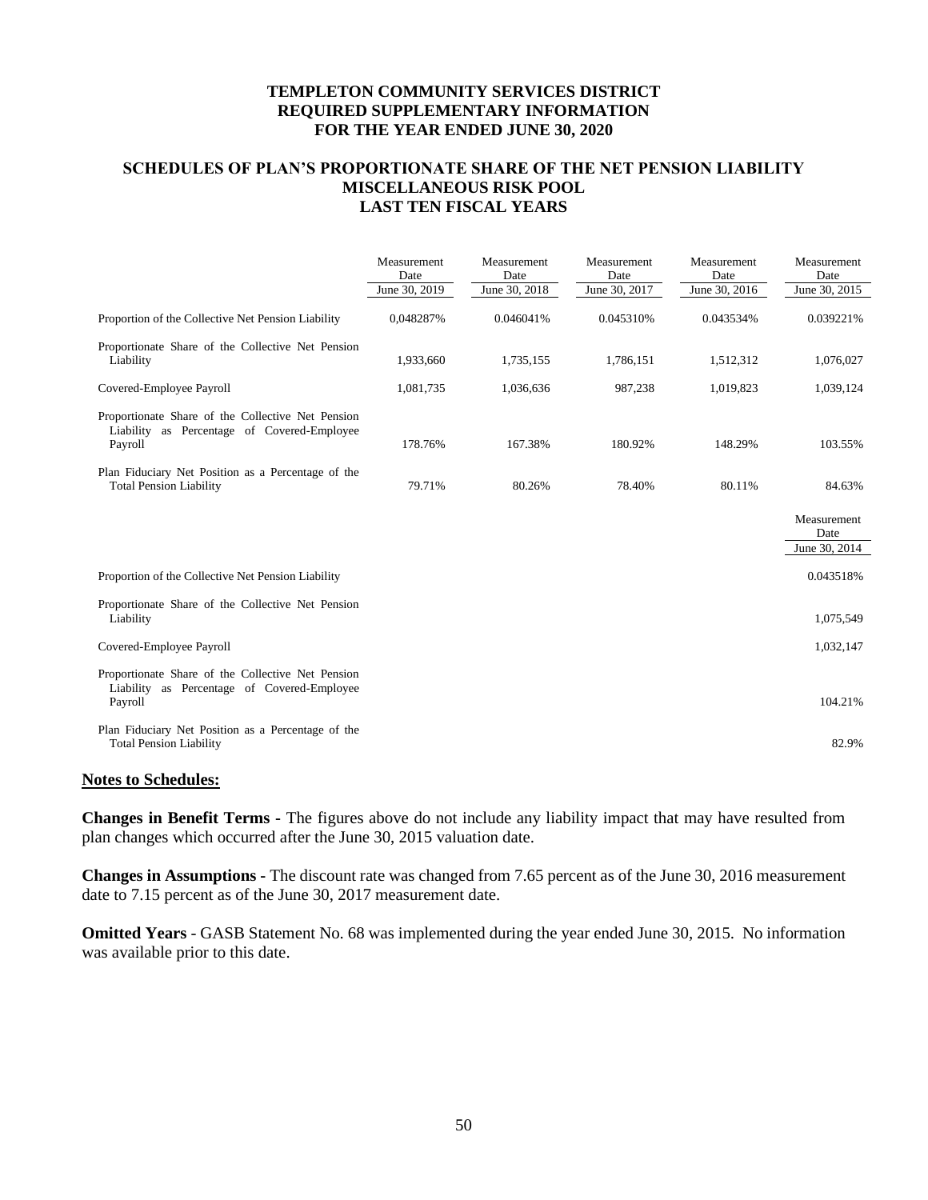**TEMPLETON COMMUNITY SERVICES DISTRICT**
**REQUIRED SUPPLEMENTARY INFORMATION**
**FOR THE YEAR ENDED JUNE 30, 2020**

## SCHEDULES OF PLAN'S PROPORTIONATE SHARE OF THE NET PENSION LIABILITY MISCELLANEOUS RISK POOL LAST TEN FISCAL YEARS

| | Measurement Date June 30, 2019 | Measurement Date June 30, 2018 | Measurement Date June 30, 2017 | Measurement Date June 30, 2016 | Measurement Date June 30, 2015 |
|---|---|---|---|---|---|
| Proportion of the Collective Net Pension Liability | 0,048287% | 0.046041% | 0.045310% | 0.043534% | 0.039221% |
| Proportionate Share of the Collective Net Pension Liability | 1,933,660 | 1,735,155 | 1,786,151 | 1,512,312 | 1,076,027 |
| Covered-Employee Payroll | 1,081,735 | 1,036,636 | 987,238 | 1,019,823 | 1,039,124 |
| Proportionate Share of the Collective Net Pension Liability as Percentage of Covered-Employee Payroll | 178.76% | 167.38% | 180.92% | 148.29% | 103.55% |
| Plan Fiduciary Net Position as a Percentage of the Total Pension Liability | 79.71% | 80.26% | 78.40% | 80.11% | 84.63% |

| | Measurement Date June 30, 2014 |
|---|---|
| Proportion of the Collective Net Pension Liability | 0.043518% |
| Proportionate Share of the Collective Net Pension Liability | 1,075,549 |
| Covered-Employee Payroll | 1,032,147 |
| Proportionate Share of the Collective Net Pension Liability as Percentage of Covered-Employee Payroll | 104.21% |
| Plan Fiduciary Net Position as a Percentage of the Total Pension Liability | 82.9% |

**Notes to Schedules:**

**Changes in Benefit Terms -** The figures above do not include any liability impact that may have resulted from plan changes which occurred after the June 30, 2015 valuation date.

**Changes in Assumptions -** The discount rate was changed from 7.65 percent as of the June 30, 2016 measurement date to 7.15 percent as of the June 30, 2017 measurement date.

**Omitted Years** - GASB Statement No. 68 was implemented during the year ended June 30, 2015. No information was available prior to this date.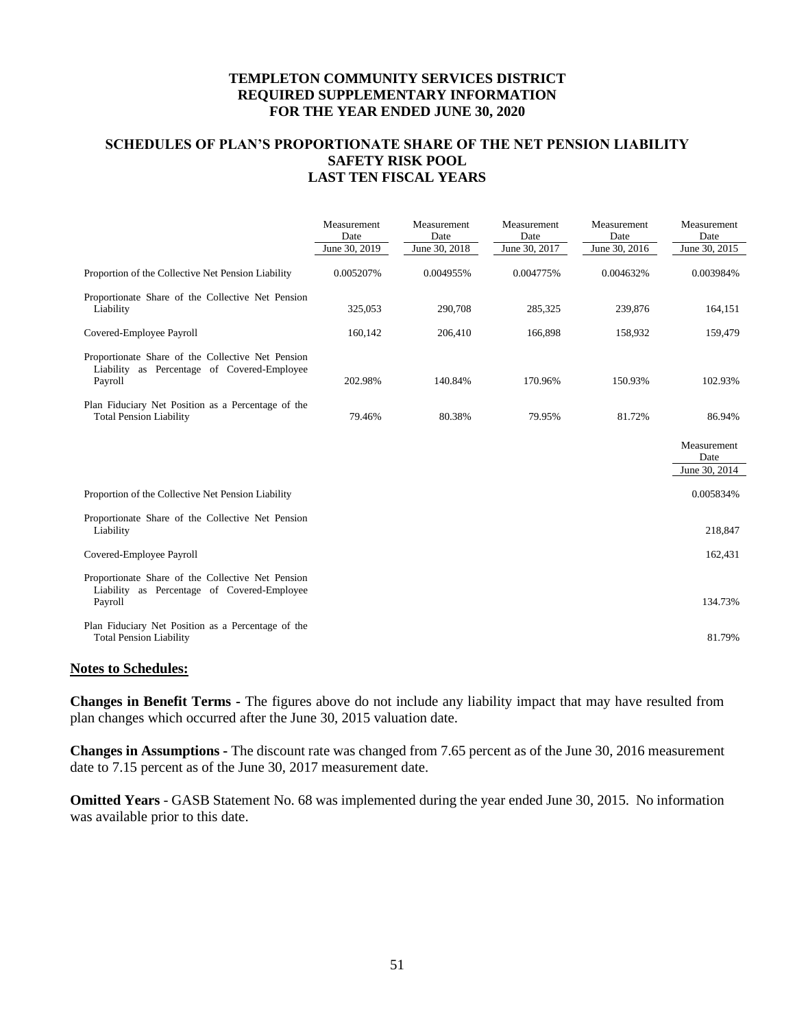# TEMPLETON COMMUNITY SERVICES DISTRICT
## REQUIRED SUPPLEMENTARY INFORMATION
## FOR THE YEAR ENDED JUNE 30, 2020

## SCHEDULES OF PLAN'S PROPORTIONATE SHARE OF THE NET PENSION LIABILITY
### SAFETY RISK POOL
### LAST TEN FISCAL YEARS

| | Measurement Date June 30, 2019 | Measurement Date June 30, 2018 | Measurement Date June 30, 2017 | Measurement Date June 30, 2016 | Measurement Date June 30, 2015 |
|---|---|---|---|---|---|
| Proportion of the Collective Net Pension Liability | 0.005207% | 0.004955% | 0.004775% | 0.004632% | 0.003984% |
| Proportionate Share of the Collective Net Pension Liability | 325,053 | 290,708 | 285,325 | 239,876 | 164,151 |
| Covered-Employee Payroll | 160,142 | 206,410 | 166,898 | 158,932 | 159,479 |
| Proportionate Share of the Collective Net Pension Liability as Percentage of Covered-Employee Payroll | 202.98% | 140.84% | 170.96% | 150.93% | 102.93% |
| Plan Fiduciary Net Position as a Percentage of the Total Pension Liability | 79.46% | 80.38% | 79.95% | 81.72% | 86.94% |

| | Measurement Date June 30, 2014 |
|---|---|
| Proportion of the Collective Net Pension Liability | 0.005834% |
| Proportionate Share of the Collective Net Pension Liability | 218,847 |
| Covered-Employee Payroll | 162,431 |
| Proportionate Share of the Collective Net Pension Liability as Percentage of Covered-Employee Payroll | 134.73% |
| Plan Fiduciary Net Position as a Percentage of the Total Pension Liability | 81.79% |

**Notes to Schedules:**

**Changes in Benefit Terms** - The figures above do not include any liability impact that may have resulted from plan changes which occurred after the June 30, 2015 valuation date.

**Changes in Assumptions** - The discount rate was changed from 7.65 percent as of the June 30, 2016 measurement date to 7.15 percent as of the June 30, 2017 measurement date.

**Omitted Years** - GASB Statement No. 68 was implemented during the year ended June 30, 2015. No information was available prior to this date.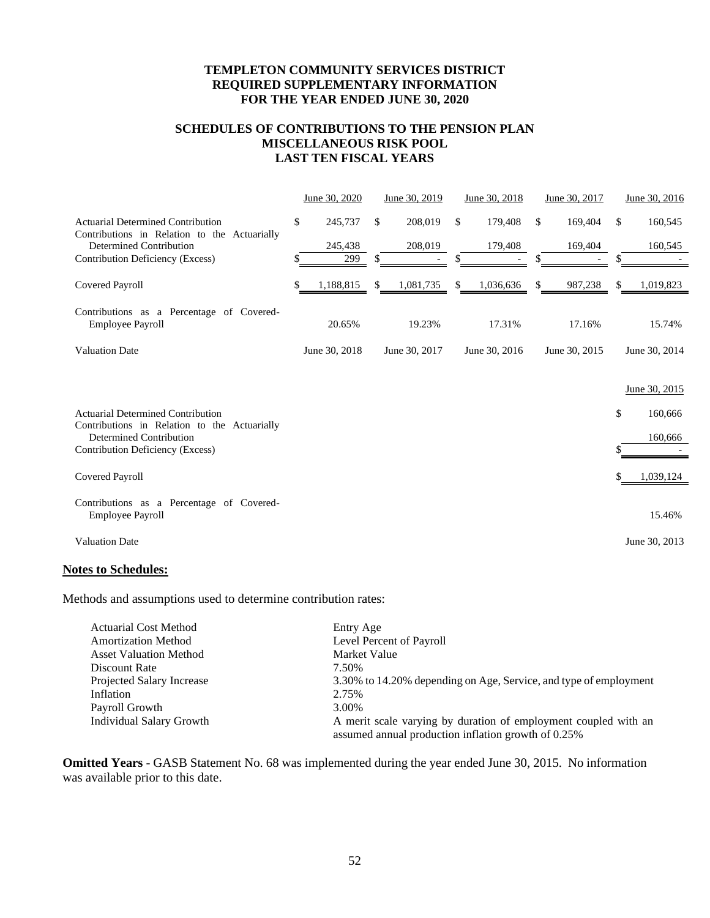**TEMPLETON COMMUNITY SERVICES DISTRICT**
**REQUIRED SUPPLEMENTARY INFORMATION**
**FOR THE YEAR ENDED JUNE 30, 2020**

**SCHEDULES OF CONTRIBUTIONS TO THE PENSION PLAN**
**MISCELLANEOUS RISK POOL**
**LAST TEN FISCAL YEARS**

| | June 30, 2020 | June 30, 2019 | June 30, 2018 | June 30, 2017 | June 30, 2016 |
|---|---|---|---|---|---|
| Actuarial Determined Contribution | $ 245,737 | $ 208,019 | $ 179,408 | $ 169,404 | $ 160,545 |
| Contributions in Relation to the Actuarially Determined Contribution | 245,438 | 208,019 | 179,408 | 169,404 | 160,545 |
| Contribution Deficiency (Excess) | $ 299 | $ - | $ - | $ - | $ - |
| Covered Payroll | $ 1,188,815 | $ 1,081,735 | $ 1,036,636 | $ 987,238 | $ 1,019,823 |
| Contributions as a Percentage of Covered-Employee Payroll | 20.65% | 19.23% | 17.31% | 17.16% | 15.74% |
| Valuation Date | June 30, 2018 | June 30, 2017 | June 30, 2016 | June 30, 2015 | June 30, 2014 |

| | June 30, 2015 |
|---|---|
| Actuarial Determined Contribution | $ 160,666 |
| Contributions in Relation to the Actuarially Determined Contribution | 160,666 |
| Contribution Deficiency (Excess) | $ - |
| Covered Payroll | $ 1,039,124 |
| Contributions as a Percentage of Covered-Employee Payroll | 15.46% |
| Valuation Date | June 30, 2013 |

**Notes to Schedules:**

Methods and assumptions used to determine contribution rates:

| | |
|---|---|
| Actuarial Cost Method | Entry Age |
| Amortization Method | Level Percent of Payroll |
| Asset Valuation Method | Market Value |
| Discount Rate | 7.50% |
| Projected Salary Increase | 3.30% to 14.20% depending on Age, Service, and type of employment |
| Inflation | 2.75% |
| Payroll Growth | 3.00% |
| Individual Salary Growth | A merit scale varying by duration of employment coupled with an assumed annual production inflation growth of 0.25% |

**Omitted Years** - GASB Statement No. 68 was implemented during the year ended June 30, 2015. No information was available prior to this date.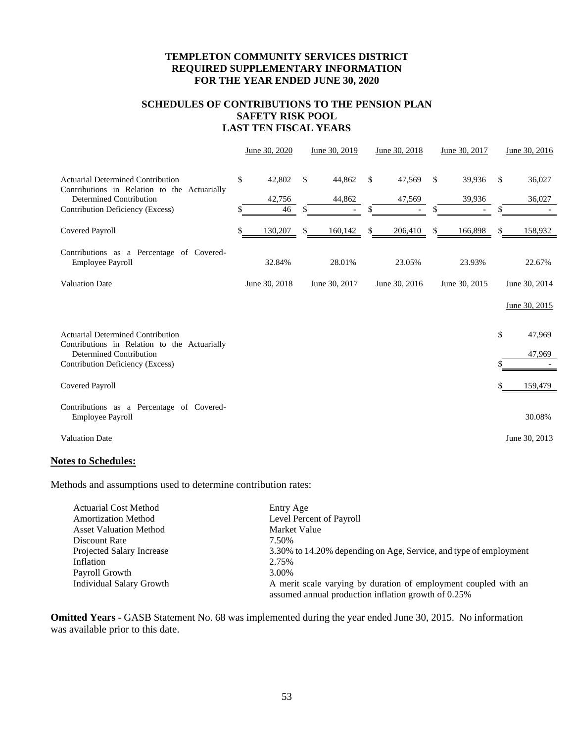# TEMPLETON COMMUNITY SERVICES DISTRICT
# REQUIRED SUPPLEMENTARY INFORMATION
# FOR THE YEAR ENDED JUNE 30, 2020

## SCHEDULES OF CONTRIBUTIONS TO THE PENSION PLAN
## SAFETY RISK POOL
## LAST TEN FISCAL YEARS

| | June 30, 2020 | June 30, 2019 | June 30, 2018 | June 30, 2017 | June 30, 2016 |
|---|---|---|---|---|---|
| Actuarial Determined Contribution | $ 42,802 | $ 44,862 | $ 47,569 | $ 39,936 | $ 36,027 |
| Contributions in Relation to the Actuarially Determined Contribution | 42,756 | 44,862 | 47,569 | 39,936 | 36,027 |
| Contribution Deficiency (Excess) | $ 46 | $ - | $ - | $ - | $ - |
| Covered Payroll | $ 130,207 | $ 160,142 | $ 206,410 | $ 166,898 | $ 158,932 |
| Contributions as a Percentage of Covered-Employee Payroll | 32.84% | 28.01% | 23.05% | 23.93% | 22.67% |
| Valuation Date | June 30, 2018 | June 30, 2017 | June 30, 2016 | June 30, 2015 | June 30, 2014 |

| | June 30, 2015 |
|---|---|
| Actuarial Determined Contribution | $ 47,969 |
| Contributions in Relation to the Actuarially Determined Contribution | 47,969 |
| Contribution Deficiency (Excess) | $ - |
| Covered Payroll | $ 159,479 |
| Contributions as a Percentage of Covered-Employee Payroll | 30.08% |
| Valuation Date | June 30, 2013 |

**Notes to Schedules:**

Methods and assumptions used to determine contribution rates:

| | |
|---|---|
| Actuarial Cost Method | Entry Age |
| Amortization Method | Level Percent of Payroll |
| Asset Valuation Method | Market Value |
| Discount Rate | 7.50% |
| Projected Salary Increase | 3.30% to 14.20% depending on Age, Service, and type of employment |
| Inflation | 2.75% |
| Payroll Growth | 3.00% |
| Individual Salary Growth | A merit scale varying by duration of employment coupled with an assumed annual production inflation growth of 0.25% |

**Omitted Years** - GASB Statement No. 68 was implemented during the year ended June 30, 2015. No information was available prior to this date.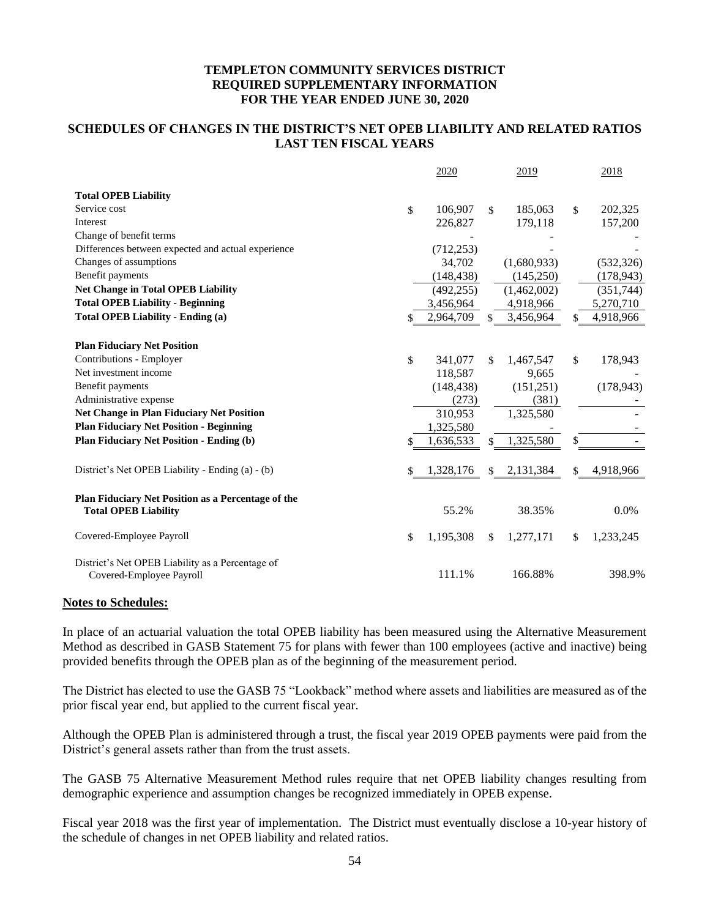# TEMPLETON COMMUNITY SERVICES DISTRICT
# REQUIRED SUPPLEMENTARY INFORMATION
# FOR THE YEAR ENDED JUNE 30, 2020

## SCHEDULES OF CHANGES IN THE DISTRICT'S NET OPEB LIABILITY AND RELATED RATIOS LAST TEN FISCAL YEARS

| | 2020 | 2019 | 2018 |
|---|---|---|---|
| **Total OPEB Liability** | | | |
| Service cost | $ 106,907 | $ 185,063 | $ 202,325 |
| Interest | 226,827 | 179,118 | 157,200 |
| Change of benefit terms | - | - | - |
| Differences between expected and actual experience | (712,253) | - | - |
| Changes of assumptions | 34,702 | (1,680,933) | (532,326) |
| Benefit payments | (148,438) | (145,250) | (178,943) |
| **Net Change in Total OPEB Liability** | (492,255) | (1,462,002) | (351,744) |
| **Total OPEB Liability - Beginning** | 3,456,964 | 4,918,966 | 5,270,710 |
| **Total OPEB Liability - Ending (a)** | $ 2,964,709 | $ 3,456,964 | $ 4,918,966 |
| **Plan Fiduciary Net Position** | | | |
| Contributions - Employer | $ 341,077 | $ 1,467,547 | $ 178,943 |
| Net investment income | 118,587 | 9,665 | - |
| Benefit payments | (148,438) | (151,251) | (178,943) |
| Administrative expense | (273) | (381) | - |
| **Net Change in Plan Fiduciary Net Position** | 310,953 | 1,325,580 | - |
| **Plan Fiduciary Net Position - Beginning** | 1,325,580 | - | - |
| **Plan Fiduciary Net Position - Ending (b)** | $ 1,636,533 | $ 1,325,580 | $ - |
| District's Net OPEB Liability - Ending (a) - (b) | $ 1,328,176 | $ 2,131,384 | $ 4,918,966 |
| **Plan Fiduciary Net Position as a Percentage of the Total OPEB Liability** | 55.2% | 38.35% | 0.0% |
| Covered-Employee Payroll | $ 1,195,308 | $ 1,277,171 | $ 1,233,245 |
| District's Net OPEB Liability as a Percentage of Covered-Employee Payroll | 111.1% | 166.88% | 398.9% |

**Notes to Schedules:**

In place of an actuarial valuation the total OPEB liability has been measured using the Alternative Measurement Method as described in GASB Statement 75 for plans with fewer than 100 employees (active and inactive) being provided benefits through the OPEB plan as of the beginning of the measurement period.

The District has elected to use the GASB 75 "Lookback" method where assets and liabilities are measured as of the prior fiscal year end, but applied to the current fiscal year.

Although the OPEB Plan is administered through a trust, the fiscal year 2019 OPEB payments were paid from the District's general assets rather than from the trust assets.

The GASB 75 Alternative Measurement Method rules require that net OPEB liability changes resulting from demographic experience and assumption changes be recognized immediately in OPEB expense.

Fiscal year 2018 was the first year of implementation. The District must eventually disclose a 10-year history of the schedule of changes in net OPEB liability and related ratios.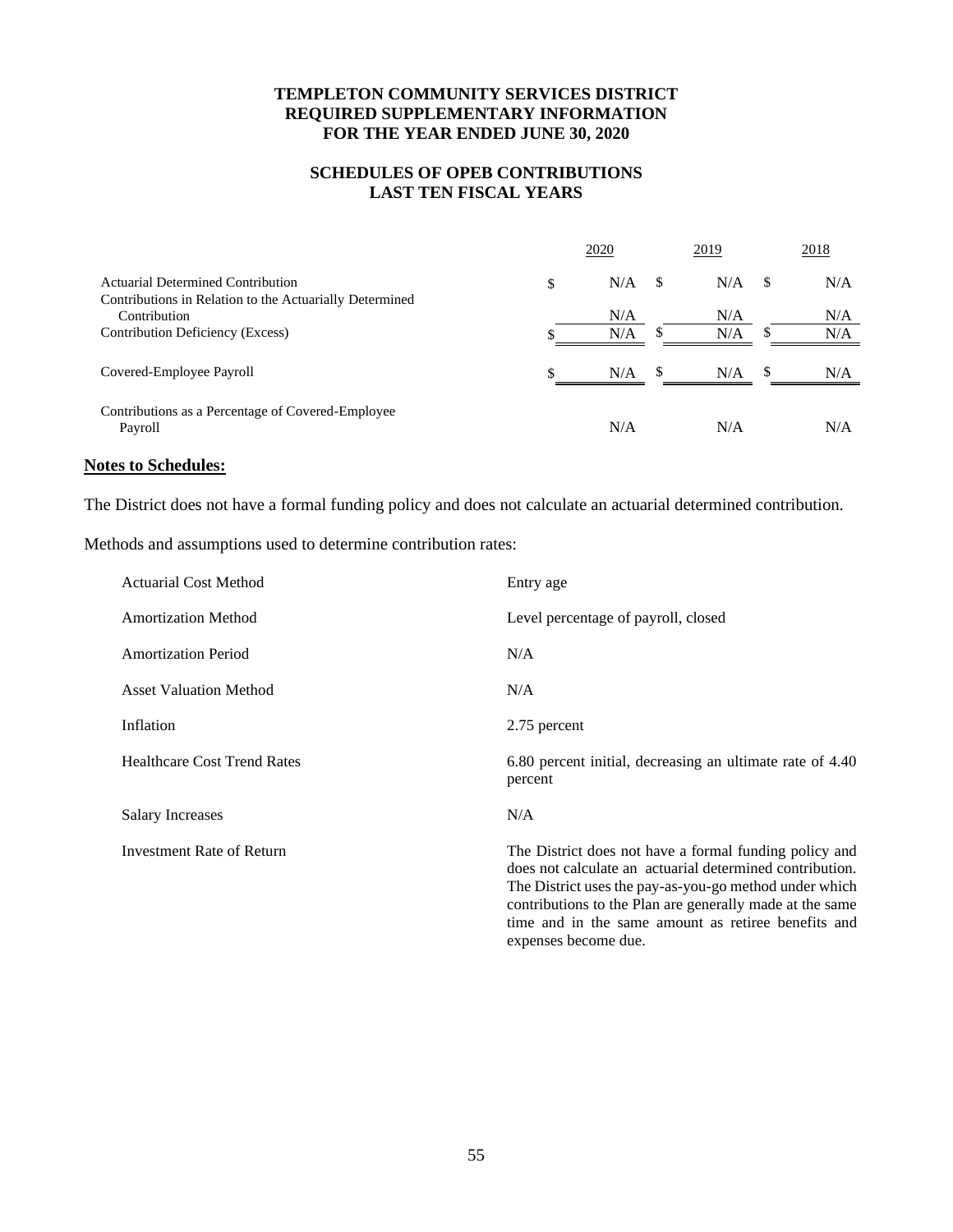**TEMPLETON COMMUNITY SERVICES DISTRICT**
**REQUIRED SUPPLEMENTARY INFORMATION**
**FOR THE YEAR ENDED JUNE 30, 2020**

**SCHEDULES OF OPEB CONTRIBUTIONS**
**LAST TEN FISCAL YEARS**

| | 2020 | 2019 | 2018 |
|---|---|---|---|
| Actuarial Determined Contribution | $ N/A | $ N/A | $ N/A |
| Contributions in Relation to the Actuarially Determined Contribution | N/A | N/A | N/A |
| Contribution Deficiency (Excess) | $ N/A | $ N/A | $ N/A |
| Covered-Employee Payroll | $ N/A | $ N/A | $ N/A |
| Contributions as a Percentage of Covered-Employee Payroll | N/A | N/A | N/A |

**Notes to Schedules:**

The District does not have a formal funding policy and does not calculate an actuarial determined contribution.

Methods and assumptions used to determine contribution rates:

| | |
|---|---|
| Actuarial Cost Method | Entry age |
| Amortization Method | Level percentage of payroll, closed |
| Amortization Period | N/A |
| Asset Valuation Method | N/A |
| Inflation | 2.75 percent |
| Healthcare Cost Trend Rates | 6.80 percent initial, decreasing an ultimate rate of 4.40 percent |
| Salary Increases | N/A |
| Investment Rate of Return | The District does not have a formal funding policy and does not calculate an actuarial determined contribution. The District uses the pay-as-you-go method under which contributions to the Plan are generally made at the same time and in the same amount as retiree benefits and expenses become due. |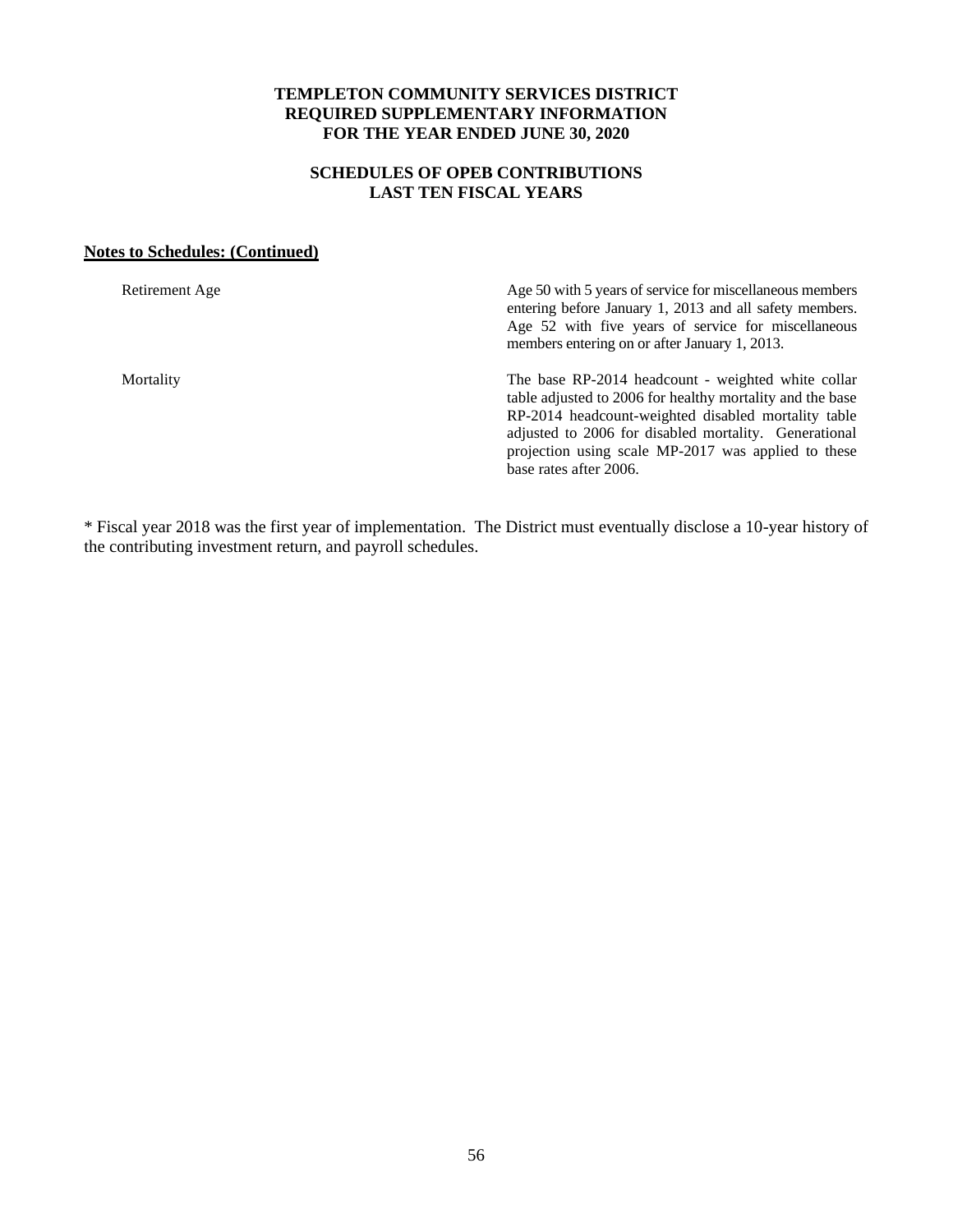# TEMPLETON COMMUNITY SERVICES DISTRICT
# REQUIRED SUPPLEMENTARY INFORMATION
# FOR THE YEAR ENDED JUNE 30, 2020

## SCHEDULES OF OPEB CONTRIBUTIONS
## LAST TEN FISCAL YEARS

**Notes to Schedules: (Continued)**

| | |
|---|---|
| Retirement Age | Age 50 with 5 years of service for miscellaneous members entering before January 1, 2013 and all safety members. Age 52 with five years of service for miscellaneous members entering on or after January 1, 2013. |
| Mortality | The base RP-2014 headcount - weighted white collar table adjusted to 2006 for healthy mortality and the base RP-2014 headcount-weighted disabled mortality table adjusted to 2006 for disabled mortality. Generational projection using scale MP-2017 was applied to these base rates after 2006. |

* Fiscal year 2018 was the first year of implementation. The District must eventually disclose a 10-year history of the contributing investment return, and payroll schedules.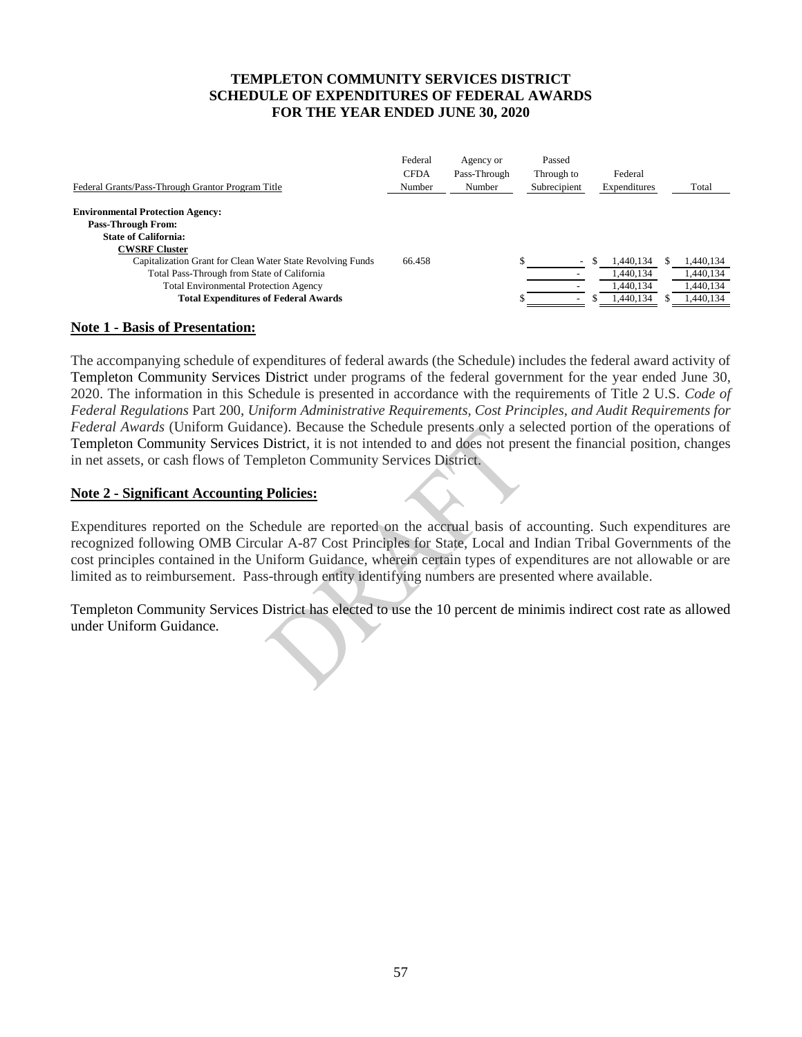# TEMPLETON COMMUNITY SERVICES DISTRICT
# SCHEDULE OF EXPENDITURES OF FEDERAL AWARDS
# FOR THE YEAR ENDED JUNE 30, 2020

| Federal Grants/Pass-Through Grantor Program Title | Federal CFDA Number | Agency or Pass-Through Number | Passed Through to Subrecipient | Federal Expenditures | Total |
|---|---|---|---|---|---|
| **Environmental Protection Agency:** | | | | | |
| **Pass-Through From:** | | | | | |
| **State of California:** | | | | | |
| **CWSRF Cluster** | | | | | |
| Capitalization Grant for Clean Water State Revolving Funds | 66.458 | | $ - | $ 1,440,134 | $ 1,440,134 |
| Total Pass-Through from State of California | | | - | 1,440,134 | 1,440,134 |
| Total Environmental Protection Agency | | | - | 1,440,134 | 1,440,134 |
| **Total Expenditures of Federal Awards** | | | $ - | $ 1,440,134 | $ 1,440,134 |

## Note 1 - Basis of Presentation:

The accompanying schedule of expenditures of federal awards (the Schedule) includes the federal award activity of Templeton Community Services District under programs of the federal government for the year ended June 30, 2020. The information in this Schedule is presented in accordance with the requirements of Title 2 U.S. *Code of Federal Regulations* Part 200, *Uniform Administrative Requirements, Cost Principles, and Audit Requirements for Federal Awards* (Uniform Guidance). Because the Schedule presents only a selected portion of the operations of Templeton Community Services District, it is not intended to and does not present the financial position, changes in net assets, or cash flows of Templeton Community Services District.

## Note 2 - Significant Accounting Policies:

Expenditures reported on the Schedule are reported on the accrual basis of accounting. Such expenditures are recognized following OMB Circular A-87 Cost Principles for State, Local and Indian Tribal Governments of the cost principles contained in the Uniform Guidance, wherein certain types of expenditures are not allowable or are limited as to reimbursement. Pass-through entity identifying numbers are presented where available.

Templeton Community Services District has elected to use the 10 percent de minimis indirect cost rate as allowed under Uniform Guidance.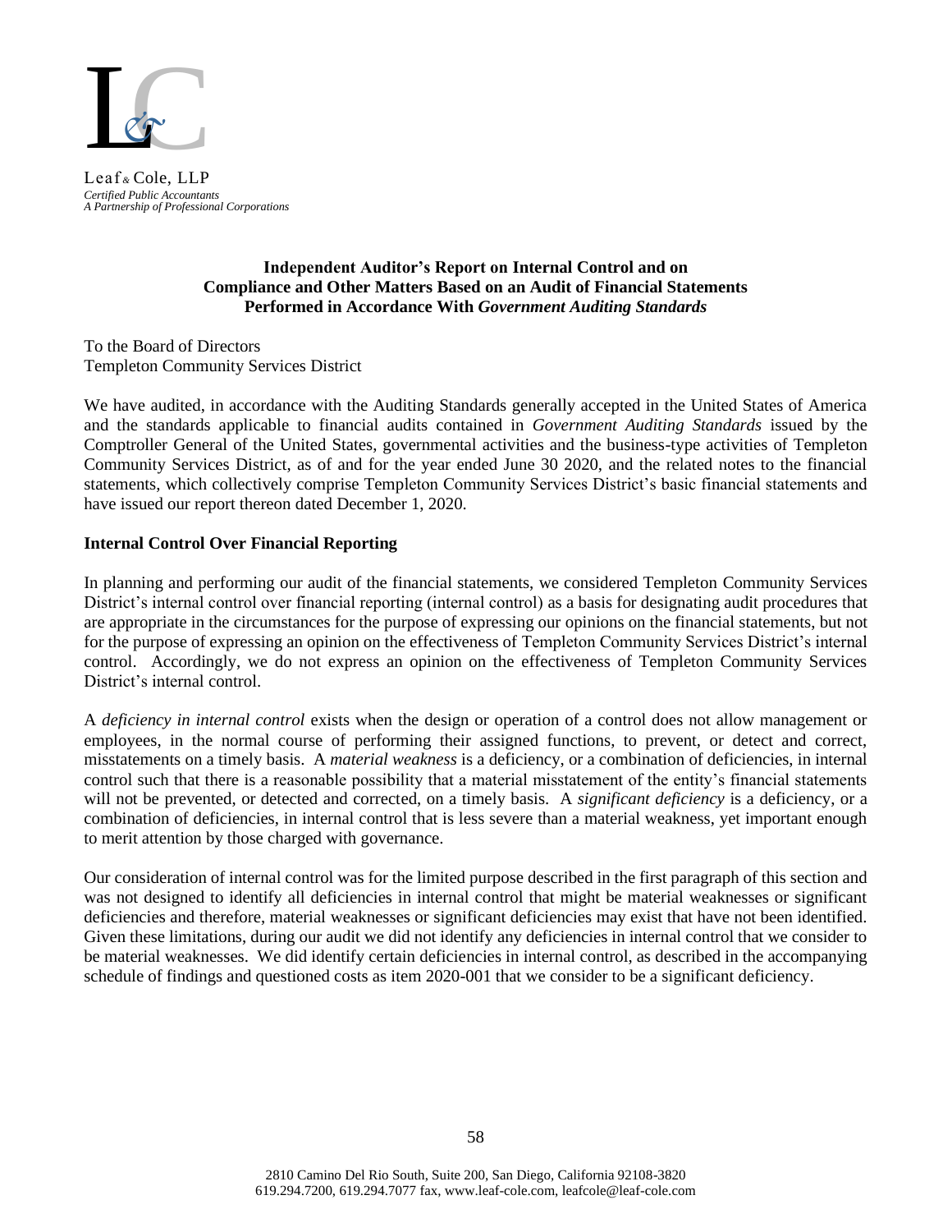Leaf & Cole, LLP
*Certified Public Accountants*
*A Partnership of Professional Corporations*

**Independent Auditor's Report on Internal Control and on Compliance and Other Matters Based on an Audit of Financial Statements Performed in Accordance With *Government Auditing Standards***

To the Board of Directors
Templeton Community Services District

We have audited, in accordance with the Auditing Standards generally accepted in the United States of America and the standards applicable to financial audits contained in *Government Auditing Standards* issued by the Comptroller General of the United States, governmental activities and the business-type activities of Templeton Community Services District, as of and for the year ended June 30 2020, and the related notes to the financial statements, which collectively comprise Templeton Community Services District's basic financial statements and have issued our report thereon dated December 1, 2020.

**Internal Control Over Financial Reporting**

In planning and performing our audit of the financial statements, we considered Templeton Community Services District's internal control over financial reporting (internal control) as a basis for designating audit procedures that are appropriate in the circumstances for the purpose of expressing our opinions on the financial statements, but not for the purpose of expressing an opinion on the effectiveness of Templeton Community Services District's internal control. Accordingly, we do not express an opinion on the effectiveness of Templeton Community Services District's internal control.

A *deficiency in internal control* exists when the design or operation of a control does not allow management or employees, in the normal course of performing their assigned functions, to prevent, or detect and correct, misstatements on a timely basis. A *material weakness* is a deficiency, or a combination of deficiencies, in internal control such that there is a reasonable possibility that a material misstatement of the entity's financial statements will not be prevented, or detected and corrected, on a timely basis. A *significant deficiency* is a deficiency, or a combination of deficiencies, in internal control that is less severe than a material weakness, yet important enough to merit attention by those charged with governance.

Our consideration of internal control was for the limited purpose described in the first paragraph of this section and was not designed to identify all deficiencies in internal control that might be material weaknesses or significant deficiencies and therefore, material weaknesses or significant deficiencies may exist that have not been identified. Given these limitations, during our audit we did not identify any deficiencies in internal control that we consider to be material weaknesses. We did identify certain deficiencies in internal control, as described in the accompanying schedule of findings and questioned costs as item 2020-001 that we consider to be a significant deficiency.

2810 Camino Del Rio South, Suite 200, San Diego, California 92108-3820
619.294.7200, 619.294.7077 fax, www.leaf-cole.com, leafcole@leaf-cole.com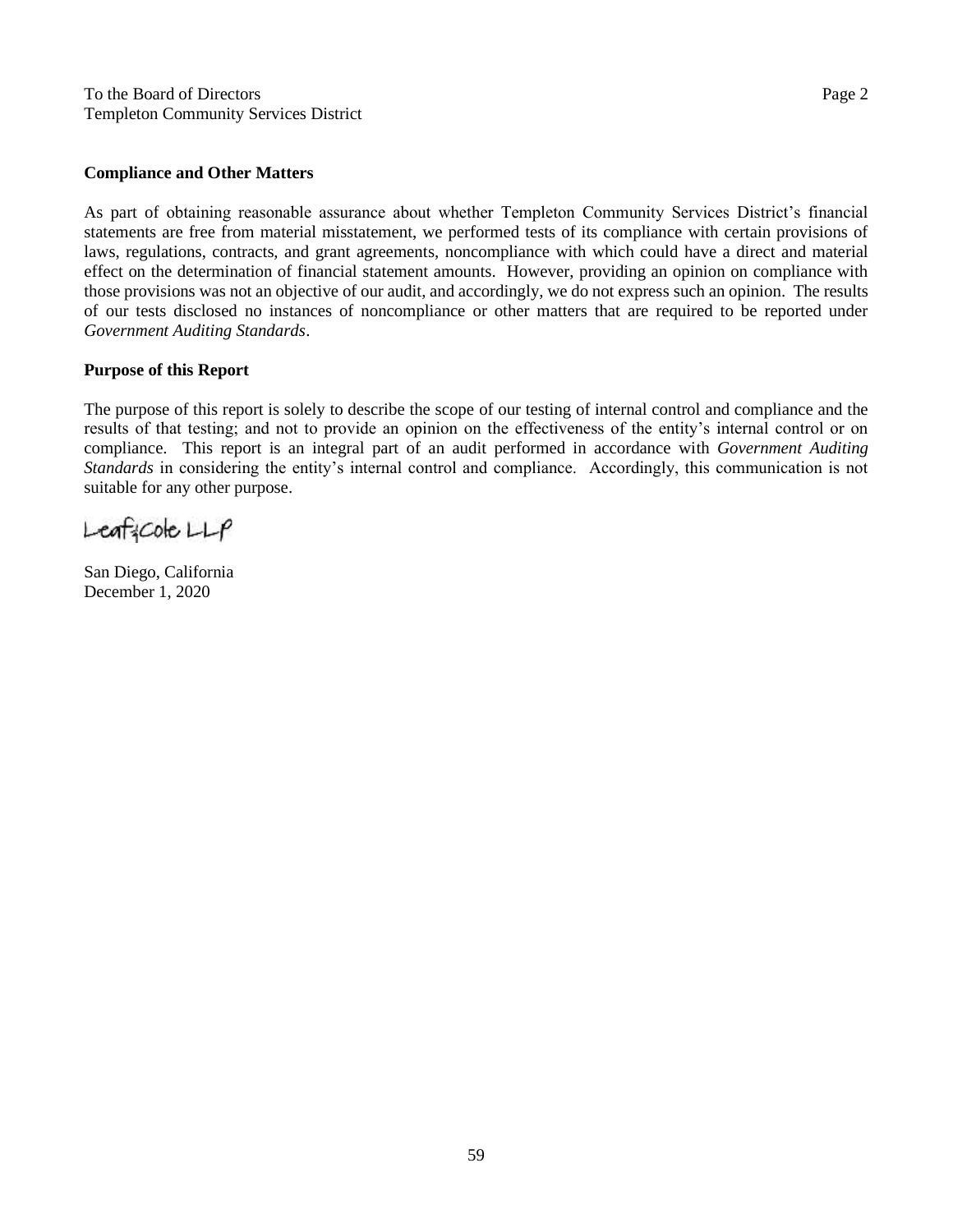To the Board of Directors
Templeton Community Services District

## Compliance and Other Matters

As part of obtaining reasonable assurance about whether Templeton Community Services District's financial statements are free from material misstatement, we performed tests of its compliance with certain provisions of laws, regulations, contracts, and grant agreements, noncompliance with which could have a direct and material effect on the determination of financial statement amounts. However, providing an opinion on compliance with those provisions was not an objective of our audit, and accordingly, we do not express such an opinion. The results of our tests disclosed no instances of noncompliance or other matters that are required to be reported under *Government Auditing Standards*.

## Purpose of this Report

The purpose of this report is solely to describe the scope of our testing of internal control and compliance and the results of that testing; and not to provide an opinion on the effectiveness of the entity's internal control or on compliance. This report is an integral part of an audit performed in accordance with *Government Auditing Standards* in considering the entity's internal control and compliance. Accordingly, this communication is not suitable for any other purpose.

Leaf & Cole LLP

San Diego, California
December 1, 2020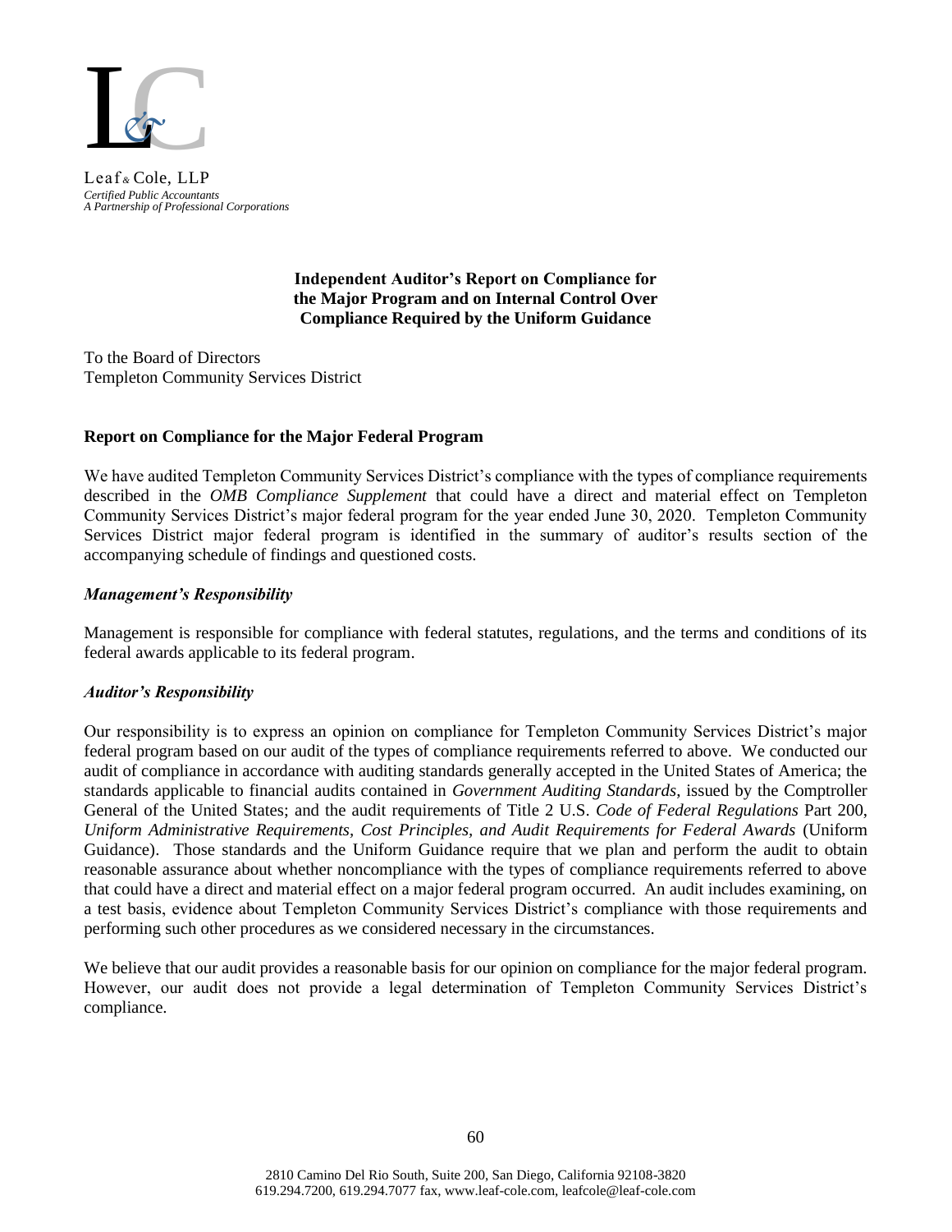Leaf & Cole, LLP
*Certified Public Accountants*
*A Partnership of Professional Corporations*

**Independent Auditor's Report on Compliance for the Major Program and on Internal Control Over Compliance Required by the Uniform Guidance**

To the Board of Directors
Templeton Community Services District

## Report on Compliance for the Major Federal Program

We have audited Templeton Community Services District's compliance with the types of compliance requirements described in the *OMB Compliance Supplement* that could have a direct and material effect on Templeton Community Services District's major federal program for the year ended June 30, 2020. Templeton Community Services District major federal program is identified in the summary of auditor's results section of the accompanying schedule of findings and questioned costs.

### *Management's Responsibility*

Management is responsible for compliance with federal statutes, regulations, and the terms and conditions of its federal awards applicable to its federal program.

### *Auditor's Responsibility*

Our responsibility is to express an opinion on compliance for Templeton Community Services District's major federal program based on our audit of the types of compliance requirements referred to above. We conducted our audit of compliance in accordance with auditing standards generally accepted in the United States of America; the standards applicable to financial audits contained in *Government Auditing Standards*, issued by the Comptroller General of the United States; and the audit requirements of Title 2 U.S. *Code of Federal Regulations* Part 200, *Uniform Administrative Requirements, Cost Principles, and Audit Requirements for Federal Awards* (Uniform Guidance). Those standards and the Uniform Guidance require that we plan and perform the audit to obtain reasonable assurance about whether noncompliance with the types of compliance requirements referred to above that could have a direct and material effect on a major federal program occurred. An audit includes examining, on a test basis, evidence about Templeton Community Services District's compliance with those requirements and performing such other procedures as we considered necessary in the circumstances.

We believe that our audit provides a reasonable basis for our opinion on compliance for the major federal program. However, our audit does not provide a legal determination of Templeton Community Services District's compliance.

2810 Camino Del Rio South, Suite 200, San Diego, California 92108-3820
619.294.7200, 619.294.7077 fax, www.leaf-cole.com, leafcole@leaf-cole.com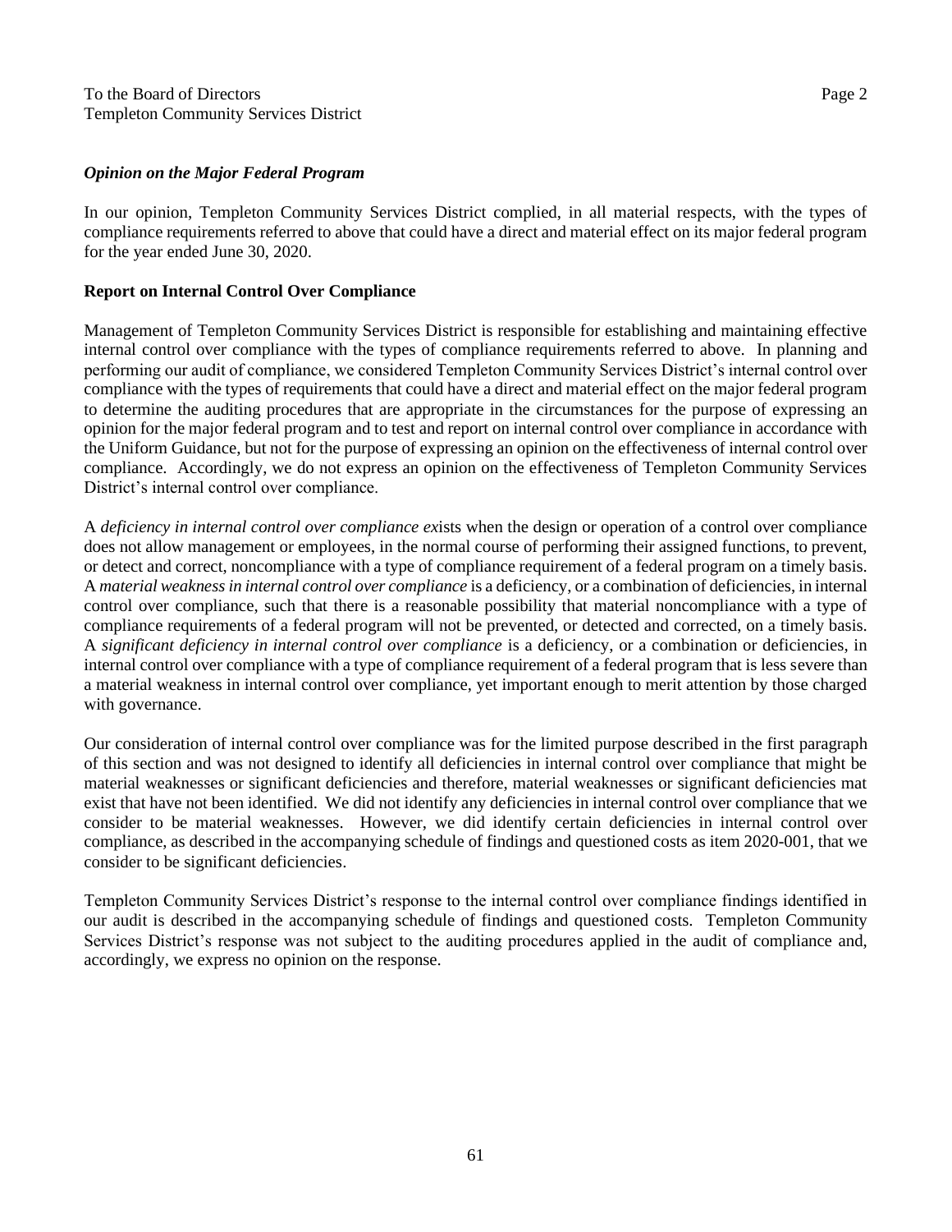To the Board of Directors
Templeton Community Services District

***Opinion on the Major Federal Program***

In our opinion, Templeton Community Services District complied, in all material respects, with the types of compliance requirements referred to above that could have a direct and material effect on its major federal program for the year ended June 30, 2020.

**Report on Internal Control Over Compliance**

Management of Templeton Community Services District is responsible for establishing and maintaining effective internal control over compliance with the types of compliance requirements referred to above. In planning and performing our audit of compliance, we considered Templeton Community Services District's internal control over compliance with the types of requirements that could have a direct and material effect on the major federal program to determine the auditing procedures that are appropriate in the circumstances for the purpose of expressing an opinion for the major federal program and to test and report on internal control over compliance in accordance with the Uniform Guidance, but not for the purpose of expressing an opinion on the effectiveness of internal control over compliance. Accordingly, we do not express an opinion on the effectiveness of Templeton Community Services District's internal control over compliance.

A *deficiency in internal control over compliance ex*ists when the design or operation of a control over compliance does not allow management or employees, in the normal course of performing their assigned functions, to prevent, or detect and correct, noncompliance with a type of compliance requirement of a federal program on a timely basis. A *material weakness in internal control over compliance* is a deficiency, or a combination of deficiencies, in internal control over compliance, such that there is a reasonable possibility that material noncompliance with a type of compliance requirements of a federal program will not be prevented, or detected and corrected, on a timely basis. A *significant deficiency in internal control over compliance* is a deficiency, or a combination or deficiencies, in internal control over compliance with a type of compliance requirement of a federal program that is less severe than a material weakness in internal control over compliance, yet important enough to merit attention by those charged with governance.

Our consideration of internal control over compliance was for the limited purpose described in the first paragraph of this section and was not designed to identify all deficiencies in internal control over compliance that might be material weaknesses or significant deficiencies and therefore, material weaknesses or significant deficiencies mat exist that have not been identified. We did not identify any deficiencies in internal control over compliance that we consider to be material weaknesses. However, we did identify certain deficiencies in internal control over compliance, as described in the accompanying schedule of findings and questioned costs as item 2020-001, that we consider to be significant deficiencies.

Templeton Community Services District's response to the internal control over compliance findings identified in our audit is described in the accompanying schedule of findings and questioned costs. Templeton Community Services District's response was not subject to the auditing procedures applied in the audit of compliance and, accordingly, we express no opinion on the response.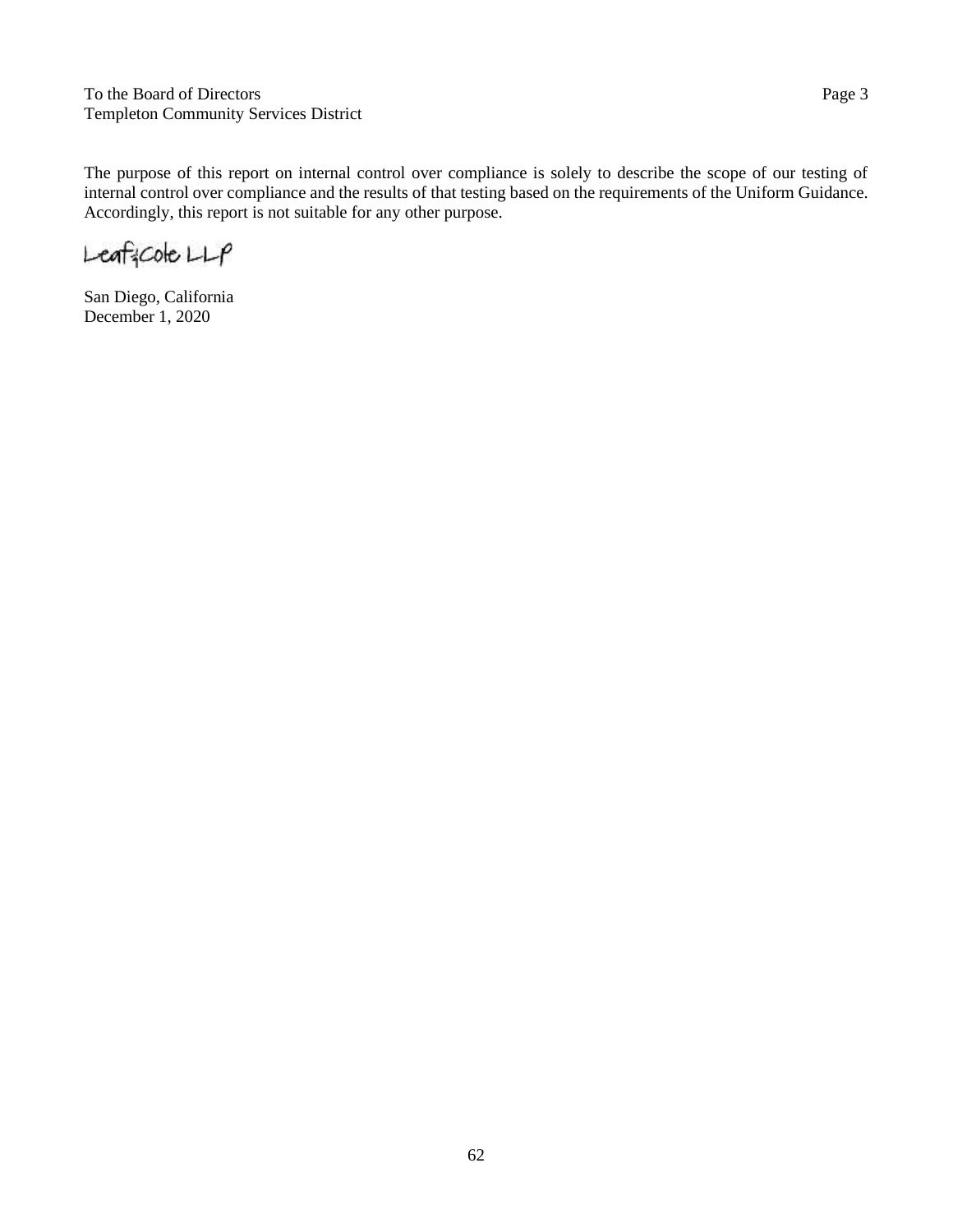To the Board of Directors
Templeton Community Services District

The purpose of this report on internal control over compliance is solely to describe the scope of our testing of internal control over compliance and the results of that testing based on the requirements of the Uniform Guidance. Accordingly, this report is not suitable for any other purpose.

Leaf & Cole LLP

San Diego, California
December 1, 2020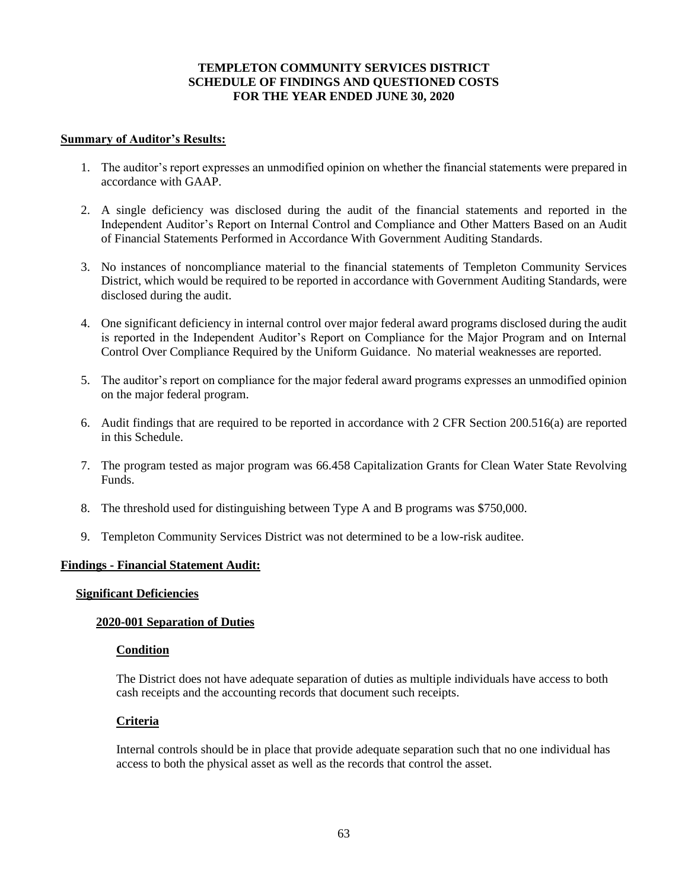# TEMPLETON COMMUNITY SERVICES DISTRICT
## SCHEDULE OF FINDINGS AND QUESTIONED COSTS
## FOR THE YEAR ENDED JUNE 30, 2020

**Summary of Auditor's Results:**

1. The auditor's report expresses an unmodified opinion on whether the financial statements were prepared in accordance with GAAP.

2. A single deficiency was disclosed during the audit of the financial statements and reported in the Independent Auditor's Report on Internal Control and Compliance and Other Matters Based on an Audit of Financial Statements Performed in Accordance With Government Auditing Standards.

3. No instances of noncompliance material to the financial statements of Templeton Community Services District, which would be required to be reported in accordance with Government Auditing Standards, were disclosed during the audit.

4. One significant deficiency in internal control over major federal award programs disclosed during the audit is reported in the Independent Auditor's Report on Compliance for the Major Program and on Internal Control Over Compliance Required by the Uniform Guidance. No material weaknesses are reported.

5. The auditor's report on compliance for the major federal award programs expresses an unmodified opinion on the major federal program.

6. Audit findings that are required to be reported in accordance with 2 CFR Section 200.516(a) are reported in this Schedule.

7. The program tested as major program was 66.458 Capitalization Grants for Clean Water State Revolving Funds.

8. The threshold used for distinguishing between Type A and B programs was $750,000.

9. Templeton Community Services District was not determined to be a low-risk auditee.

**Findings - Financial Statement Audit:**

**Significant Deficiencies**

**2020-001 Separation of Duties**

**Condition**

The District does not have adequate separation of duties as multiple individuals have access to both cash receipts and the accounting records that document such receipts.

**Criteria**

Internal controls should be in place that provide adequate separation such that no one individual has access to both the physical asset as well as the records that control the asset.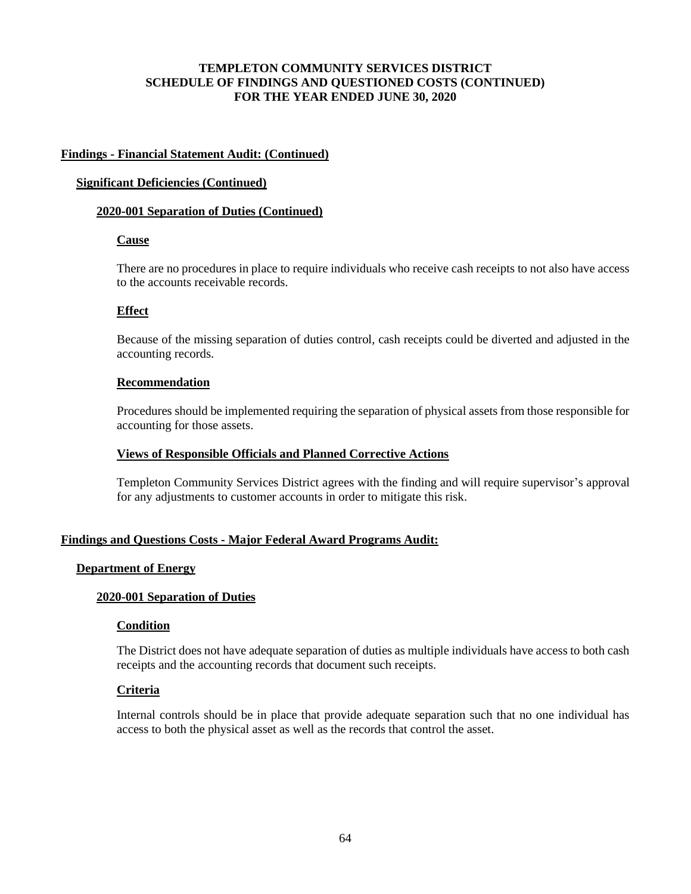# TEMPLETON COMMUNITY SERVICES DISTRICT
# SCHEDULE OF FINDINGS AND QUESTIONED COSTS (CONTINUED)
# FOR THE YEAR ENDED JUNE 30, 2020

## Findings - Financial Statement Audit: (Continued)

### Significant Deficiencies (Continued)

#### 2020-001 Separation of Duties (Continued)

**Cause**

There are no procedures in place to require individuals who receive cash receipts to not also have access to the accounts receivable records.

**Effect**

Because of the missing separation of duties control, cash receipts could be diverted and adjusted in the accounting records.

**Recommendation**

Procedures should be implemented requiring the separation of physical assets from those responsible for accounting for those assets.

**Views of Responsible Officials and Planned Corrective Actions**

Templeton Community Services District agrees with the finding and will require supervisor's approval for any adjustments to customer accounts in order to mitigate this risk.

## Findings and Questions Costs - Major Federal Award Programs Audit:

### Department of Energy

#### 2020-001 Separation of Duties

**Condition**

The District does not have adequate separation of duties as multiple individuals have access to both cash receipts and the accounting records that document such receipts.

**Criteria**

Internal controls should be in place that provide adequate separation such that no one individual has access to both the physical asset as well as the records that control the asset.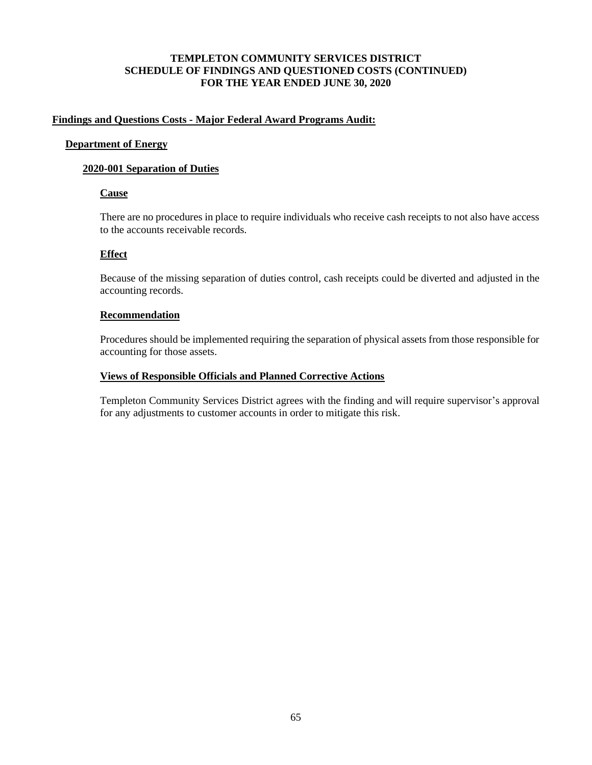# TEMPLETON COMMUNITY SERVICES DISTRICT
# SCHEDULE OF FINDINGS AND QUESTIONED COSTS (CONTINUED)
# FOR THE YEAR ENDED JUNE 30, 2020

## Findings and Questions Costs - Major Federal Award Programs Audit:

### Department of Energy

#### 2020-001 Separation of Duties

**Cause**

There are no procedures in place to require individuals who receive cash receipts to not also have access to the accounts receivable records.

**Effect**

Because of the missing separation of duties control, cash receipts could be diverted and adjusted in the accounting records.

**Recommendation**

Procedures should be implemented requiring the separation of physical assets from those responsible for accounting for those assets.

**Views of Responsible Officials and Planned Corrective Actions**

Templeton Community Services District agrees with the finding and will require supervisor's approval for any adjustments to customer accounts in order to mitigate this risk.